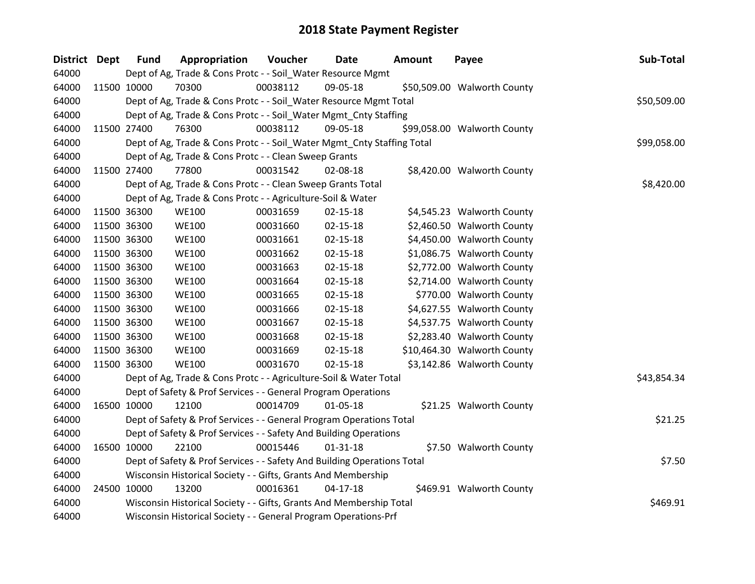# 2018 State Payment Register

| District | Dept | Fund | Appropriation | Voucher | Date | Amount | Payee | Sub-Total |
|---|---|---|---|---|---|---|---|---|
| 64000 | | Dept of Ag, Trade & Cons Protc - - Soil_Water Resource Mgmt | | | | | | |
| 64000 | 11500 | 10000 | 70300 | 00038112 | 09-05-18 | $50,509.00 | Walworth County | |
| 64000 | | Dept of Ag, Trade & Cons Protc - - Soil_Water Resource Mgmt Total | | | | | | $50,509.00 |
| 64000 | | Dept of Ag, Trade & Cons Protc - - Soil_Water Mgmt_Cnty Staffing | | | | | | |
| 64000 | 11500 | 27400 | 76300 | 00038112 | 09-05-18 | $99,058.00 | Walworth County | |
| 64000 | | Dept of Ag, Trade & Cons Protc - - Soil_Water Mgmt_Cnty Staffing Total | | | | | | $99,058.00 |
| 64000 | | Dept of Ag, Trade & Cons Protc - - Clean Sweep Grants | | | | | | |
| 64000 | 11500 | 27400 | 77800 | 00031542 | 02-08-18 | $8,420.00 | Walworth County | |
| 64000 | | Dept of Ag, Trade & Cons Protc - - Clean Sweep Grants Total | | | | | | $8,420.00 |
| 64000 | | Dept of Ag, Trade & Cons Protc - - Agriculture-Soil & Water | | | | | | |
| 64000 | 11500 | 36300 | WE100 | 00031659 | 02-15-18 | $4,545.23 | Walworth County | |
| 64000 | 11500 | 36300 | WE100 | 00031660 | 02-15-18 | $2,460.50 | Walworth County | |
| 64000 | 11500 | 36300 | WE100 | 00031661 | 02-15-18 | $4,450.00 | Walworth County | |
| 64000 | 11500 | 36300 | WE100 | 00031662 | 02-15-18 | $1,086.75 | Walworth County | |
| 64000 | 11500 | 36300 | WE100 | 00031663 | 02-15-18 | $2,772.00 | Walworth County | |
| 64000 | 11500 | 36300 | WE100 | 00031664 | 02-15-18 | $2,714.00 | Walworth County | |
| 64000 | 11500 | 36300 | WE100 | 00031665 | 02-15-18 | $770.00 | Walworth County | |
| 64000 | 11500 | 36300 | WE100 | 00031666 | 02-15-18 | $4,627.55 | Walworth County | |
| 64000 | 11500 | 36300 | WE100 | 00031667 | 02-15-18 | $4,537.75 | Walworth County | |
| 64000 | 11500 | 36300 | WE100 | 00031668 | 02-15-18 | $2,283.40 | Walworth County | |
| 64000 | 11500 | 36300 | WE100 | 00031669 | 02-15-18 | $10,464.30 | Walworth County | |
| 64000 | 11500 | 36300 | WE100 | 00031670 | 02-15-18 | $3,142.86 | Walworth County | |
| 64000 | | Dept of Ag, Trade & Cons Protc - - Agriculture-Soil & Water Total | | | | | | $43,854.34 |
| 64000 | | Dept of Safety & Prof Services - - General Program Operations | | | | | | |
| 64000 | 16500 | 10000 | 12100 | 00014709 | 01-05-18 | $21.25 | Walworth County | |
| 64000 | | Dept of Safety & Prof Services - - General Program Operations Total | | | | | | $21.25 |
| 64000 | | Dept of Safety & Prof Services - - Safety And Building Operations | | | | | | |
| 64000 | 16500 | 10000 | 22100 | 00015446 | 01-31-18 | $7.50 | Walworth County | |
| 64000 | | Dept of Safety & Prof Services - - Safety And Building Operations Total | | | | | | $7.50 |
| 64000 | | Wisconsin Historical Society - - Gifts, Grants And Membership | | | | | | |
| 64000 | 24500 | 10000 | 13200 | 00016361 | 04-17-18 | $469.91 | Walworth County | |
| 64000 | | Wisconsin Historical Society - - Gifts, Grants And Membership Total | | | | | | $469.91 |
| 64000 | | Wisconsin Historical Society - - General Program Operations-Prf | | | | | | |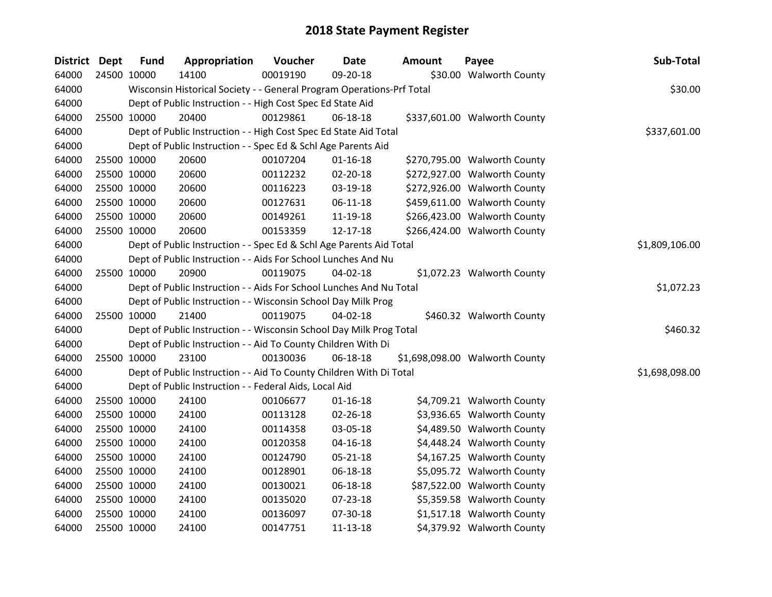# 2018 State Payment Register

| District | Dept | Fund | Appropriation | Voucher | Date | Amount | Payee | Sub-Total |
|---|---|---|---|---|---|---|---|---|
| 64000 | 24500 | 10000 | 14100 | 00019190 | 09-20-18 | $30.00 | Walworth County | |
| 64000 | | Wisconsin Historical Society - - General Program Operations-Prf Total | | | | | | $30.00 |
| 64000 | | Dept of Public Instruction - - High Cost Spec Ed State Aid | | | | | | |
| 64000 | 25500 | 10000 | 20400 | 00129861 | 06-18-18 | $337,601.00 | Walworth County | |
| 64000 | | Dept of Public Instruction - - High Cost Spec Ed State Aid Total | | | | | | $337,601.00 |
| 64000 | | Dept of Public Instruction - - Spec Ed & Schl Age Parents Aid | | | | | | |
| 64000 | 25500 | 10000 | 20600 | 00107204 | 01-16-18 | $270,795.00 | Walworth County | |
| 64000 | 25500 | 10000 | 20600 | 00112232 | 02-20-18 | $272,927.00 | Walworth County | |
| 64000 | 25500 | 10000 | 20600 | 00116223 | 03-19-18 | $272,926.00 | Walworth County | |
| 64000 | 25500 | 10000 | 20600 | 00127631 | 06-11-18 | $459,611.00 | Walworth County | |
| 64000 | 25500 | 10000 | 20600 | 00149261 | 11-19-18 | $266,423.00 | Walworth County | |
| 64000 | 25500 | 10000 | 20600 | 00153359 | 12-17-18 | $266,424.00 | Walworth County | |
| 64000 | | Dept of Public Instruction - - Spec Ed & Schl Age Parents Aid Total | | | | | | $1,809,106.00 |
| 64000 | | Dept of Public Instruction - - Aids For School Lunches And Nu | | | | | | |
| 64000 | 25500 | 10000 | 20900 | 00119075 | 04-02-18 | $1,072.23 | Walworth County | |
| 64000 | | Dept of Public Instruction - - Aids For School Lunches And Nu Total | | | | | | $1,072.23 |
| 64000 | | Dept of Public Instruction - - Wisconsin School Day Milk Prog | | | | | | |
| 64000 | 25500 | 10000 | 21400 | 00119075 | 04-02-18 | $460.32 | Walworth County | |
| 64000 | | Dept of Public Instruction - - Wisconsin School Day Milk Prog Total | | | | | | $460.32 |
| 64000 | | Dept of Public Instruction - - Aid To County Children With Di | | | | | | |
| 64000 | 25500 | 10000 | 23100 | 00130036 | 06-18-18 | $1,698,098.00 | Walworth County | |
| 64000 | | Dept of Public Instruction - - Aid To County Children With Di Total | | | | | | $1,698,098.00 |
| 64000 | | Dept of Public Instruction - - Federal Aids, Local Aid | | | | | | |
| 64000 | 25500 | 10000 | 24100 | 00106677 | 01-16-18 | $4,709.21 | Walworth County | |
| 64000 | 25500 | 10000 | 24100 | 00113128 | 02-26-18 | $3,936.65 | Walworth County | |
| 64000 | 25500 | 10000 | 24100 | 00114358 | 03-05-18 | $4,489.50 | Walworth County | |
| 64000 | 25500 | 10000 | 24100 | 00120358 | 04-16-18 | $4,448.24 | Walworth County | |
| 64000 | 25500 | 10000 | 24100 | 00124790 | 05-21-18 | $4,167.25 | Walworth County | |
| 64000 | 25500 | 10000 | 24100 | 00128901 | 06-18-18 | $5,095.72 | Walworth County | |
| 64000 | 25500 | 10000 | 24100 | 00130021 | 06-18-18 | $87,522.00 | Walworth County | |
| 64000 | 25500 | 10000 | 24100 | 00135020 | 07-23-18 | $5,359.58 | Walworth County | |
| 64000 | 25500 | 10000 | 24100 | 00136097 | 07-30-18 | $1,517.18 | Walworth County | |
| 64000 | 25500 | 10000 | 24100 | 00147751 | 11-13-18 | $4,379.92 | Walworth County | |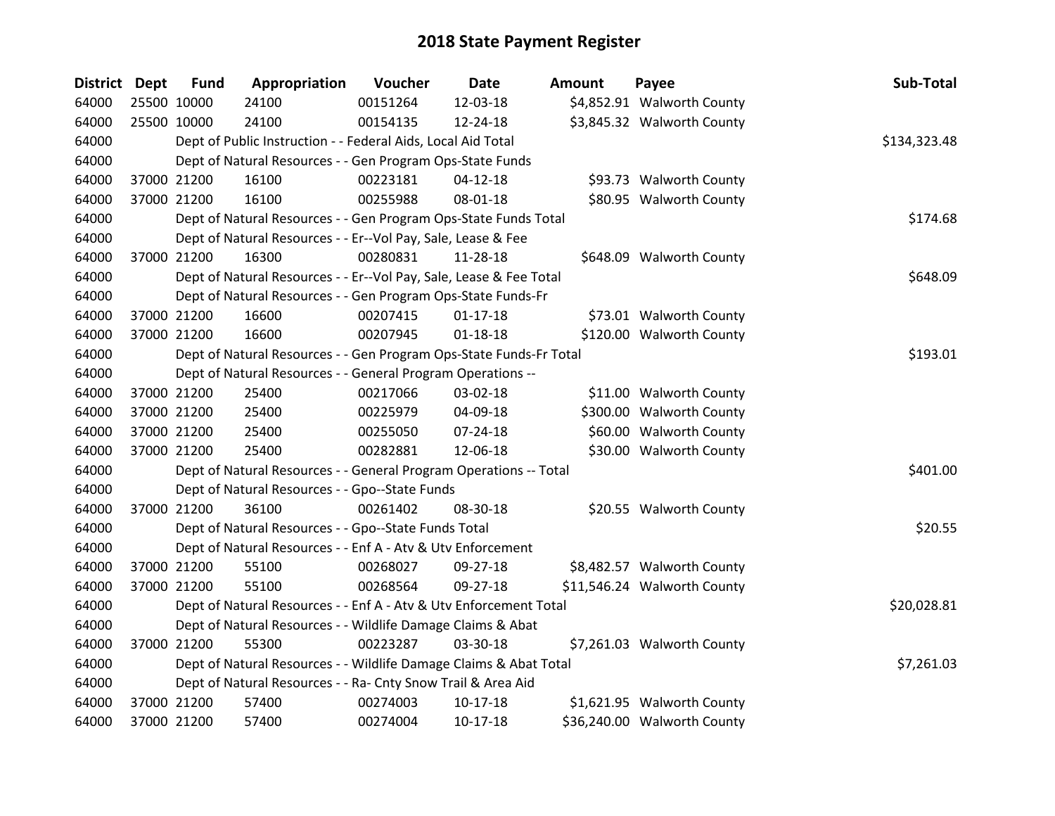# 2018 State Payment Register

| District | Dept | Fund | Appropriation | Voucher | Date | Amount | Payee | Sub-Total |
|---|---|---|---|---|---|---|---|---|
| 64000 | 25500 | 10000 | 24100 | 00151264 | 12-03-18 | $4,852.91 | Walworth County | |
| 64000 | 25500 | 10000 | 24100 | 00154135 | 12-24-18 | $3,845.32 | Walworth County | |
| 64000 | | Dept of Public Instruction - - Federal Aids, Local Aid Total | | | | | | $134,323.48 |
| 64000 | | Dept of Natural Resources - - Gen Program Ops-State Funds | | | | | | |
| 64000 | 37000 | 21200 | 16100 | 00223181 | 04-12-18 | $93.73 | Walworth County | |
| 64000 | 37000 | 21200 | 16100 | 00255988 | 08-01-18 | $80.95 | Walworth County | |
| 64000 | | Dept of Natural Resources - - Gen Program Ops-State Funds Total | | | | | | $174.68 |
| 64000 | | Dept of Natural Resources - - Er--Vol Pay, Sale, Lease & Fee | | | | | | |
| 64000 | 37000 | 21200 | 16300 | 00280831 | 11-28-18 | $648.09 | Walworth County | |
| 64000 | | Dept of Natural Resources - - Er--Vol Pay, Sale, Lease & Fee Total | | | | | | $648.09 |
| 64000 | | Dept of Natural Resources - - Gen Program Ops-State Funds-Fr | | | | | | |
| 64000 | 37000 | 21200 | 16600 | 00207415 | 01-17-18 | $73.01 | Walworth County | |
| 64000 | 37000 | 21200 | 16600 | 00207945 | 01-18-18 | $120.00 | Walworth County | |
| 64000 | | Dept of Natural Resources - - Gen Program Ops-State Funds-Fr Total | | | | | | $193.01 |
| 64000 | | Dept of Natural Resources - - General Program Operations -- | | | | | | |
| 64000 | 37000 | 21200 | 25400 | 00217066 | 03-02-18 | $11.00 | Walworth County | |
| 64000 | 37000 | 21200 | 25400 | 00225979 | 04-09-18 | $300.00 | Walworth County | |
| 64000 | 37000 | 21200 | 25400 | 00255050 | 07-24-18 | $60.00 | Walworth County | |
| 64000 | 37000 | 21200 | 25400 | 00282881 | 12-06-18 | $30.00 | Walworth County | |
| 64000 | | Dept of Natural Resources - - General Program Operations -- Total | | | | | | $401.00 |
| 64000 | | Dept of Natural Resources - - Gpo--State Funds | | | | | | |
| 64000 | 37000 | 21200 | 36100 | 00261402 | 08-30-18 | $20.55 | Walworth County | |
| 64000 | | Dept of Natural Resources - - Gpo--State Funds Total | | | | | | $20.55 |
| 64000 | | Dept of Natural Resources - - Enf A - Atv & Utv Enforcement | | | | | | |
| 64000 | 37000 | 21200 | 55100 | 00268027 | 09-27-18 | $8,482.57 | Walworth County | |
| 64000 | 37000 | 21200 | 55100 | 00268564 | 09-27-18 | $11,546.24 | Walworth County | |
| 64000 | | Dept of Natural Resources - - Enf A - Atv & Utv Enforcement Total | | | | | | $20,028.81 |
| 64000 | | Dept of Natural Resources - - Wildlife Damage Claims & Abat | | | | | | |
| 64000 | 37000 | 21200 | 55300 | 00223287 | 03-30-18 | $7,261.03 | Walworth County | |
| 64000 | | Dept of Natural Resources - - Wildlife Damage Claims & Abat Total | | | | | | $7,261.03 |
| 64000 | | Dept of Natural Resources - - Ra- Cnty Snow Trail & Area Aid | | | | | | |
| 64000 | 37000 | 21200 | 57400 | 00274003 | 10-17-18 | $1,621.95 | Walworth County | |
| 64000 | 37000 | 21200 | 57400 | 00274004 | 10-17-18 | $36,240.00 | Walworth County | |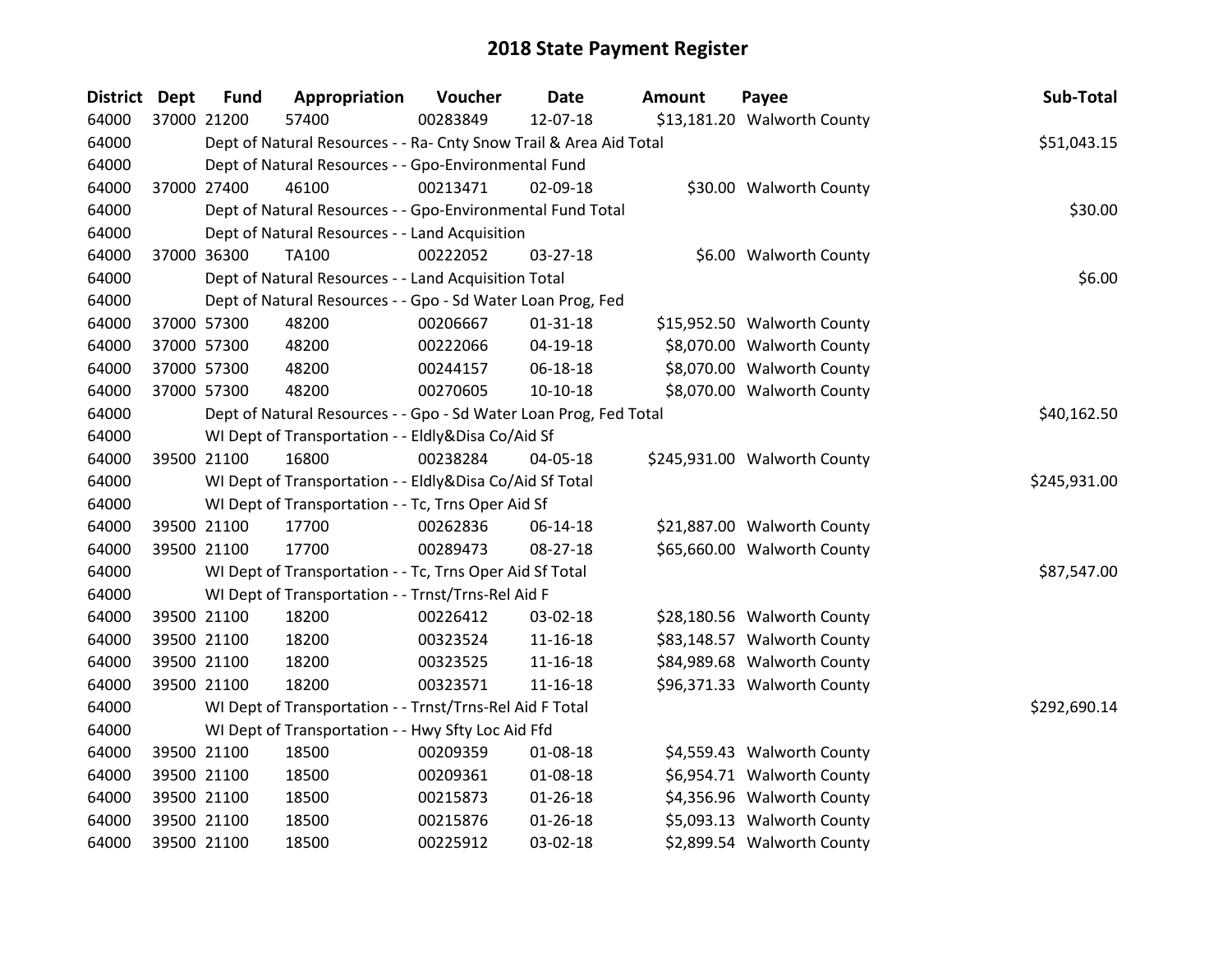# 2018 State Payment Register

| District | Dept | Fund | Appropriation | Voucher | Date | Amount | Payee | Sub-Total |
|---|---|---|---|---|---|---|---|---|
| 64000 | 37000 | 21200 | 57400 | 00283849 | 12-07-18 | $13,181.20 | Walworth County | |
| 64000 | | Dept of Natural Resources - - Ra- Cnty Snow Trail & Area Aid Total | | | | | | $51,043.15 |
| 64000 | | Dept of Natural Resources - - Gpo-Environmental Fund | | | | | | |
| 64000 | 37000 | 27400 | 46100 | 00213471 | 02-09-18 | $30.00 | Walworth County | |
| 64000 | | Dept of Natural Resources - - Gpo-Environmental Fund Total | | | | | | $30.00 |
| 64000 | | Dept of Natural Resources - - Land Acquisition | | | | | | |
| 64000 | 37000 | 36300 | TA100 | 00222052 | 03-27-18 | $6.00 | Walworth County | |
| 64000 | | Dept of Natural Resources - - Land Acquisition Total | | | | | | $6.00 |
| 64000 | | Dept of Natural Resources - - Gpo - Sd Water Loan Prog, Fed | | | | | | |
| 64000 | 37000 | 57300 | 48200 | 00206667 | 01-31-18 | $15,952.50 | Walworth County | |
| 64000 | 37000 | 57300 | 48200 | 00222066 | 04-19-18 | $8,070.00 | Walworth County | |
| 64000 | 37000 | 57300 | 48200 | 00244157 | 06-18-18 | $8,070.00 | Walworth County | |
| 64000 | 37000 | 57300 | 48200 | 00270605 | 10-10-18 | $8,070.00 | Walworth County | |
| 64000 | | Dept of Natural Resources - - Gpo - Sd Water Loan Prog, Fed Total | | | | | | $40,162.50 |
| 64000 | | WI Dept of Transportation - - Eldly&Disa Co/Aid Sf | | | | | | |
| 64000 | 39500 | 21100 | 16800 | 00238284 | 04-05-18 | $245,931.00 | Walworth County | |
| 64000 | | WI Dept of Transportation - - Eldly&Disa Co/Aid Sf Total | | | | | | $245,931.00 |
| 64000 | | WI Dept of Transportation - - Tc, Trns Oper Aid Sf | | | | | | |
| 64000 | 39500 | 21100 | 17700 | 00262836 | 06-14-18 | $21,887.00 | Walworth County | |
| 64000 | 39500 | 21100 | 17700 | 00289473 | 08-27-18 | $65,660.00 | Walworth County | |
| 64000 | | WI Dept of Transportation - - Tc, Trns Oper Aid Sf Total | | | | | | $87,547.00 |
| 64000 | | WI Dept of Transportation - - Trnst/Trns-Rel Aid F | | | | | | |
| 64000 | 39500 | 21100 | 18200 | 00226412 | 03-02-18 | $28,180.56 | Walworth County | |
| 64000 | 39500 | 21100 | 18200 | 00323524 | 11-16-18 | $83,148.57 | Walworth County | |
| 64000 | 39500 | 21100 | 18200 | 00323525 | 11-16-18 | $84,989.68 | Walworth County | |
| 64000 | 39500 | 21100 | 18200 | 00323571 | 11-16-18 | $96,371.33 | Walworth County | |
| 64000 | | WI Dept of Transportation - - Trnst/Trns-Rel Aid F Total | | | | | | $292,690.14 |
| 64000 | | WI Dept of Transportation - - Hwy Sfty Loc Aid Ffd | | | | | | |
| 64000 | 39500 | 21100 | 18500 | 00209359 | 01-08-18 | $4,559.43 | Walworth County | |
| 64000 | 39500 | 21100 | 18500 | 00209361 | 01-08-18 | $6,954.71 | Walworth County | |
| 64000 | 39500 | 21100 | 18500 | 00215873 | 01-26-18 | $4,356.96 | Walworth County | |
| 64000 | 39500 | 21100 | 18500 | 00215876 | 01-26-18 | $5,093.13 | Walworth County | |
| 64000 | 39500 | 21100 | 18500 | 00225912 | 03-02-18 | $2,899.54 | Walworth County | |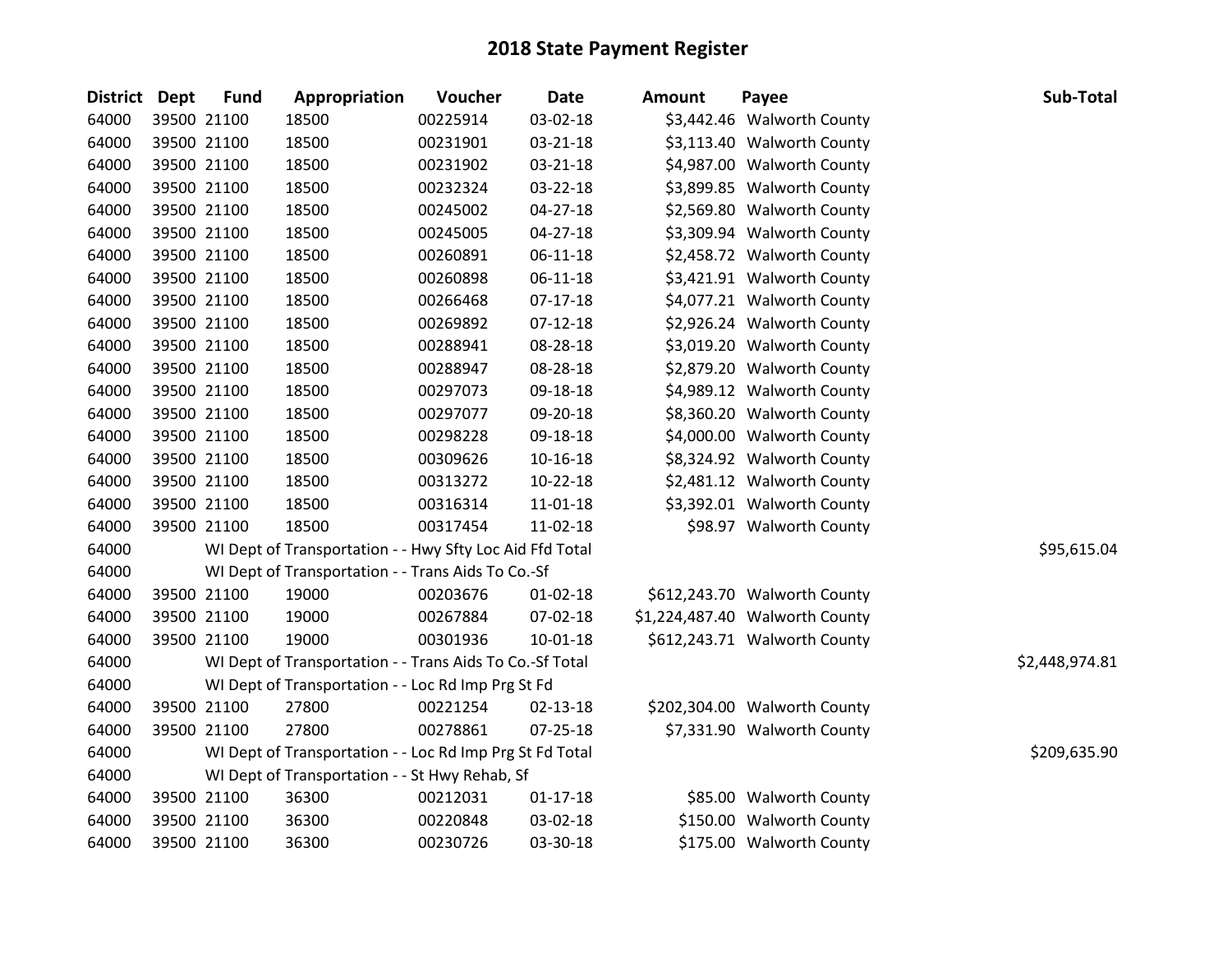# 2018 State Payment Register

| District | Dept | Fund | Appropriation | Voucher | Date | Amount | Payee | Sub-Total |
|---|---|---|---|---|---|---|---|---|
| 64000 | 39500 | 21100 | 18500 | 00225914 | 03-02-18 | $3,442.46 | Walworth County | |
| 64000 | 39500 | 21100 | 18500 | 00231901 | 03-21-18 | $3,113.40 | Walworth County | |
| 64000 | 39500 | 21100 | 18500 | 00231902 | 03-21-18 | $4,987.00 | Walworth County | |
| 64000 | 39500 | 21100 | 18500 | 00232324 | 03-22-18 | $3,899.85 | Walworth County | |
| 64000 | 39500 | 21100 | 18500 | 00245002 | 04-27-18 | $2,569.80 | Walworth County | |
| 64000 | 39500 | 21100 | 18500 | 00245005 | 04-27-18 | $3,309.94 | Walworth County | |
| 64000 | 39500 | 21100 | 18500 | 00260891 | 06-11-18 | $2,458.72 | Walworth County | |
| 64000 | 39500 | 21100 | 18500 | 00260898 | 06-11-18 | $3,421.91 | Walworth County | |
| 64000 | 39500 | 21100 | 18500 | 00266468 | 07-17-18 | $4,077.21 | Walworth County | |
| 64000 | 39500 | 21100 | 18500 | 00269892 | 07-12-18 | $2,926.24 | Walworth County | |
| 64000 | 39500 | 21100 | 18500 | 00288941 | 08-28-18 | $3,019.20 | Walworth County | |
| 64000 | 39500 | 21100 | 18500 | 00288947 | 08-28-18 | $2,879.20 | Walworth County | |
| 64000 | 39500 | 21100 | 18500 | 00297073 | 09-18-18 | $4,989.12 | Walworth County | |
| 64000 | 39500 | 21100 | 18500 | 00297077 | 09-20-18 | $8,360.20 | Walworth County | |
| 64000 | 39500 | 21100 | 18500 | 00298228 | 09-18-18 | $4,000.00 | Walworth County | |
| 64000 | 39500 | 21100 | 18500 | 00309626 | 10-16-18 | $8,324.92 | Walworth County | |
| 64000 | 39500 | 21100 | 18500 | 00313272 | 10-22-18 | $2,481.12 | Walworth County | |
| 64000 | 39500 | 21100 | 18500 | 00316314 | 11-01-18 | $3,392.01 | Walworth County | |
| 64000 | 39500 | 21100 | 18500 | 00317454 | 11-02-18 | $98.97 | Walworth County | |
| 64000 | | WI Dept of Transportation - - Hwy Sfty Loc Aid Ffd Total | | | | | | $95,615.04 |
| 64000 | | WI Dept of Transportation - - Trans Aids To Co.-Sf | | | | | | |
| 64000 | 39500 | 21100 | 19000 | 00203676 | 01-02-18 | $612,243.70 | Walworth County | |
| 64000 | 39500 | 21100 | 19000 | 00267884 | 07-02-18 | $1,224,487.40 | Walworth County | |
| 64000 | 39500 | 21100 | 19000 | 00301936 | 10-01-18 | $612,243.71 | Walworth County | |
| 64000 | | WI Dept of Transportation - - Trans Aids To Co.-Sf Total | | | | | | $2,448,974.81 |
| 64000 | | WI Dept of Transportation - - Loc Rd Imp Prg St Fd | | | | | | |
| 64000 | 39500 | 21100 | 27800 | 00221254 | 02-13-18 | $202,304.00 | Walworth County | |
| 64000 | 39500 | 21100 | 27800 | 00278861 | 07-25-18 | $7,331.90 | Walworth County | |
| 64000 | | WI Dept of Transportation - - Loc Rd Imp Prg St Fd Total | | | | | | $209,635.90 |
| 64000 | | WI Dept of Transportation - - St Hwy Rehab, Sf | | | | | | |
| 64000 | 39500 | 21100 | 36300 | 00212031 | 01-17-18 | $85.00 | Walworth County | |
| 64000 | 39500 | 21100 | 36300 | 00220848 | 03-02-18 | $150.00 | Walworth County | |
| 64000 | 39500 | 21100 | 36300 | 00230726 | 03-30-18 | $175.00 | Walworth County | |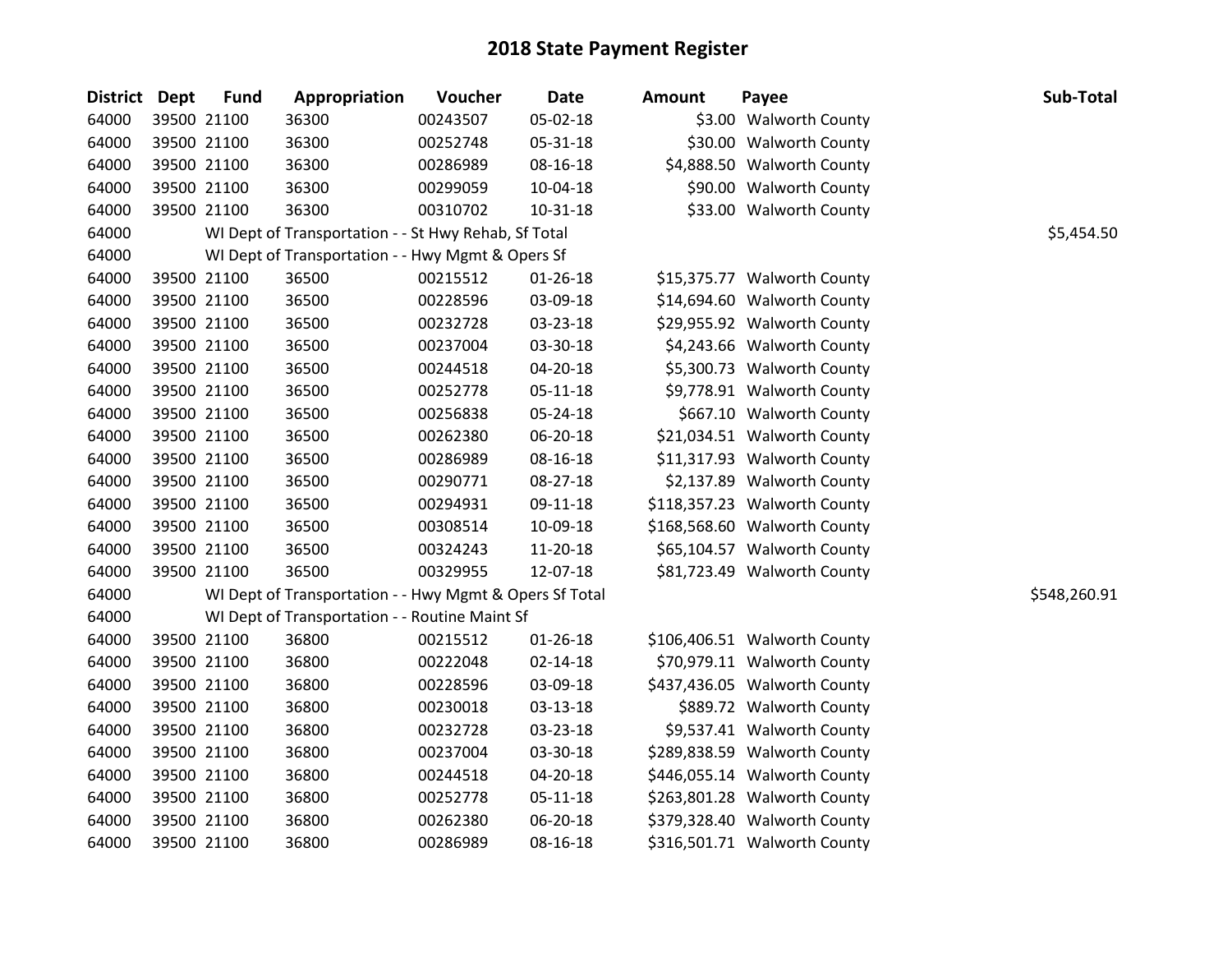# 2018 State Payment Register

| District | Dept | Fund | Appropriation | Voucher | Date | Amount | Payee | Sub-Total |
|---|---|---|---|---|---|---|---|---|
| 64000 | 39500 | 21100 | 36300 | 00243507 | 05-02-18 | $3.00 | Walworth County | |
| 64000 | 39500 | 21100 | 36300 | 00252748 | 05-31-18 | $30.00 | Walworth County | |
| 64000 | 39500 | 21100 | 36300 | 00286989 | 08-16-18 | $4,888.50 | Walworth County | |
| 64000 | 39500 | 21100 | 36300 | 00299059 | 10-04-18 | $90.00 | Walworth County | |
| 64000 | 39500 | 21100 | 36300 | 00310702 | 10-31-18 | $33.00 | Walworth County | |
| 64000 | | WI Dept of Transportation - - St Hwy Rehab, Sf Total | | | | | | $5,454.50 |
| 64000 | | WI Dept of Transportation - - Hwy Mgmt & Opers Sf | | | | | | |
| 64000 | 39500 | 21100 | 36500 | 00215512 | 01-26-18 | $15,375.77 | Walworth County | |
| 64000 | 39500 | 21100 | 36500 | 00228596 | 03-09-18 | $14,694.60 | Walworth County | |
| 64000 | 39500 | 21100 | 36500 | 00232728 | 03-23-18 | $29,955.92 | Walworth County | |
| 64000 | 39500 | 21100 | 36500 | 00237004 | 03-30-18 | $4,243.66 | Walworth County | |
| 64000 | 39500 | 21100 | 36500 | 00244518 | 04-20-18 | $5,300.73 | Walworth County | |
| 64000 | 39500 | 21100 | 36500 | 00252778 | 05-11-18 | $9,778.91 | Walworth County | |
| 64000 | 39500 | 21100 | 36500 | 00256838 | 05-24-18 | $667.10 | Walworth County | |
| 64000 | 39500 | 21100 | 36500 | 00262380 | 06-20-18 | $21,034.51 | Walworth County | |
| 64000 | 39500 | 21100 | 36500 | 00286989 | 08-16-18 | $11,317.93 | Walworth County | |
| 64000 | 39500 | 21100 | 36500 | 00290771 | 08-27-18 | $2,137.89 | Walworth County | |
| 64000 | 39500 | 21100 | 36500 | 00294931 | 09-11-18 | $118,357.23 | Walworth County | |
| 64000 | 39500 | 21100 | 36500 | 00308514 | 10-09-18 | $168,568.60 | Walworth County | |
| 64000 | 39500 | 21100 | 36500 | 00324243 | 11-20-18 | $65,104.57 | Walworth County | |
| 64000 | 39500 | 21100 | 36500 | 00329955 | 12-07-18 | $81,723.49 | Walworth County | |
| 64000 | | WI Dept of Transportation - - Hwy Mgmt & Opers Sf Total | | | | | | $548,260.91 |
| 64000 | | WI Dept of Transportation - - Routine Maint Sf | | | | | | |
| 64000 | 39500 | 21100 | 36800 | 00215512 | 01-26-18 | $106,406.51 | Walworth County | |
| 64000 | 39500 | 21100 | 36800 | 00222048 | 02-14-18 | $70,979.11 | Walworth County | |
| 64000 | 39500 | 21100 | 36800 | 00228596 | 03-09-18 | $437,436.05 | Walworth County | |
| 64000 | 39500 | 21100 | 36800 | 00230018 | 03-13-18 | $889.72 | Walworth County | |
| 64000 | 39500 | 21100 | 36800 | 00232728 | 03-23-18 | $9,537.41 | Walworth County | |
| 64000 | 39500 | 21100 | 36800 | 00237004 | 03-30-18 | $289,838.59 | Walworth County | |
| 64000 | 39500 | 21100 | 36800 | 00244518 | 04-20-18 | $446,055.14 | Walworth County | |
| 64000 | 39500 | 21100 | 36800 | 00252778 | 05-11-18 | $263,801.28 | Walworth County | |
| 64000 | 39500 | 21100 | 36800 | 00262380 | 06-20-18 | $379,328.40 | Walworth County | |
| 64000 | 39500 | 21100 | 36800 | 00286989 | 08-16-18 | $316,501.71 | Walworth County | |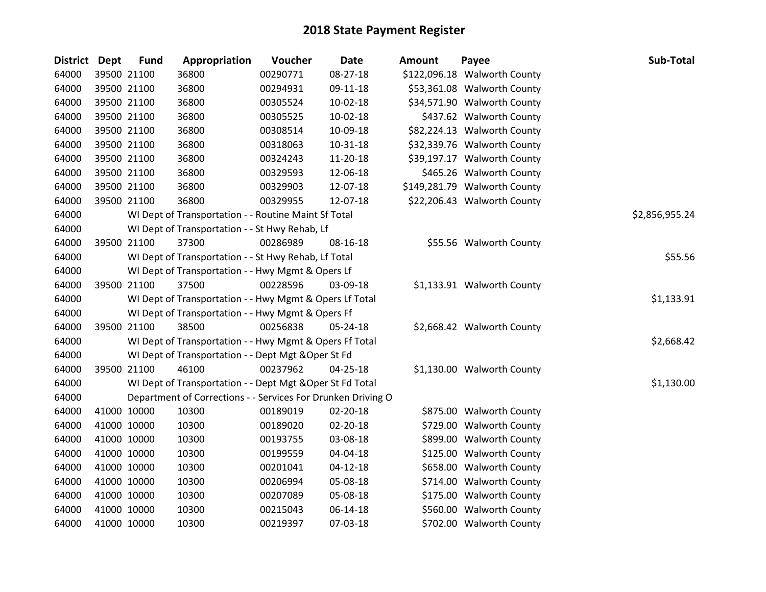# 2018 State Payment Register

| District | Dept | Fund | Appropriation | Voucher | Date | Amount | Payee | Sub-Total |
|---|---|---|---|---|---|---|---|---|
| 64000 | 39500 | 21100 | 36800 | 00290771 | 08-27-18 | $122,096.18 | Walworth County | |
| 64000 | 39500 | 21100 | 36800 | 00294931 | 09-11-18 | $53,361.08 | Walworth County | |
| 64000 | 39500 | 21100 | 36800 | 00305524 | 10-02-18 | $34,571.90 | Walworth County | |
| 64000 | 39500 | 21100 | 36800 | 00305525 | 10-02-18 | $437.62 | Walworth County | |
| 64000 | 39500 | 21100 | 36800 | 00308514 | 10-09-18 | $82,224.13 | Walworth County | |
| 64000 | 39500 | 21100 | 36800 | 00318063 | 10-31-18 | $32,339.76 | Walworth County | |
| 64000 | 39500 | 21100 | 36800 | 00324243 | 11-20-18 | $39,197.17 | Walworth County | |
| 64000 | 39500 | 21100 | 36800 | 00329593 | 12-06-18 | $465.26 | Walworth County | |
| 64000 | 39500 | 21100 | 36800 | 00329903 | 12-07-18 | $149,281.79 | Walworth County | |
| 64000 | 39500 | 21100 | 36800 | 00329955 | 12-07-18 | $22,206.43 | Walworth County | |
| 64000 | | | WI Dept of Transportation - - Routine Maint Sf Total | | | | | $2,856,955.24 |
| 64000 | | | WI Dept of Transportation - - St Hwy Rehab, Lf | | | | | |
| 64000 | 39500 | 21100 | 37300 | 00286989 | 08-16-18 | $55.56 | Walworth County | |
| 64000 | | | WI Dept of Transportation - - St Hwy Rehab, Lf Total | | | | | $55.56 |
| 64000 | | | WI Dept of Transportation - - Hwy Mgmt & Opers Lf | | | | | |
| 64000 | 39500 | 21100 | 37500 | 00228596 | 03-09-18 | $1,133.91 | Walworth County | |
| 64000 | | | WI Dept of Transportation - - Hwy Mgmt & Opers Lf Total | | | | | $1,133.91 |
| 64000 | | | WI Dept of Transportation - - Hwy Mgmt & Opers Ff | | | | | |
| 64000 | 39500 | 21100 | 38500 | 00256838 | 05-24-18 | $2,668.42 | Walworth County | |
| 64000 | | | WI Dept of Transportation - - Hwy Mgmt & Opers Ff Total | | | | | $2,668.42 |
| 64000 | | | WI Dept of Transportation - - Dept Mgt &Oper St Fd | | | | | |
| 64000 | 39500 | 21100 | 46100 | 00237962 | 04-25-18 | $1,130.00 | Walworth County | |
| 64000 | | | WI Dept of Transportation - - Dept Mgt &Oper St Fd Total | | | | | $1,130.00 |
| 64000 | | | Department of Corrections - - Services For Drunken Driving O | | | | | |
| 64000 | 41000 | 10000 | 10300 | 00189019 | 02-20-18 | $875.00 | Walworth County | |
| 64000 | 41000 | 10000 | 10300 | 00189020 | 02-20-18 | $729.00 | Walworth County | |
| 64000 | 41000 | 10000 | 10300 | 00193755 | 03-08-18 | $899.00 | Walworth County | |
| 64000 | 41000 | 10000 | 10300 | 00199559 | 04-04-18 | $125.00 | Walworth County | |
| 64000 | 41000 | 10000 | 10300 | 00201041 | 04-12-18 | $658.00 | Walworth County | |
| 64000 | 41000 | 10000 | 10300 | 00206994 | 05-08-18 | $714.00 | Walworth County | |
| 64000 | 41000 | 10000 | 10300 | 00207089 | 05-08-18 | $175.00 | Walworth County | |
| 64000 | 41000 | 10000 | 10300 | 00215043 | 06-14-18 | $560.00 | Walworth County | |
| 64000 | 41000 | 10000 | 10300 | 00219397 | 07-03-18 | $702.00 | Walworth County | |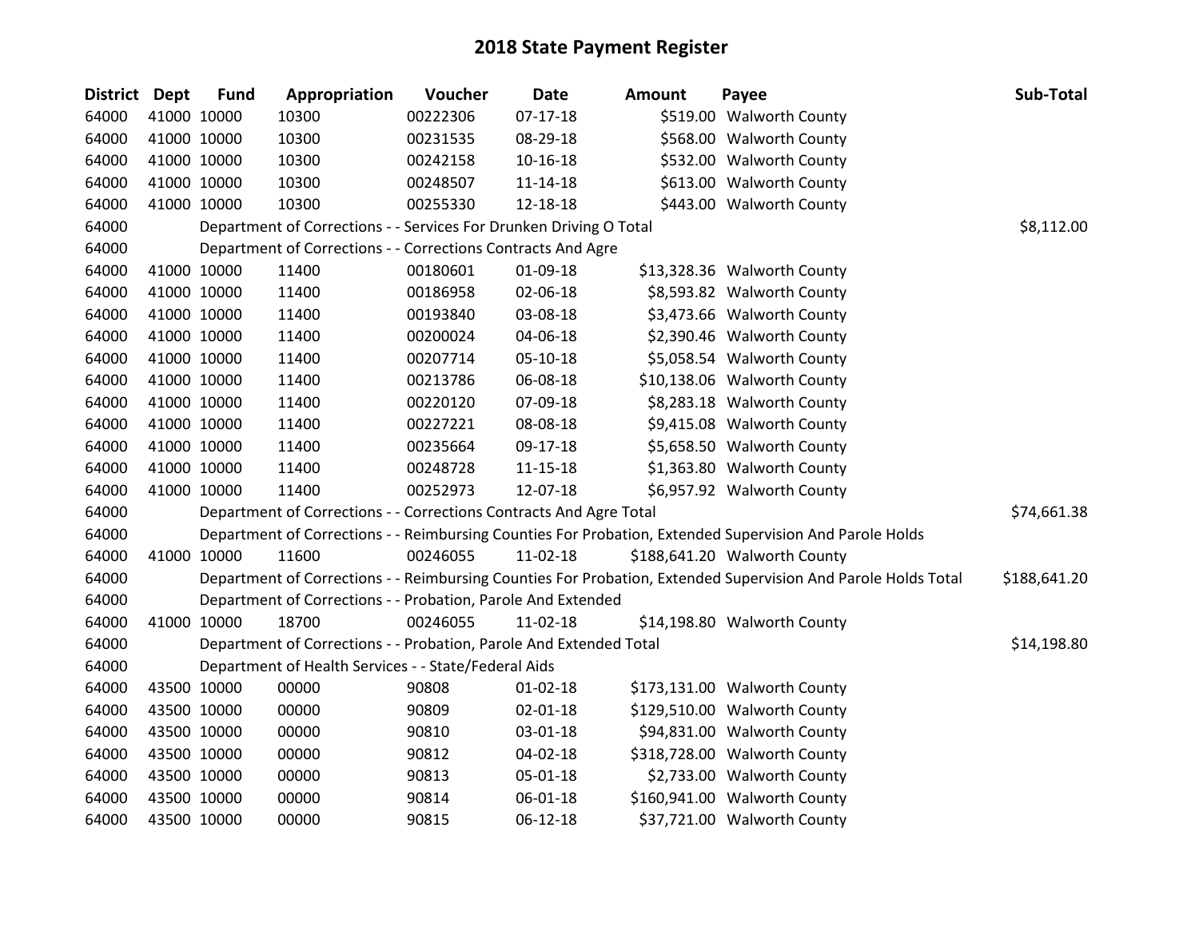# 2018 State Payment Register

| District | Dept | Fund | Appropriation | Voucher | Date | Amount | Payee | Sub-Total |
|---|---|---|---|---|---|---|---|---|
| 64000 | 41000 | 10000 | 10300 | 00222306 | 07-17-18 | $519.00 | Walworth County | |
| 64000 | 41000 | 10000 | 10300 | 00231535 | 08-29-18 | $568.00 | Walworth County | |
| 64000 | 41000 | 10000 | 10300 | 00242158 | 10-16-18 | $532.00 | Walworth County | |
| 64000 | 41000 | 10000 | 10300 | 00248507 | 11-14-18 | $613.00 | Walworth County | |
| 64000 | 41000 | 10000 | 10300 | 00255330 | 12-18-18 | $443.00 | Walworth County | |
| 64000 | | Department of Corrections - - Services For Drunken Driving O Total | | | | | | $8,112.00 |
| 64000 | | Department of Corrections - - Corrections Contracts And Agre | | | | | | |
| 64000 | 41000 | 10000 | 11400 | 00180601 | 01-09-18 | $13,328.36 | Walworth County | |
| 64000 | 41000 | 10000 | 11400 | 00186958 | 02-06-18 | $8,593.82 | Walworth County | |
| 64000 | 41000 | 10000 | 11400 | 00193840 | 03-08-18 | $3,473.66 | Walworth County | |
| 64000 | 41000 | 10000 | 11400 | 00200024 | 04-06-18 | $2,390.46 | Walworth County | |
| 64000 | 41000 | 10000 | 11400 | 00207714 | 05-10-18 | $5,058.54 | Walworth County | |
| 64000 | 41000 | 10000 | 11400 | 00213786 | 06-08-18 | $10,138.06 | Walworth County | |
| 64000 | 41000 | 10000 | 11400 | 00220120 | 07-09-18 | $8,283.18 | Walworth County | |
| 64000 | 41000 | 10000 | 11400 | 00227221 | 08-08-18 | $9,415.08 | Walworth County | |
| 64000 | 41000 | 10000 | 11400 | 00235664 | 09-17-18 | $5,658.50 | Walworth County | |
| 64000 | 41000 | 10000 | 11400 | 00248728 | 11-15-18 | $1,363.80 | Walworth County | |
| 64000 | 41000 | 10000 | 11400 | 00252973 | 12-07-18 | $6,957.92 | Walworth County | |
| 64000 | | Department of Corrections - - Corrections Contracts And Agre Total | | | | | | $74,661.38 |
| 64000 | | Department of Corrections - - Reimbursing Counties For Probation, Extended Supervision And Parole Holds | | | | | | |
| 64000 | 41000 | 10000 | 11600 | 00246055 | 11-02-18 | $188,641.20 | Walworth County | |
| 64000 | | Department of Corrections - - Reimbursing Counties For Probation, Extended Supervision And Parole Holds Total | | | | | | $188,641.20 |
| 64000 | | Department of Corrections - - Probation, Parole And Extended | | | | | | |
| 64000 | 41000 | 10000 | 18700 | 00246055 | 11-02-18 | $14,198.80 | Walworth County | |
| 64000 | | Department of Corrections - - Probation, Parole And Extended Total | | | | | | $14,198.80 |
| 64000 | | Department of Health Services - - State/Federal Aids | | | | | | |
| 64000 | 43500 | 10000 | 00000 | 90808 | 01-02-18 | $173,131.00 | Walworth County | |
| 64000 | 43500 | 10000 | 00000 | 90809 | 02-01-18 | $129,510.00 | Walworth County | |
| 64000 | 43500 | 10000 | 00000 | 90810 | 03-01-18 | $94,831.00 | Walworth County | |
| 64000 | 43500 | 10000 | 00000 | 90812 | 04-02-18 | $318,728.00 | Walworth County | |
| 64000 | 43500 | 10000 | 00000 | 90813 | 05-01-18 | $2,733.00 | Walworth County | |
| 64000 | 43500 | 10000 | 00000 | 90814 | 06-01-18 | $160,941.00 | Walworth County | |
| 64000 | 43500 | 10000 | 00000 | 90815 | 06-12-18 | $37,721.00 | Walworth County | |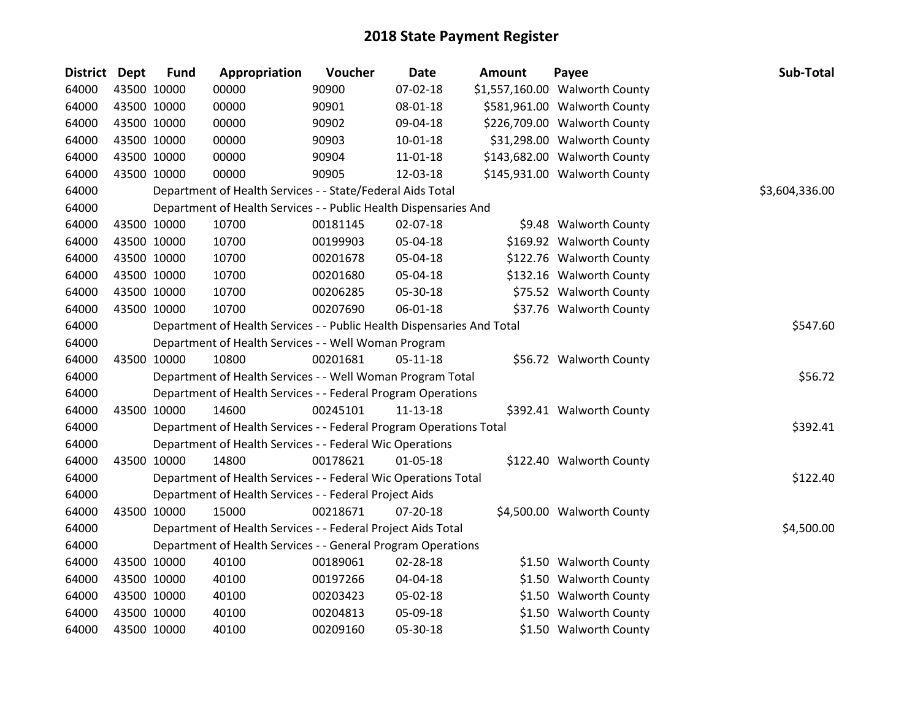# 2018 State Payment Register

| District | Dept | Fund | Appropriation | Voucher | Date | Amount | Payee | Sub-Total |
|---|---|---|---|---|---|---|---|---|
| 64000 | 43500 | 10000 | 00000 | 90900 | 07-02-18 | $1,557,160.00 | Walworth County | |
| 64000 | 43500 | 10000 | 00000 | 90901 | 08-01-18 | $581,961.00 | Walworth County | |
| 64000 | 43500 | 10000 | 00000 | 90902 | 09-04-18 | $226,709.00 | Walworth County | |
| 64000 | 43500 | 10000 | 00000 | 90903 | 10-01-18 | $31,298.00 | Walworth County | |
| 64000 | 43500 | 10000 | 00000 | 90904 | 11-01-18 | $143,682.00 | Walworth County | |
| 64000 | 43500 | 10000 | 00000 | 90905 | 12-03-18 | $145,931.00 | Walworth County | |
| 64000 | | Department of Health Services - - State/Federal Aids Total | | | | | | $3,604,336.00 |
| 64000 | | Department of Health Services - - Public Health Dispensaries And | | | | | | |
| 64000 | 43500 | 10000 | 10700 | 00181145 | 02-07-18 | $9.48 | Walworth County | |
| 64000 | 43500 | 10000 | 10700 | 00199903 | 05-04-18 | $169.92 | Walworth County | |
| 64000 | 43500 | 10000 | 10700 | 00201678 | 05-04-18 | $122.76 | Walworth County | |
| 64000 | 43500 | 10000 | 10700 | 00201680 | 05-04-18 | $132.16 | Walworth County | |
| 64000 | 43500 | 10000 | 10700 | 00206285 | 05-30-18 | $75.52 | Walworth County | |
| 64000 | 43500 | 10000 | 10700 | 00207690 | 06-01-18 | $37.76 | Walworth County | |
| 64000 | | Department of Health Services - - Public Health Dispensaries And Total | | | | | | $547.60 |
| 64000 | | Department of Health Services - - Well Woman Program | | | | | | |
| 64000 | 43500 | 10000 | 10800 | 00201681 | 05-11-18 | $56.72 | Walworth County | |
| 64000 | | Department of Health Services - - Well Woman Program Total | | | | | | $56.72 |
| 64000 | | Department of Health Services - - Federal Program Operations | | | | | | |
| 64000 | 43500 | 10000 | 14600 | 00245101 | 11-13-18 | $392.41 | Walworth County | |
| 64000 | | Department of Health Services - - Federal Program Operations Total | | | | | | $392.41 |
| 64000 | | Department of Health Services - - Federal Wic Operations | | | | | | |
| 64000 | 43500 | 10000 | 14800 | 00178621 | 01-05-18 | $122.40 | Walworth County | |
| 64000 | | Department of Health Services - - Federal Wic Operations Total | | | | | | $122.40 |
| 64000 | | Department of Health Services - - Federal Project Aids | | | | | | |
| 64000 | 43500 | 10000 | 15000 | 00218671 | 07-20-18 | $4,500.00 | Walworth County | |
| 64000 | | Department of Health Services - - Federal Project Aids Total | | | | | | $4,500.00 |
| 64000 | | Department of Health Services - - General Program Operations | | | | | | |
| 64000 | 43500 | 10000 | 40100 | 00189061 | 02-28-18 | $1.50 | Walworth County | |
| 64000 | 43500 | 10000 | 40100 | 00197266 | 04-04-18 | $1.50 | Walworth County | |
| 64000 | 43500 | 10000 | 40100 | 00203423 | 05-02-18 | $1.50 | Walworth County | |
| 64000 | 43500 | 10000 | 40100 | 00204813 | 05-09-18 | $1.50 | Walworth County | |
| 64000 | 43500 | 10000 | 40100 | 00209160 | 05-30-18 | $1.50 | Walworth County | |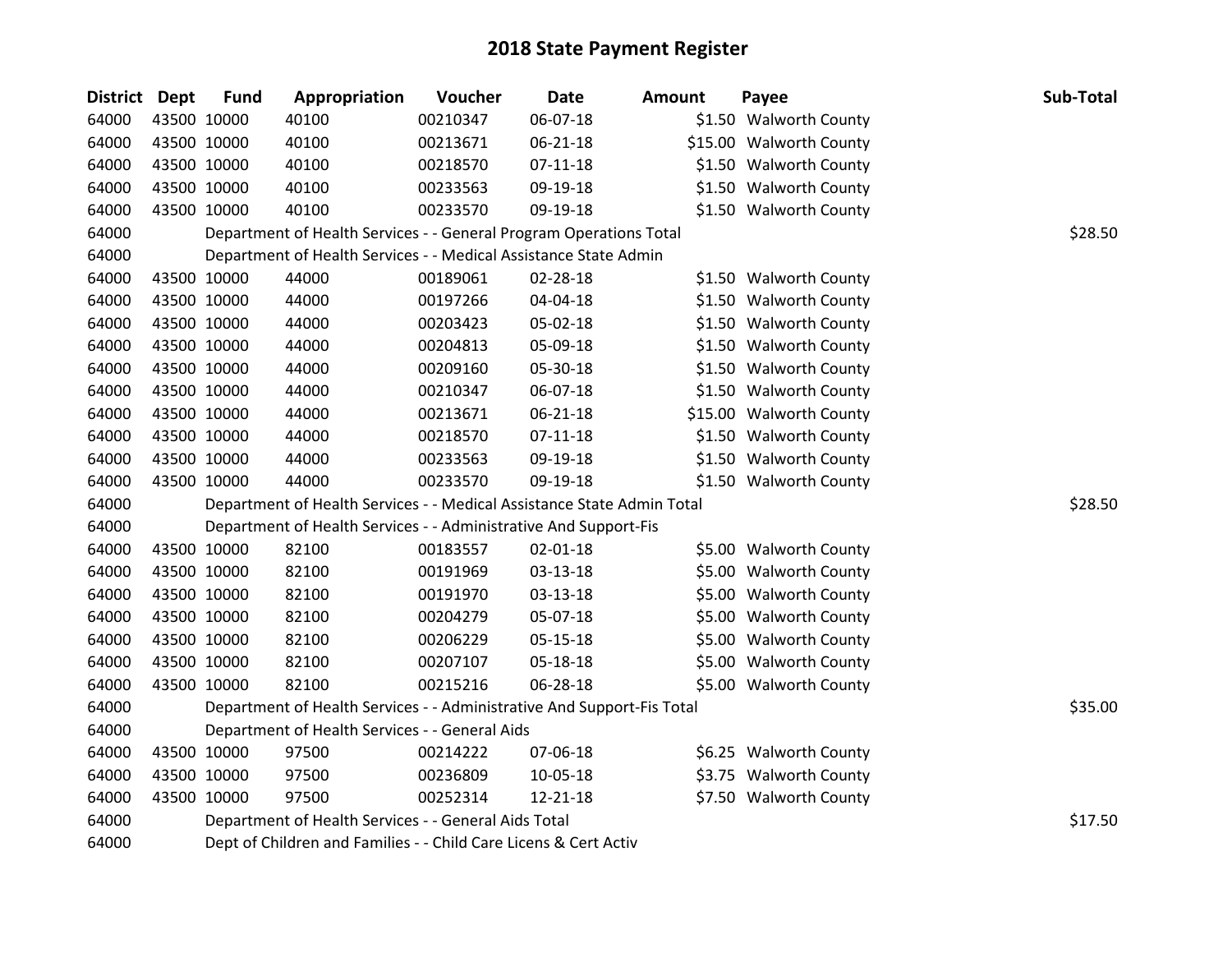# 2018 State Payment Register

| District | Dept | Fund | Appropriation | Voucher | Date | Amount | Payee | Sub-Total |
|---|---|---|---|---|---|---|---|---|
| 64000 | 43500 | 10000 | 40100 | 00210347 | 06-07-18 | $1.50 | Walworth County | |
| 64000 | 43500 | 10000 | 40100 | 00213671 | 06-21-18 | $15.00 | Walworth County | |
| 64000 | 43500 | 10000 | 40100 | 00218570 | 07-11-18 | $1.50 | Walworth County | |
| 64000 | 43500 | 10000 | 40100 | 00233563 | 09-19-18 | $1.50 | Walworth County | |
| 64000 | 43500 | 10000 | 40100 | 00233570 | 09-19-18 | $1.50 | Walworth County | |
| 64000 | | Department of Health Services - - General Program Operations Total | | | | | | $28.50 |
| 64000 | | Department of Health Services - - Medical Assistance State Admin | | | | | | |
| 64000 | 43500 | 10000 | 44000 | 00189061 | 02-28-18 | $1.50 | Walworth County | |
| 64000 | 43500 | 10000 | 44000 | 00197266 | 04-04-18 | $1.50 | Walworth County | |
| 64000 | 43500 | 10000 | 44000 | 00203423 | 05-02-18 | $1.50 | Walworth County | |
| 64000 | 43500 | 10000 | 44000 | 00204813 | 05-09-18 | $1.50 | Walworth County | |
| 64000 | 43500 | 10000 | 44000 | 00209160 | 05-30-18 | $1.50 | Walworth County | |
| 64000 | 43500 | 10000 | 44000 | 00210347 | 06-07-18 | $1.50 | Walworth County | |
| 64000 | 43500 | 10000 | 44000 | 00213671 | 06-21-18 | $15.00 | Walworth County | |
| 64000 | 43500 | 10000 | 44000 | 00218570 | 07-11-18 | $1.50 | Walworth County | |
| 64000 | 43500 | 10000 | 44000 | 00233563 | 09-19-18 | $1.50 | Walworth County | |
| 64000 | 43500 | 10000 | 44000 | 00233570 | 09-19-18 | $1.50 | Walworth County | |
| 64000 | | Department of Health Services - - Medical Assistance State Admin Total | | | | | | $28.50 |
| 64000 | | Department of Health Services - - Administrative And Support-Fis | | | | | | |
| 64000 | 43500 | 10000 | 82100 | 00183557 | 02-01-18 | $5.00 | Walworth County | |
| 64000 | 43500 | 10000 | 82100 | 00191969 | 03-13-18 | $5.00 | Walworth County | |
| 64000 | 43500 | 10000 | 82100 | 00191970 | 03-13-18 | $5.00 | Walworth County | |
| 64000 | 43500 | 10000 | 82100 | 00204279 | 05-07-18 | $5.00 | Walworth County | |
| 64000 | 43500 | 10000 | 82100 | 00206229 | 05-15-18 | $5.00 | Walworth County | |
| 64000 | 43500 | 10000 | 82100 | 00207107 | 05-18-18 | $5.00 | Walworth County | |
| 64000 | 43500 | 10000 | 82100 | 00215216 | 06-28-18 | $5.00 | Walworth County | |
| 64000 | | Department of Health Services - - Administrative And Support-Fis Total | | | | | | $35.00 |
| 64000 | | Department of Health Services - - General Aids | | | | | | |
| 64000 | 43500 | 10000 | 97500 | 00214222 | 07-06-18 | $6.25 | Walworth County | |
| 64000 | 43500 | 10000 | 97500 | 00236809 | 10-05-18 | $3.75 | Walworth County | |
| 64000 | 43500 | 10000 | 97500 | 00252314 | 12-21-18 | $7.50 | Walworth County | |
| 64000 | | Department of Health Services - - General Aids Total | | | | | | $17.50 |
| 64000 | | Dept of Children and Families - - Child Care Licens & Cert Activ | | | | | | |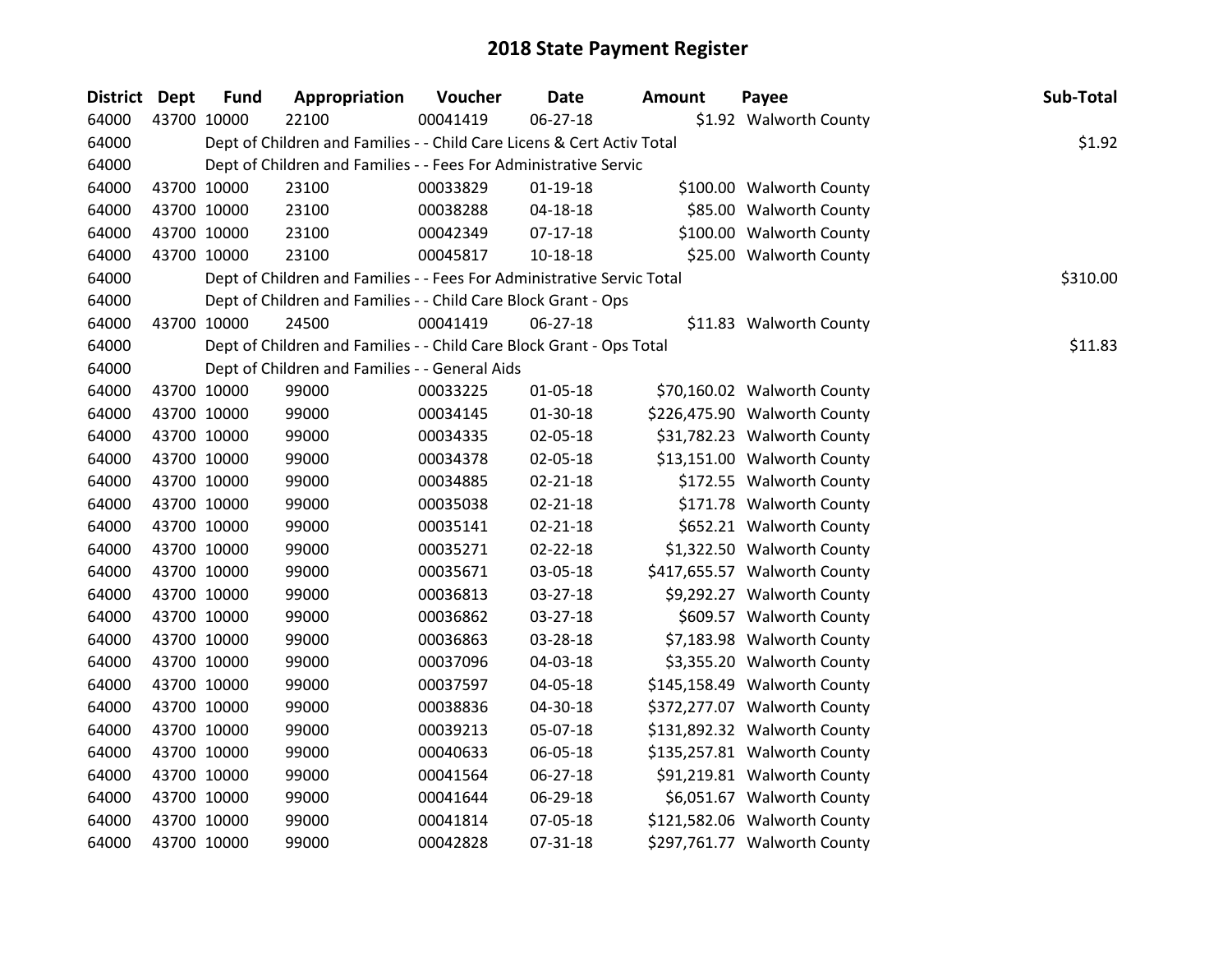# 2018 State Payment Register

| District | Dept | Fund | Appropriation | Voucher | Date | Amount | Payee | Sub-Total |
|---|---|---|---|---|---|---|---|---|
| 64000 | 43700 | 10000 | 22100 | 00041419 | 06-27-18 | $1.92 | Walworth County | |
| 64000 | | Dept of Children and Families - - Child Care Licens & Cert Activ Total | | | | | | $1.92 |
| 64000 | | Dept of Children and Families - - Fees For Administrative Servic | | | | | | |
| 64000 | 43700 | 10000 | 23100 | 00033829 | 01-19-18 | $100.00 | Walworth County | |
| 64000 | 43700 | 10000 | 23100 | 00038288 | 04-18-18 | $85.00 | Walworth County | |
| 64000 | 43700 | 10000 | 23100 | 00042349 | 07-17-18 | $100.00 | Walworth County | |
| 64000 | 43700 | 10000 | 23100 | 00045817 | 10-18-18 | $25.00 | Walworth County | |
| 64000 | | Dept of Children and Families - - Fees For Administrative Servic Total | | | | | | $310.00 |
| 64000 | | Dept of Children and Families - - Child Care Block Grant - Ops | | | | | | |
| 64000 | 43700 | 10000 | 24500 | 00041419 | 06-27-18 | $11.83 | Walworth County | |
| 64000 | | Dept of Children and Families - - Child Care Block Grant - Ops Total | | | | | | $11.83 |
| 64000 | | Dept of Children and Families - - General Aids | | | | | | |
| 64000 | 43700 | 10000 | 99000 | 00033225 | 01-05-18 | $70,160.02 | Walworth County | |
| 64000 | 43700 | 10000 | 99000 | 00034145 | 01-30-18 | $226,475.90 | Walworth County | |
| 64000 | 43700 | 10000 | 99000 | 00034335 | 02-05-18 | $31,782.23 | Walworth County | |
| 64000 | 43700 | 10000 | 99000 | 00034378 | 02-05-18 | $13,151.00 | Walworth County | |
| 64000 | 43700 | 10000 | 99000 | 00034885 | 02-21-18 | $172.55 | Walworth County | |
| 64000 | 43700 | 10000 | 99000 | 00035038 | 02-21-18 | $171.78 | Walworth County | |
| 64000 | 43700 | 10000 | 99000 | 00035141 | 02-21-18 | $652.21 | Walworth County | |
| 64000 | 43700 | 10000 | 99000 | 00035271 | 02-22-18 | $1,322.50 | Walworth County | |
| 64000 | 43700 | 10000 | 99000 | 00035671 | 03-05-18 | $417,655.57 | Walworth County | |
| 64000 | 43700 | 10000 | 99000 | 00036813 | 03-27-18 | $9,292.27 | Walworth County | |
| 64000 | 43700 | 10000 | 99000 | 00036862 | 03-27-18 | $609.57 | Walworth County | |
| 64000 | 43700 | 10000 | 99000 | 00036863 | 03-28-18 | $7,183.98 | Walworth County | |
| 64000 | 43700 | 10000 | 99000 | 00037096 | 04-03-18 | $3,355.20 | Walworth County | |
| 64000 | 43700 | 10000 | 99000 | 00037597 | 04-05-18 | $145,158.49 | Walworth County | |
| 64000 | 43700 | 10000 | 99000 | 00038836 | 04-30-18 | $372,277.07 | Walworth County | |
| 64000 | 43700 | 10000 | 99000 | 00039213 | 05-07-18 | $131,892.32 | Walworth County | |
| 64000 | 43700 | 10000 | 99000 | 00040633 | 06-05-18 | $135,257.81 | Walworth County | |
| 64000 | 43700 | 10000 | 99000 | 00041564 | 06-27-18 | $91,219.81 | Walworth County | |
| 64000 | 43700 | 10000 | 99000 | 00041644 | 06-29-18 | $6,051.67 | Walworth County | |
| 64000 | 43700 | 10000 | 99000 | 00041814 | 07-05-18 | $121,582.06 | Walworth County | |
| 64000 | 43700 | 10000 | 99000 | 00042828 | 07-31-18 | $297,761.77 | Walworth County | |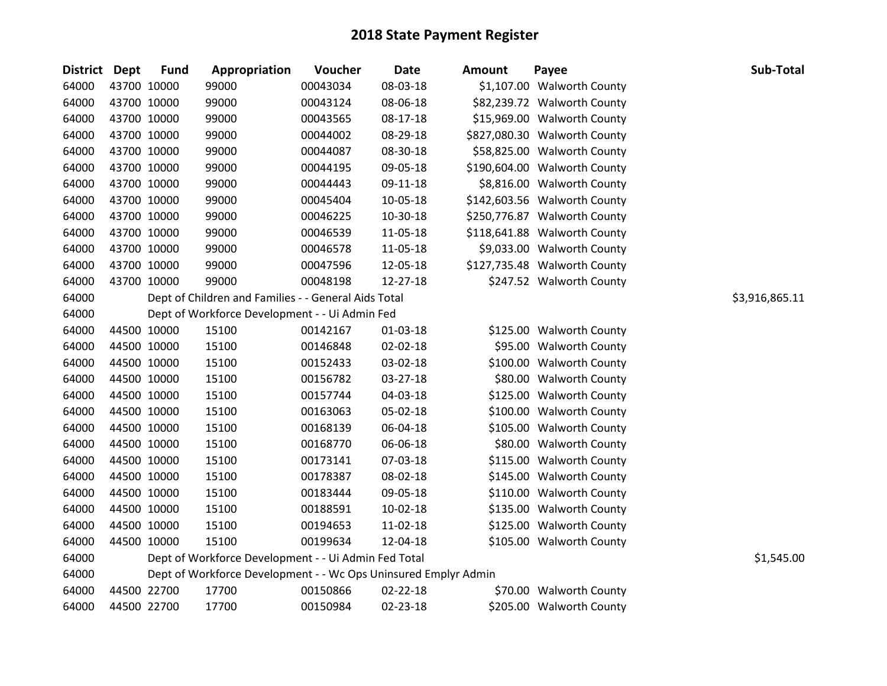# 2018 State Payment Register

| District | Dept | Fund | Appropriation | Voucher | Date | Amount | Payee | Sub-Total |
|---|---|---|---|---|---|---|---|---|
| 64000 | 43700 | 10000 | 99000 | 00043034 | 08-03-18 | $1,107.00 | Walworth County | |
| 64000 | 43700 | 10000 | 99000 | 00043124 | 08-06-18 | $82,239.72 | Walworth County | |
| 64000 | 43700 | 10000 | 99000 | 00043565 | 08-17-18 | $15,969.00 | Walworth County | |
| 64000 | 43700 | 10000 | 99000 | 00044002 | 08-29-18 | $827,080.30 | Walworth County | |
| 64000 | 43700 | 10000 | 99000 | 00044087 | 08-30-18 | $58,825.00 | Walworth County | |
| 64000 | 43700 | 10000 | 99000 | 00044195 | 09-05-18 | $190,604.00 | Walworth County | |
| 64000 | 43700 | 10000 | 99000 | 00044443 | 09-11-18 | $8,816.00 | Walworth County | |
| 64000 | 43700 | 10000 | 99000 | 00045404 | 10-05-18 | $142,603.56 | Walworth County | |
| 64000 | 43700 | 10000 | 99000 | 00046225 | 10-30-18 | $250,776.87 | Walworth County | |
| 64000 | 43700 | 10000 | 99000 | 00046539 | 11-05-18 | $118,641.88 | Walworth County | |
| 64000 | 43700 | 10000 | 99000 | 00046578 | 11-05-18 | $9,033.00 | Walworth County | |
| 64000 | 43700 | 10000 | 99000 | 00047596 | 12-05-18 | $127,735.48 | Walworth County | |
| 64000 | 43700 | 10000 | 99000 | 00048198 | 12-27-18 | $247.52 | Walworth County | |
| 64000 | | Dept of Children and Families - - General Aids Total | | | | | | $3,916,865.11 |
| 64000 | | Dept of Workforce Development - - Ui Admin Fed | | | | | | |
| 64000 | 44500 | 10000 | 15100 | 00142167 | 01-03-18 | $125.00 | Walworth County | |
| 64000 | 44500 | 10000 | 15100 | 00146848 | 02-02-18 | $95.00 | Walworth County | |
| 64000 | 44500 | 10000 | 15100 | 00152433 | 03-02-18 | $100.00 | Walworth County | |
| 64000 | 44500 | 10000 | 15100 | 00156782 | 03-27-18 | $80.00 | Walworth County | |
| 64000 | 44500 | 10000 | 15100 | 00157744 | 04-03-18 | $125.00 | Walworth County | |
| 64000 | 44500 | 10000 | 15100 | 00163063 | 05-02-18 | $100.00 | Walworth County | |
| 64000 | 44500 | 10000 | 15100 | 00168139 | 06-04-18 | $105.00 | Walworth County | |
| 64000 | 44500 | 10000 | 15100 | 00168770 | 06-06-18 | $80.00 | Walworth County | |
| 64000 | 44500 | 10000 | 15100 | 00173141 | 07-03-18 | $115.00 | Walworth County | |
| 64000 | 44500 | 10000 | 15100 | 00178387 | 08-02-18 | $145.00 | Walworth County | |
| 64000 | 44500 | 10000 | 15100 | 00183444 | 09-05-18 | $110.00 | Walworth County | |
| 64000 | 44500 | 10000 | 15100 | 00188591 | 10-02-18 | $135.00 | Walworth County | |
| 64000 | 44500 | 10000 | 15100 | 00194653 | 11-02-18 | $125.00 | Walworth County | |
| 64000 | 44500 | 10000 | 15100 | 00199634 | 12-04-18 | $105.00 | Walworth County | |
| 64000 | | Dept of Workforce Development - - Ui Admin Fed Total | | | | | | $1,545.00 |
| 64000 | | Dept of Workforce Development - - Wc Ops Uninsured Emplyr Admin | | | | | | |
| 64000 | 44500 | 22700 | 17700 | 00150866 | 02-22-18 | $70.00 | Walworth County | |
| 64000 | 44500 | 22700 | 17700 | 00150984 | 02-23-18 | $205.00 | Walworth County | |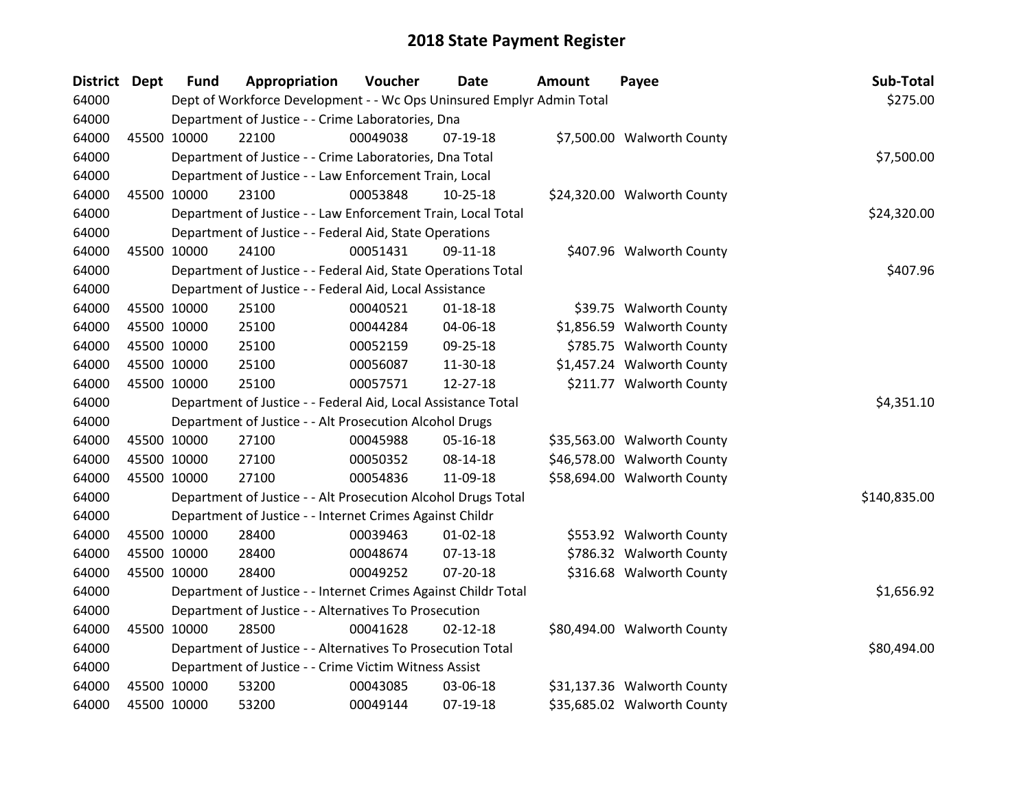# 2018 State Payment Register

| District | Dept | Fund | Appropriation | Voucher | Date | Amount | Payee | Sub-Total |
|---|---|---|---|---|---|---|---|---|
| 64000 | | Dept of Workforce Development - - Wc Ops Uninsured Emplyr Admin Total | | | | | | $275.00 |
| 64000 | | Department of Justice - - Crime Laboratories, Dna | | | | | | |
| 64000 | 45500 | 10000 | 22100 | 00049038 | 07-19-18 | $7,500.00 | Walworth County | |
| 64000 | | Department of Justice - - Crime Laboratories, Dna Total | | | | | | $7,500.00 |
| 64000 | | Department of Justice - - Law Enforcement Train, Local | | | | | | |
| 64000 | 45500 | 10000 | 23100 | 00053848 | 10-25-18 | $24,320.00 | Walworth County | |
| 64000 | | Department of Justice - - Law Enforcement Train, Local Total | | | | | | $24,320.00 |
| 64000 | | Department of Justice - - Federal Aid, State Operations | | | | | | |
| 64000 | 45500 | 10000 | 24100 | 00051431 | 09-11-18 | $407.96 | Walworth County | |
| 64000 | | Department of Justice - - Federal Aid, State Operations Total | | | | | | $407.96 |
| 64000 | | Department of Justice - - Federal Aid, Local Assistance | | | | | | |
| 64000 | 45500 | 10000 | 25100 | 00040521 | 01-18-18 | $39.75 | Walworth County | |
| 64000 | 45500 | 10000 | 25100 | 00044284 | 04-06-18 | $1,856.59 | Walworth County | |
| 64000 | 45500 | 10000 | 25100 | 00052159 | 09-25-18 | $785.75 | Walworth County | |
| 64000 | 45500 | 10000 | 25100 | 00056087 | 11-30-18 | $1,457.24 | Walworth County | |
| 64000 | 45500 | 10000 | 25100 | 00057571 | 12-27-18 | $211.77 | Walworth County | |
| 64000 | | Department of Justice - - Federal Aid, Local Assistance Total | | | | | | $4,351.10 |
| 64000 | | Department of Justice - - Alt Prosecution Alcohol Drugs | | | | | | |
| 64000 | 45500 | 10000 | 27100 | 00045988 | 05-16-18 | $35,563.00 | Walworth County | |
| 64000 | 45500 | 10000 | 27100 | 00050352 | 08-14-18 | $46,578.00 | Walworth County | |
| 64000 | 45500 | 10000 | 27100 | 00054836 | 11-09-18 | $58,694.00 | Walworth County | |
| 64000 | | Department of Justice - - Alt Prosecution Alcohol Drugs Total | | | | | | $140,835.00 |
| 64000 | | Department of Justice - - Internet Crimes Against Childr | | | | | | |
| 64000 | 45500 | 10000 | 28400 | 00039463 | 01-02-18 | $553.92 | Walworth County | |
| 64000 | 45500 | 10000 | 28400 | 00048674 | 07-13-18 | $786.32 | Walworth County | |
| 64000 | 45500 | 10000 | 28400 | 00049252 | 07-20-18 | $316.68 | Walworth County | |
| 64000 | | Department of Justice - - Internet Crimes Against Childr Total | | | | | | $1,656.92 |
| 64000 | | Department of Justice - - Alternatives To Prosecution | | | | | | |
| 64000 | 45500 | 10000 | 28500 | 00041628 | 02-12-18 | $80,494.00 | Walworth County | |
| 64000 | | Department of Justice - - Alternatives To Prosecution Total | | | | | | $80,494.00 |
| 64000 | | Department of Justice - - Crime Victim Witness Assist | | | | | | |
| 64000 | 45500 | 10000 | 53200 | 00043085 | 03-06-18 | $31,137.36 | Walworth County | |
| 64000 | 45500 | 10000 | 53200 | 00049144 | 07-19-18 | $35,685.02 | Walworth County | |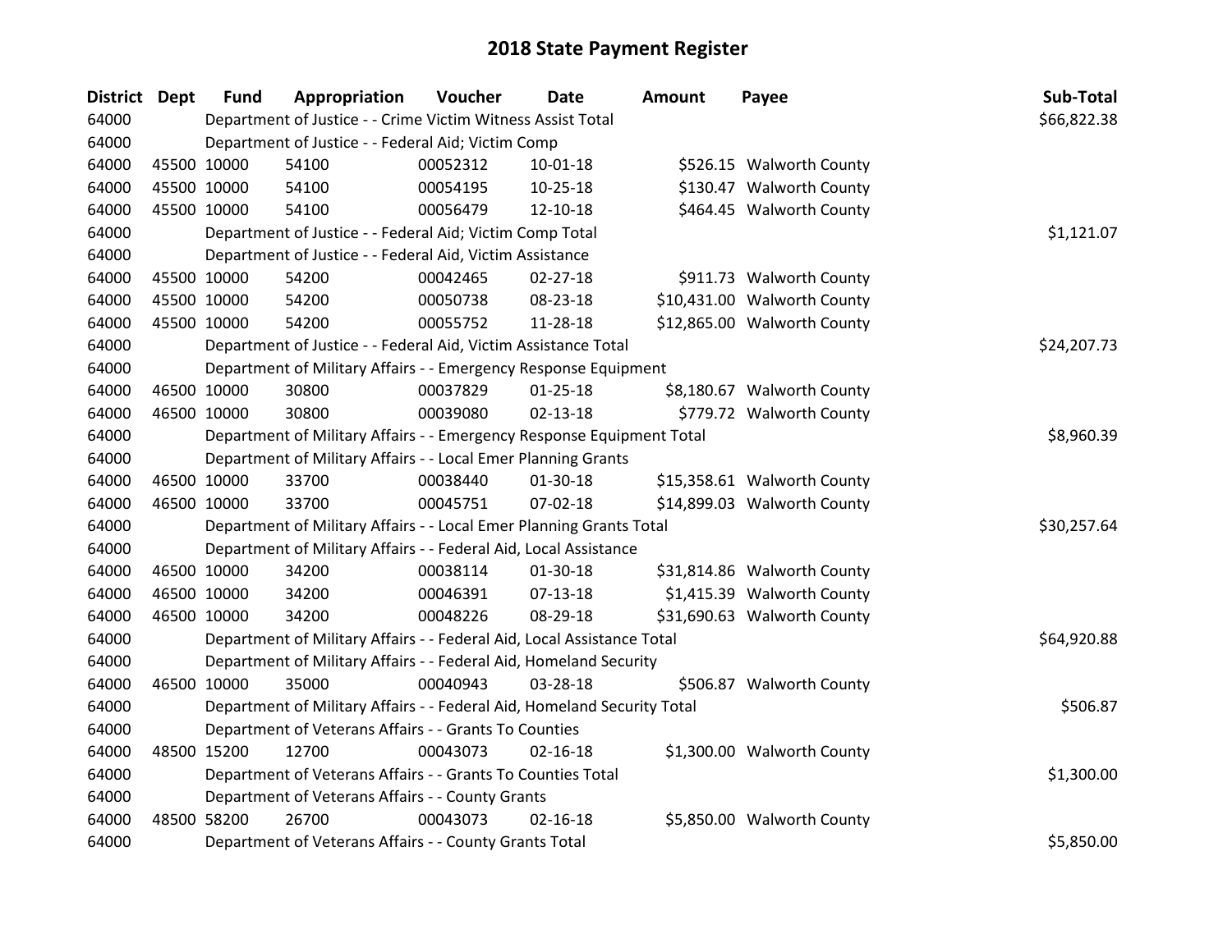# 2018 State Payment Register

| District | Dept | Fund | Appropriation | Voucher | Date | Amount | Payee | Sub-Total |
|---|---|---|---|---|---|---|---|---|
| 64000 | | Department of Justice - - Crime Victim Witness Assist Total | | | | | | $66,822.38 |
| 64000 | | Department of Justice - - Federal Aid; Victim Comp | | | | | | |
| 64000 | 45500 | 10000 | 54100 | 00052312 | 10-01-18 | $526.15 | Walworth County | |
| 64000 | 45500 | 10000 | 54100 | 00054195 | 10-25-18 | $130.47 | Walworth County | |
| 64000 | 45500 | 10000 | 54100 | 00056479 | 12-10-18 | $464.45 | Walworth County | |
| 64000 | | Department of Justice - - Federal Aid; Victim Comp Total | | | | | | $1,121.07 |
| 64000 | | Department of Justice - - Federal Aid, Victim Assistance | | | | | | |
| 64000 | 45500 | 10000 | 54200 | 00042465 | 02-27-18 | $911.73 | Walworth County | |
| 64000 | 45500 | 10000 | 54200 | 00050738 | 08-23-18 | $10,431.00 | Walworth County | |
| 64000 | 45500 | 10000 | 54200 | 00055752 | 11-28-18 | $12,865.00 | Walworth County | |
| 64000 | | Department of Justice - - Federal Aid, Victim Assistance Total | | | | | | $24,207.73 |
| 64000 | | Department of Military Affairs - - Emergency Response Equipment | | | | | | |
| 64000 | 46500 | 10000 | 30800 | 00037829 | 01-25-18 | $8,180.67 | Walworth County | |
| 64000 | 46500 | 10000 | 30800 | 00039080 | 02-13-18 | $779.72 | Walworth County | |
| 64000 | | Department of Military Affairs - - Emergency Response Equipment Total | | | | | | $8,960.39 |
| 64000 | | Department of Military Affairs - - Local Emer Planning Grants | | | | | | |
| 64000 | 46500 | 10000 | 33700 | 00038440 | 01-30-18 | $15,358.61 | Walworth County | |
| 64000 | 46500 | 10000 | 33700 | 00045751 | 07-02-18 | $14,899.03 | Walworth County | |
| 64000 | | Department of Military Affairs - - Local Emer Planning Grants Total | | | | | | $30,257.64 |
| 64000 | | Department of Military Affairs - - Federal Aid, Local Assistance | | | | | | |
| 64000 | 46500 | 10000 | 34200 | 00038114 | 01-30-18 | $31,814.86 | Walworth County | |
| 64000 | 46500 | 10000 | 34200 | 00046391 | 07-13-18 | $1,415.39 | Walworth County | |
| 64000 | 46500 | 10000 | 34200 | 00048226 | 08-29-18 | $31,690.63 | Walworth County | |
| 64000 | | Department of Military Affairs - - Federal Aid, Local Assistance Total | | | | | | $64,920.88 |
| 64000 | | Department of Military Affairs - - Federal Aid, Homeland Security | | | | | | |
| 64000 | 46500 | 10000 | 35000 | 00040943 | 03-28-18 | $506.87 | Walworth County | |
| 64000 | | Department of Military Affairs - - Federal Aid, Homeland Security Total | | | | | | $506.87 |
| 64000 | | Department of Veterans Affairs - - Grants To Counties | | | | | | |
| 64000 | 48500 | 15200 | 12700 | 00043073 | 02-16-18 | $1,300.00 | Walworth County | |
| 64000 | | Department of Veterans Affairs - - Grants To Counties Total | | | | | | $1,300.00 |
| 64000 | | Department of Veterans Affairs - - County Grants | | | | | | |
| 64000 | 48500 | 58200 | 26700 | 00043073 | 02-16-18 | $5,850.00 | Walworth County | |
| 64000 | | Department of Veterans Affairs - - County Grants Total | | | | | | $5,850.00 |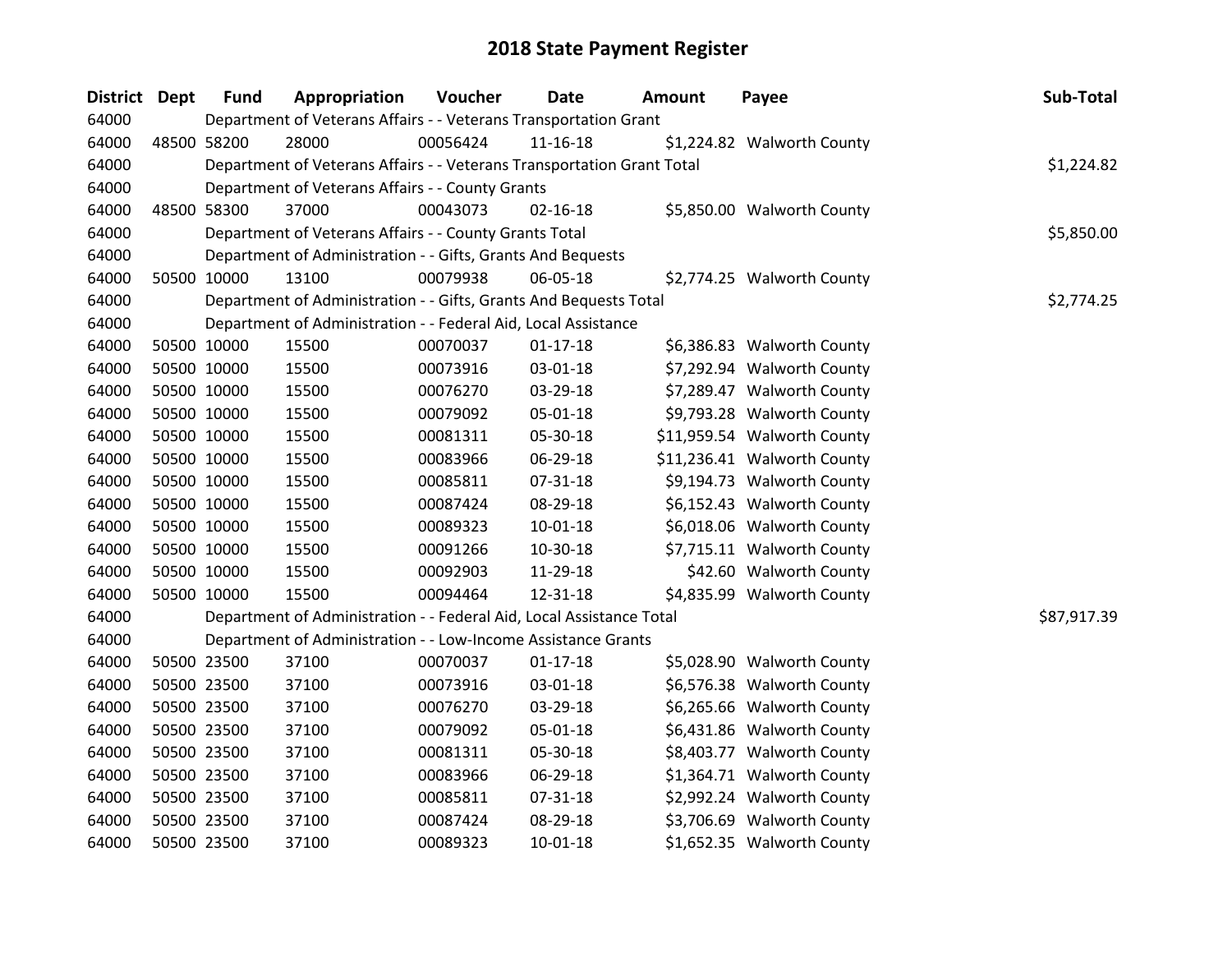# 2018 State Payment Register

| District | Dept | Fund | Appropriation | Voucher | Date | Amount | Payee | Sub-Total |
|---|---|---|---|---|---|---|---|---|
| 64000 | | Department of Veterans Affairs - - Veterans Transportation Grant | | | | | | |
| 64000 | 48500 | 58200 | 28000 | 00056424 | 11-16-18 | $1,224.82 | Walworth County | |
| 64000 | | Department of Veterans Affairs - - Veterans Transportation Grant Total | | | | | | $1,224.82 |
| 64000 | | Department of Veterans Affairs - - County Grants | | | | | | |
| 64000 | 48500 | 58300 | 37000 | 00043073 | 02-16-18 | $5,850.00 | Walworth County | |
| 64000 | | Department of Veterans Affairs - - County Grants Total | | | | | | $5,850.00 |
| 64000 | | Department of Administration - - Gifts, Grants And Bequests | | | | | | |
| 64000 | 50500 | 10000 | 13100 | 00079938 | 06-05-18 | $2,774.25 | Walworth County | |
| 64000 | | Department of Administration - - Gifts, Grants And Bequests Total | | | | | | $2,774.25 |
| 64000 | | Department of Administration - - Federal Aid, Local Assistance | | | | | | |
| 64000 | 50500 | 10000 | 15500 | 00070037 | 01-17-18 | $6,386.83 | Walworth County | |
| 64000 | 50500 | 10000 | 15500 | 00073916 | 03-01-18 | $7,292.94 | Walworth County | |
| 64000 | 50500 | 10000 | 15500 | 00076270 | 03-29-18 | $7,289.47 | Walworth County | |
| 64000 | 50500 | 10000 | 15500 | 00079092 | 05-01-18 | $9,793.28 | Walworth County | |
| 64000 | 50500 | 10000 | 15500 | 00081311 | 05-30-18 | $11,959.54 | Walworth County | |
| 64000 | 50500 | 10000 | 15500 | 00083966 | 06-29-18 | $11,236.41 | Walworth County | |
| 64000 | 50500 | 10000 | 15500 | 00085811 | 07-31-18 | $9,194.73 | Walworth County | |
| 64000 | 50500 | 10000 | 15500 | 00087424 | 08-29-18 | $6,152.43 | Walworth County | |
| 64000 | 50500 | 10000 | 15500 | 00089323 | 10-01-18 | $6,018.06 | Walworth County | |
| 64000 | 50500 | 10000 | 15500 | 00091266 | 10-30-18 | $7,715.11 | Walworth County | |
| 64000 | 50500 | 10000 | 15500 | 00092903 | 11-29-18 | $42.60 | Walworth County | |
| 64000 | 50500 | 10000 | 15500 | 00094464 | 12-31-18 | $4,835.99 | Walworth County | |
| 64000 | | Department of Administration - - Federal Aid, Local Assistance Total | | | | | | $87,917.39 |
| 64000 | | Department of Administration - - Low-Income Assistance Grants | | | | | | |
| 64000 | 50500 | 23500 | 37100 | 00070037 | 01-17-18 | $5,028.90 | Walworth County | |
| 64000 | 50500 | 23500 | 37100 | 00073916 | 03-01-18 | $6,576.38 | Walworth County | |
| 64000 | 50500 | 23500 | 37100 | 00076270 | 03-29-18 | $6,265.66 | Walworth County | |
| 64000 | 50500 | 23500 | 37100 | 00079092 | 05-01-18 | $6,431.86 | Walworth County | |
| 64000 | 50500 | 23500 | 37100 | 00081311 | 05-30-18 | $8,403.77 | Walworth County | |
| 64000 | 50500 | 23500 | 37100 | 00083966 | 06-29-18 | $1,364.71 | Walworth County | |
| 64000 | 50500 | 23500 | 37100 | 00085811 | 07-31-18 | $2,992.24 | Walworth County | |
| 64000 | 50500 | 23500 | 37100 | 00087424 | 08-29-18 | $3,706.69 | Walworth County | |
| 64000 | 50500 | 23500 | 37100 | 00089323 | 10-01-18 | $1,652.35 | Walworth County | |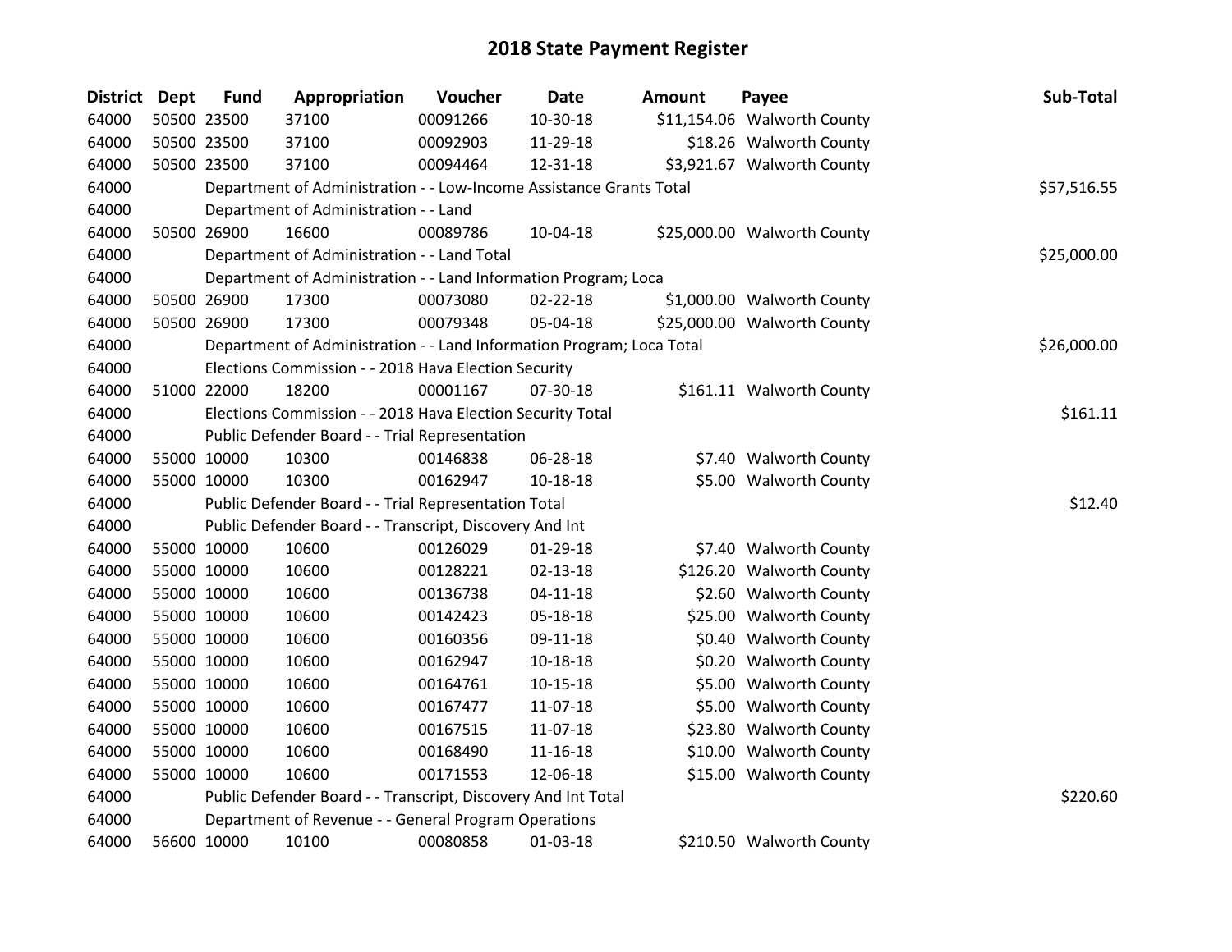# 2018 State Payment Register

| District | Dept | Fund | Appropriation | Voucher | Date | Amount | Payee | Sub-Total |
|---|---|---|---|---|---|---|---|---|
| 64000 | 50500 | 23500 | 37100 | 00091266 | 10-30-18 | $11,154.06 | Walworth County | |
| 64000 | 50500 | 23500 | 37100 | 00092903 | 11-29-18 | $18.26 | Walworth County | |
| 64000 | 50500 | 23500 | 37100 | 00094464 | 12-31-18 | $3,921.67 | Walworth County | |
| 64000 | | | Department of Administration - - Low-Income Assistance Grants Total | | | | | $57,516.55 |
| 64000 | | | Department of Administration - - Land | | | | | |
| 64000 | 50500 | 26900 | 16600 | 00089786 | 10-04-18 | $25,000.00 | Walworth County | |
| 64000 | | | Department of Administration - - Land Total | | | | | $25,000.00 |
| 64000 | | | Department of Administration - - Land Information Program; Loca | | | | | |
| 64000 | 50500 | 26900 | 17300 | 00073080 | 02-22-18 | $1,000.00 | Walworth County | |
| 64000 | 50500 | 26900 | 17300 | 00079348 | 05-04-18 | $25,000.00 | Walworth County | |
| 64000 | | | Department of Administration - - Land Information Program; Loca Total | | | | | $26,000.00 |
| 64000 | | | Elections Commission - - 2018 Hava Election Security | | | | | |
| 64000 | 51000 | 22000 | 18200 | 00001167 | 07-30-18 | $161.11 | Walworth County | |
| 64000 | | | Elections Commission - - 2018 Hava Election Security Total | | | | | $161.11 |
| 64000 | | | Public Defender Board - - Trial Representation | | | | | |
| 64000 | 55000 | 10000 | 10300 | 00146838 | 06-28-18 | $7.40 | Walworth County | |
| 64000 | 55000 | 10000 | 10300 | 00162947 | 10-18-18 | $5.00 | Walworth County | |
| 64000 | | | Public Defender Board - - Trial Representation Total | | | | | $12.40 |
| 64000 | | | Public Defender Board - - Transcript, Discovery And Int | | | | | |
| 64000 | 55000 | 10000 | 10600 | 00126029 | 01-29-18 | $7.40 | Walworth County | |
| 64000 | 55000 | 10000 | 10600 | 00128221 | 02-13-18 | $126.20 | Walworth County | |
| 64000 | 55000 | 10000 | 10600 | 00136738 | 04-11-18 | $2.60 | Walworth County | |
| 64000 | 55000 | 10000 | 10600 | 00142423 | 05-18-18 | $25.00 | Walworth County | |
| 64000 | 55000 | 10000 | 10600 | 00160356 | 09-11-18 | $0.40 | Walworth County | |
| 64000 | 55000 | 10000 | 10600 | 00162947 | 10-18-18 | $0.20 | Walworth County | |
| 64000 | 55000 | 10000 | 10600 | 00164761 | 10-15-18 | $5.00 | Walworth County | |
| 64000 | 55000 | 10000 | 10600 | 00167477 | 11-07-18 | $5.00 | Walworth County | |
| 64000 | 55000 | 10000 | 10600 | 00167515 | 11-07-18 | $23.80 | Walworth County | |
| 64000 | 55000 | 10000 | 10600 | 00168490 | 11-16-18 | $10.00 | Walworth County | |
| 64000 | 55000 | 10000 | 10600 | 00171553 | 12-06-18 | $15.00 | Walworth County | |
| 64000 | | | Public Defender Board - - Transcript, Discovery And Int Total | | | | | $220.60 |
| 64000 | | | Department of Revenue - - General Program Operations | | | | | |
| 64000 | 56600 | 10000 | 10100 | 00080858 | 01-03-18 | $210.50 | Walworth County | |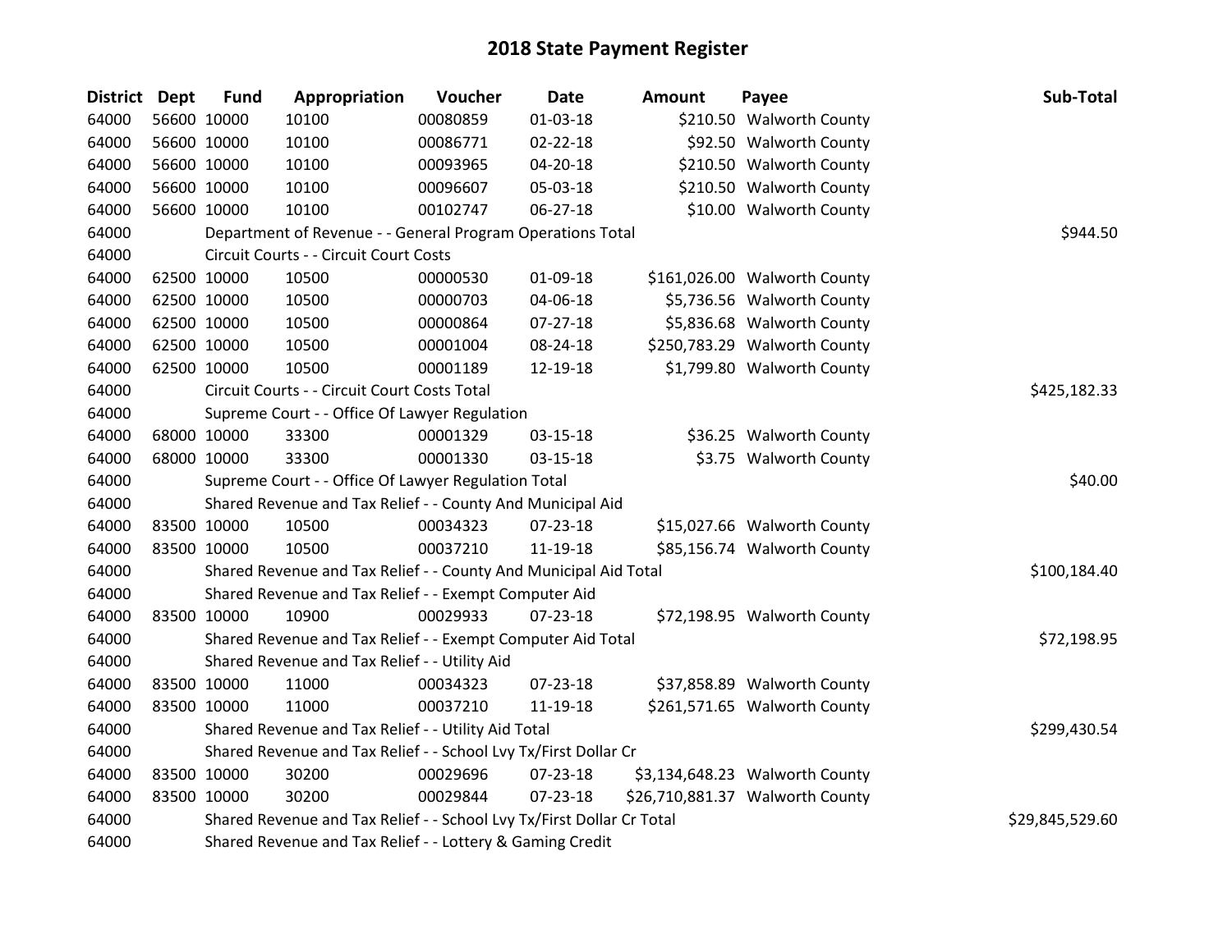# 2018 State Payment Register

| District | Dept | Fund | Appropriation | Voucher | Date | Amount | Payee | Sub-Total |
|---|---|---|---|---|---|---|---|---|
| 64000 | 56600 | 10000 | 10100 | 00080859 | 01-03-18 | $210.50 | Walworth County | |
| 64000 | 56600 | 10000 | 10100 | 00086771 | 02-22-18 | $92.50 | Walworth County | |
| 64000 | 56600 | 10000 | 10100 | 00093965 | 04-20-18 | $210.50 | Walworth County | |
| 64000 | 56600 | 10000 | 10100 | 00096607 | 05-03-18 | $210.50 | Walworth County | |
| 64000 | 56600 | 10000 | 10100 | 00102747 | 06-27-18 | $10.00 | Walworth County | |
| 64000 | | Department of Revenue - - General Program Operations Total | | | | | | $944.50 |
| 64000 | | Circuit Courts - - Circuit Court Costs | | | | | | |
| 64000 | 62500 | 10000 | 10500 | 00000530 | 01-09-18 | $161,026.00 | Walworth County | |
| 64000 | 62500 | 10000 | 10500 | 00000703 | 04-06-18 | $5,736.56 | Walworth County | |
| 64000 | 62500 | 10000 | 10500 | 00000864 | 07-27-18 | $5,836.68 | Walworth County | |
| 64000 | 62500 | 10000 | 10500 | 00001004 | 08-24-18 | $250,783.29 | Walworth County | |
| 64000 | 62500 | 10000 | 10500 | 00001189 | 12-19-18 | $1,799.80 | Walworth County | |
| 64000 | | Circuit Courts - - Circuit Court Costs Total | | | | | | $425,182.33 |
| 64000 | | Supreme Court - - Office Of Lawyer Regulation | | | | | | |
| 64000 | 68000 | 10000 | 33300 | 00001329 | 03-15-18 | $36.25 | Walworth County | |
| 64000 | 68000 | 10000 | 33300 | 00001330 | 03-15-18 | $3.75 | Walworth County | |
| 64000 | | Supreme Court - - Office Of Lawyer Regulation Total | | | | | | $40.00 |
| 64000 | | Shared Revenue and Tax Relief - - County And Municipal Aid | | | | | | |
| 64000 | 83500 | 10000 | 10500 | 00034323 | 07-23-18 | $15,027.66 | Walworth County | |
| 64000 | 83500 | 10000 | 10500 | 00037210 | 11-19-18 | $85,156.74 | Walworth County | |
| 64000 | | Shared Revenue and Tax Relief - - County And Municipal Aid Total | | | | | | $100,184.40 |
| 64000 | | Shared Revenue and Tax Relief - - Exempt Computer Aid | | | | | | |
| 64000 | 83500 | 10000 | 10900 | 00029933 | 07-23-18 | $72,198.95 | Walworth County | |
| 64000 | | Shared Revenue and Tax Relief - - Exempt Computer Aid Total | | | | | | $72,198.95 |
| 64000 | | Shared Revenue and Tax Relief - - Utility Aid | | | | | | |
| 64000 | 83500 | 10000 | 11000 | 00034323 | 07-23-18 | $37,858.89 | Walworth County | |
| 64000 | 83500 | 10000 | 11000 | 00037210 | 11-19-18 | $261,571.65 | Walworth County | |
| 64000 | | Shared Revenue and Tax Relief - - Utility Aid Total | | | | | | $299,430.54 |
| 64000 | | Shared Revenue and Tax Relief - - School Lvy Tx/First Dollar Cr | | | | | | |
| 64000 | 83500 | 10000 | 30200 | 00029696 | 07-23-18 | $3,134,648.23 | Walworth County | |
| 64000 | 83500 | 10000 | 30200 | 00029844 | 07-23-18 | $26,710,881.37 | Walworth County | |
| 64000 | | Shared Revenue and Tax Relief - - School Lvy Tx/First Dollar Cr Total | | | | | | $29,845,529.60 |
| 64000 | | Shared Revenue and Tax Relief - - Lottery & Gaming Credit | | | | | | |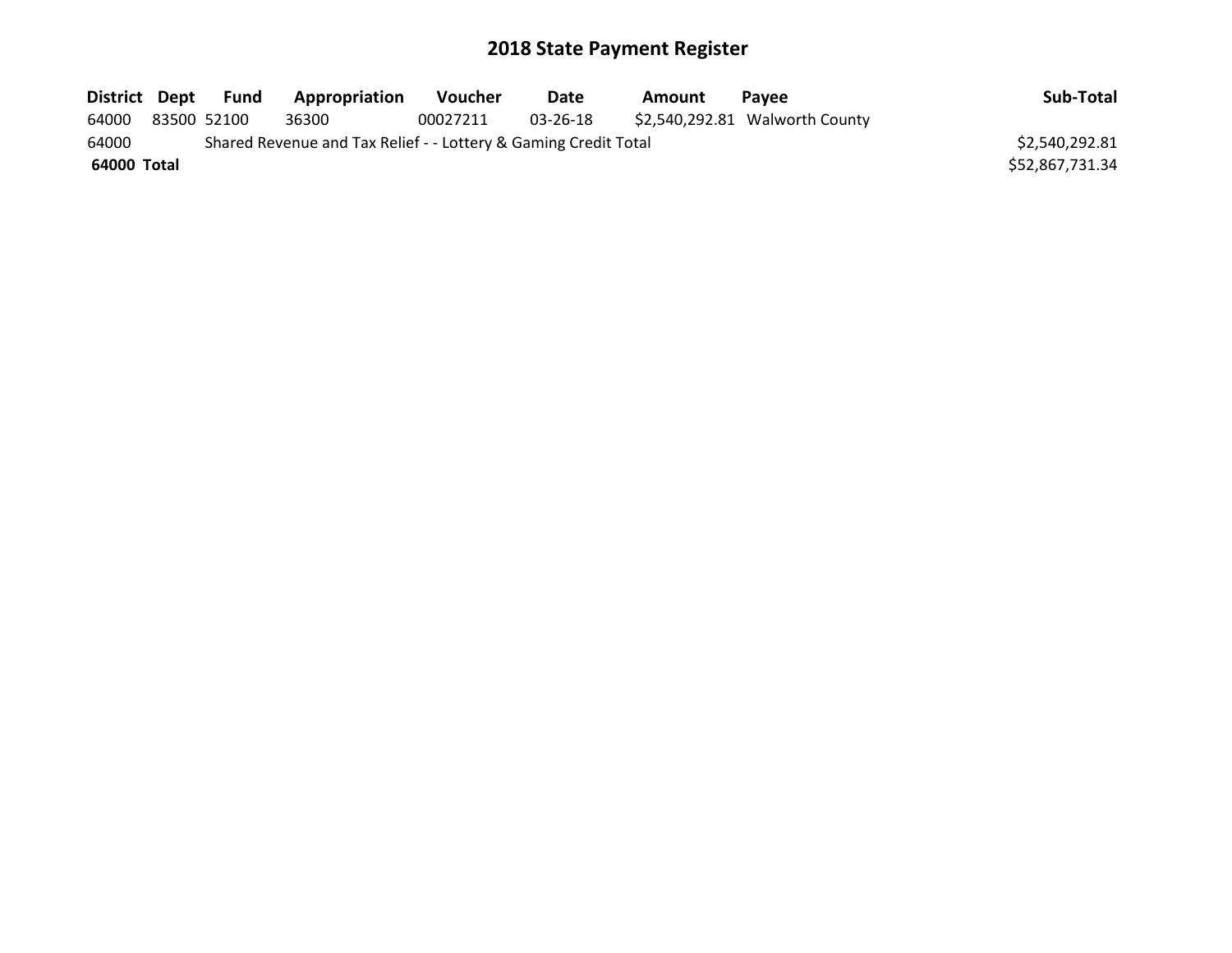# 2018 State Payment Register

| District | Dept | Fund | Appropriation | Voucher | Date | Amount | Payee | Sub-Total |
|---|---|---|---|---|---|---|---|---|
| 64000 | 83500 | 52100 | 36300 | 00027211 | 03-26-18 | $2,540,292.81 | Walworth County | |
| 64000 | | Shared Revenue and Tax Relief - - Lottery & Gaming Credit Total | | | | | | $2,540,292.81 |
| **64000** | **Total** | | | | | | | $52,867,731.34 |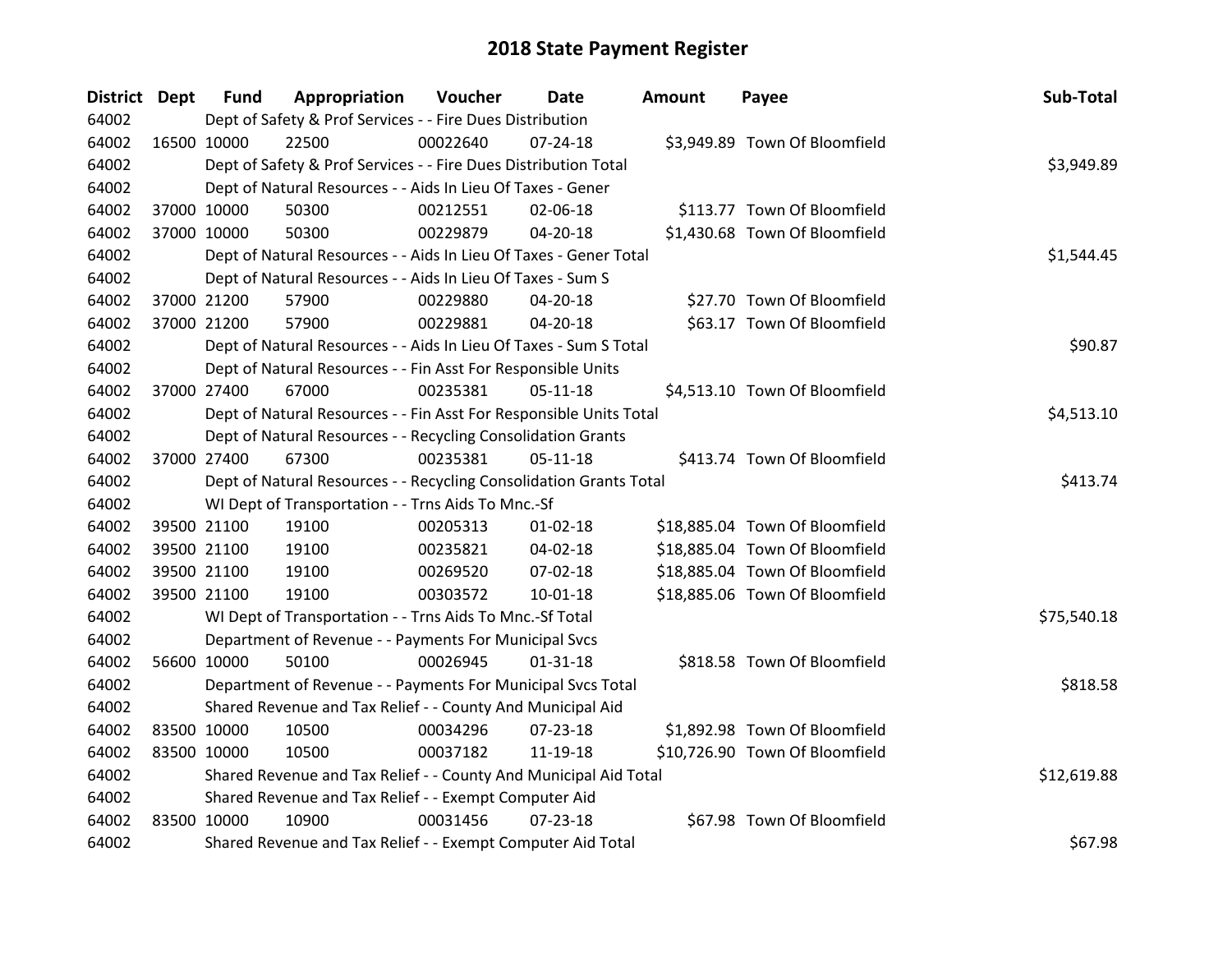# 2018 State Payment Register

| District | Dept | Fund | Appropriation | Voucher | Date | Amount | Payee | Sub-Total |
|---|---|---|---|---|---|---|---|---|
| 64002 | | Dept of Safety & Prof Services - - Fire Dues Distribution | | | | | | |
| 64002 | 16500 | 10000 | 22500 | 00022640 | 07-24-18 | $3,949.89 | Town Of Bloomfield | |
| 64002 | | Dept of Safety & Prof Services - - Fire Dues Distribution Total | | | | | | $3,949.89 |
| 64002 | | Dept of Natural Resources - - Aids In Lieu Of Taxes - Gener | | | | | | |
| 64002 | 37000 | 10000 | 50300 | 00212551 | 02-06-18 | $113.77 | Town Of Bloomfield | |
| 64002 | 37000 | 10000 | 50300 | 00229879 | 04-20-18 | $1,430.68 | Town Of Bloomfield | |
| 64002 | | Dept of Natural Resources - - Aids In Lieu Of Taxes - Gener Total | | | | | | $1,544.45 |
| 64002 | | Dept of Natural Resources - - Aids In Lieu Of Taxes - Sum S | | | | | | |
| 64002 | 37000 | 21200 | 57900 | 00229880 | 04-20-18 | $27.70 | Town Of Bloomfield | |
| 64002 | 37000 | 21200 | 57900 | 00229881 | 04-20-18 | $63.17 | Town Of Bloomfield | |
| 64002 | | Dept of Natural Resources - - Aids In Lieu Of Taxes - Sum S Total | | | | | | $90.87 |
| 64002 | | Dept of Natural Resources - - Fin Asst For Responsible Units | | | | | | |
| 64002 | 37000 | 27400 | 67000 | 00235381 | 05-11-18 | $4,513.10 | Town Of Bloomfield | |
| 64002 | | Dept of Natural Resources - - Fin Asst For Responsible Units Total | | | | | | $4,513.10 |
| 64002 | | Dept of Natural Resources - - Recycling Consolidation Grants | | | | | | |
| 64002 | 37000 | 27400 | 67300 | 00235381 | 05-11-18 | $413.74 | Town Of Bloomfield | |
| 64002 | | Dept of Natural Resources - - Recycling Consolidation Grants Total | | | | | | $413.74 |
| 64002 | | WI Dept of Transportation - - Trns Aids To Mnc.-Sf | | | | | | |
| 64002 | 39500 | 21100 | 19100 | 00205313 | 01-02-18 | $18,885.04 | Town Of Bloomfield | |
| 64002 | 39500 | 21100 | 19100 | 00235821 | 04-02-18 | $18,885.04 | Town Of Bloomfield | |
| 64002 | 39500 | 21100 | 19100 | 00269520 | 07-02-18 | $18,885.04 | Town Of Bloomfield | |
| 64002 | 39500 | 21100 | 19100 | 00303572 | 10-01-18 | $18,885.06 | Town Of Bloomfield | |
| 64002 | | WI Dept of Transportation - - Trns Aids To Mnc.-Sf Total | | | | | | $75,540.18 |
| 64002 | | Department of Revenue - - Payments For Municipal Svcs | | | | | | |
| 64002 | 56600 | 10000 | 50100 | 00026945 | 01-31-18 | $818.58 | Town Of Bloomfield | |
| 64002 | | Department of Revenue - - Payments For Municipal Svcs Total | | | | | | $818.58 |
| 64002 | | Shared Revenue and Tax Relief - - County And Municipal Aid | | | | | | |
| 64002 | 83500 | 10000 | 10500 | 00034296 | 07-23-18 | $1,892.98 | Town Of Bloomfield | |
| 64002 | 83500 | 10000 | 10500 | 00037182 | 11-19-18 | $10,726.90 | Town Of Bloomfield | |
| 64002 | | Shared Revenue and Tax Relief - - County And Municipal Aid Total | | | | | | $12,619.88 |
| 64002 | | Shared Revenue and Tax Relief - - Exempt Computer Aid | | | | | | |
| 64002 | 83500 | 10000 | 10900 | 00031456 | 07-23-18 | $67.98 | Town Of Bloomfield | |
| 64002 | | Shared Revenue and Tax Relief - - Exempt Computer Aid Total | | | | | | $67.98 |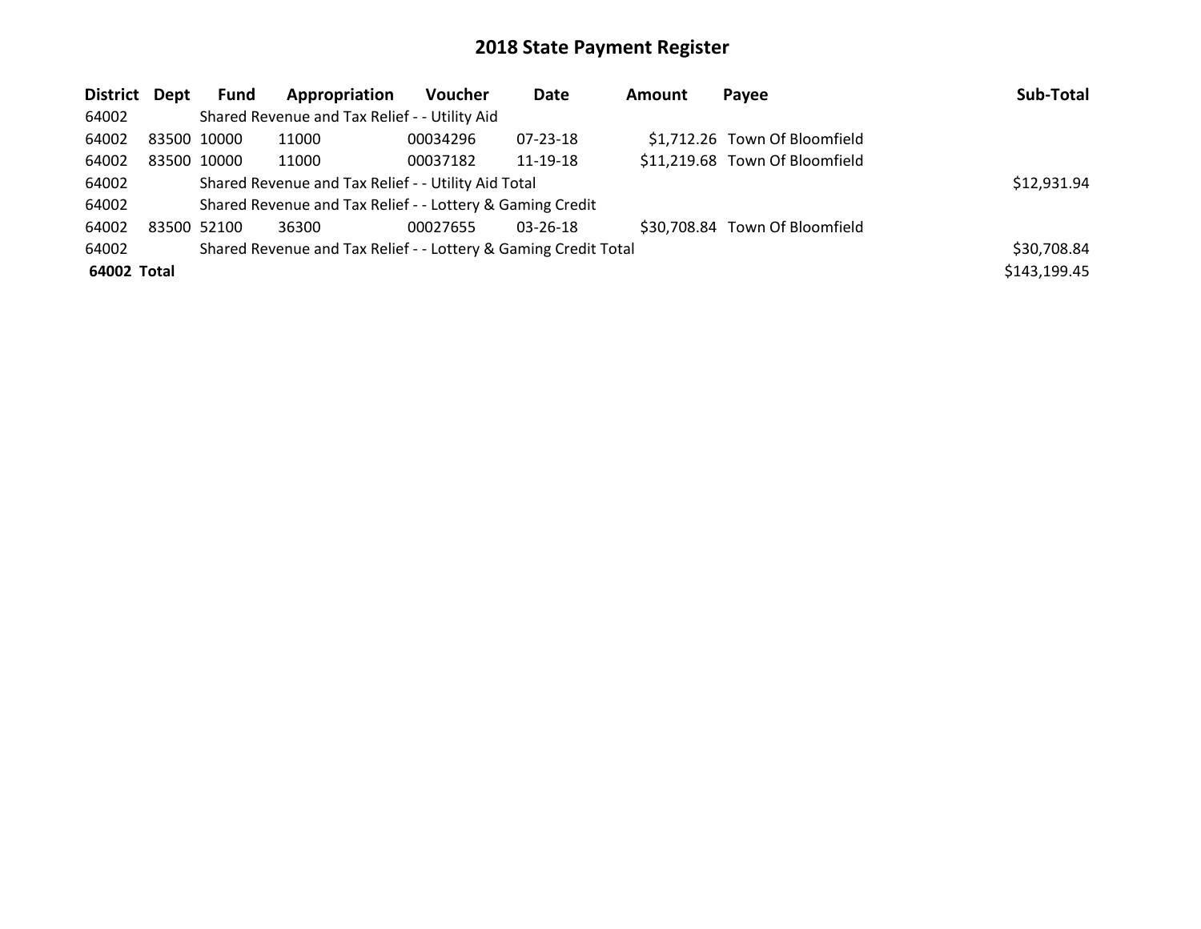# 2018 State Payment Register

| District | Dept | Fund | Appropriation | Voucher | Date | Amount | Payee | Sub-Total |
|---|---|---|---|---|---|---|---|---|
| 64002 | | Shared Revenue and Tax Relief - - Utility Aid | | | | | | |
| 64002 | 83500 | 10000 | 11000 | 00034296 | 07-23-18 | $1,712.26 | Town Of Bloomfield | |
| 64002 | 83500 | 10000 | 11000 | 00037182 | 11-19-18 | $11,219.68 | Town Of Bloomfield | |
| 64002 | | Shared Revenue and Tax Relief - - Utility Aid Total | | | | | | $12,931.94 |
| 64002 | | Shared Revenue and Tax Relief - - Lottery & Gaming Credit | | | | | | |
| 64002 | 83500 | 52100 | 36300 | 00027655 | 03-26-18 | $30,708.84 | Town Of Bloomfield | |
| 64002 | | Shared Revenue and Tax Relief - - Lottery & Gaming Credit Total | | | | | | $30,708.84 |
| **64002 Total** | | | | | | | | $143,199.45 |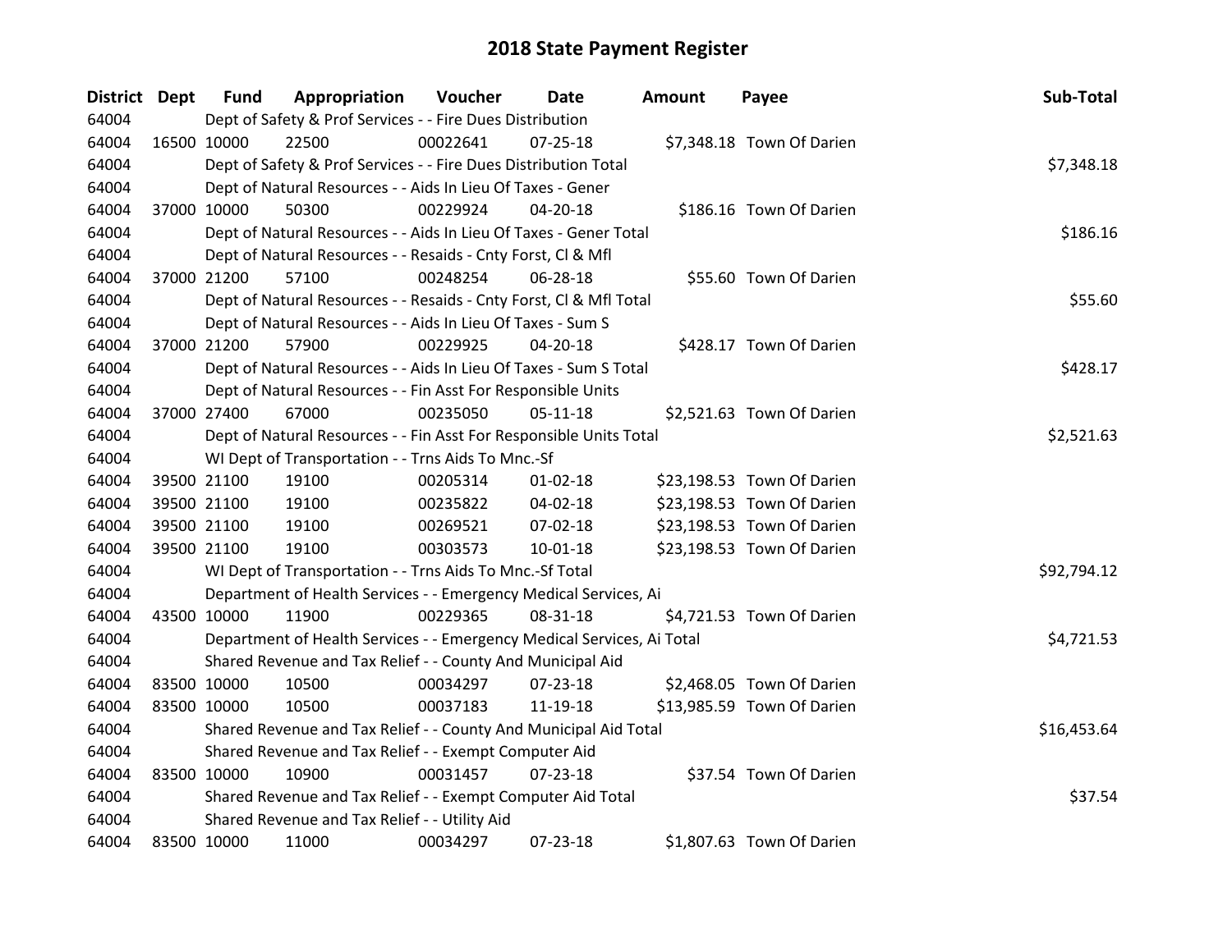# 2018 State Payment Register

| District | Dept | Fund | Appropriation | Voucher | Date | Amount | Payee | Sub-Total |
|---|---|---|---|---|---|---|---|---|
| 64004 | | Dept of Safety & Prof Services - - Fire Dues Distribution | | | | | | |
| 64004 | 16500 | 10000 | 22500 | 00022641 | 07-25-18 | $7,348.18 | Town Of Darien | |
| 64004 | | Dept of Safety & Prof Services - - Fire Dues Distribution Total | | | | | | $7,348.18 |
| 64004 | | Dept of Natural Resources - - Aids In Lieu Of Taxes - Gener | | | | | | |
| 64004 | 37000 | 10000 | 50300 | 00229924 | 04-20-18 | $186.16 | Town Of Darien | |
| 64004 | | Dept of Natural Resources - - Aids In Lieu Of Taxes - Gener Total | | | | | | $186.16 |
| 64004 | | Dept of Natural Resources - - Resaids - Cnty Forst, Cl & Mfl | | | | | | |
| 64004 | 37000 | 21200 | 57100 | 00248254 | 06-28-18 | $55.60 | Town Of Darien | |
| 64004 | | Dept of Natural Resources - - Resaids - Cnty Forst, Cl & Mfl Total | | | | | | $55.60 |
| 64004 | | Dept of Natural Resources - - Aids In Lieu Of Taxes - Sum S | | | | | | |
| 64004 | 37000 | 21200 | 57900 | 00229925 | 04-20-18 | $428.17 | Town Of Darien | |
| 64004 | | Dept of Natural Resources - - Aids In Lieu Of Taxes - Sum S Total | | | | | | $428.17 |
| 64004 | | Dept of Natural Resources - - Fin Asst For Responsible Units | | | | | | |
| 64004 | 37000 | 27400 | 67000 | 00235050 | 05-11-18 | $2,521.63 | Town Of Darien | |
| 64004 | | Dept of Natural Resources - - Fin Asst For Responsible Units Total | | | | | | $2,521.63 |
| 64004 | | WI Dept of Transportation - - Trns Aids To Mnc.-Sf | | | | | | |
| 64004 | 39500 | 21100 | 19100 | 00205314 | 01-02-18 | $23,198.53 | Town Of Darien | |
| 64004 | 39500 | 21100 | 19100 | 00235822 | 04-02-18 | $23,198.53 | Town Of Darien | |
| 64004 | 39500 | 21100 | 19100 | 00269521 | 07-02-18 | $23,198.53 | Town Of Darien | |
| 64004 | 39500 | 21100 | 19100 | 00303573 | 10-01-18 | $23,198.53 | Town Of Darien | |
| 64004 | | WI Dept of Transportation - - Trns Aids To Mnc.-Sf Total | | | | | | $92,794.12 |
| 64004 | | Department of Health Services - - Emergency Medical Services, Ai | | | | | | |
| 64004 | 43500 | 10000 | 11900 | 00229365 | 08-31-18 | $4,721.53 | Town Of Darien | |
| 64004 | | Department of Health Services - - Emergency Medical Services, Ai Total | | | | | | $4,721.53 |
| 64004 | | Shared Revenue and Tax Relief - - County And Municipal Aid | | | | | | |
| 64004 | 83500 | 10000 | 10500 | 00034297 | 07-23-18 | $2,468.05 | Town Of Darien | |
| 64004 | 83500 | 10000 | 10500 | 00037183 | 11-19-18 | $13,985.59 | Town Of Darien | |
| 64004 | | Shared Revenue and Tax Relief - - County And Municipal Aid Total | | | | | | $16,453.64 |
| 64004 | | Shared Revenue and Tax Relief - - Exempt Computer Aid | | | | | | |
| 64004 | 83500 | 10000 | 10900 | 00031457 | 07-23-18 | $37.54 | Town Of Darien | |
| 64004 | | Shared Revenue and Tax Relief - - Exempt Computer Aid Total | | | | | | $37.54 |
| 64004 | | Shared Revenue and Tax Relief - - Utility Aid | | | | | | |
| 64004 | 83500 | 10000 | 11000 | 00034297 | 07-23-18 | $1,807.63 | Town Of Darien | |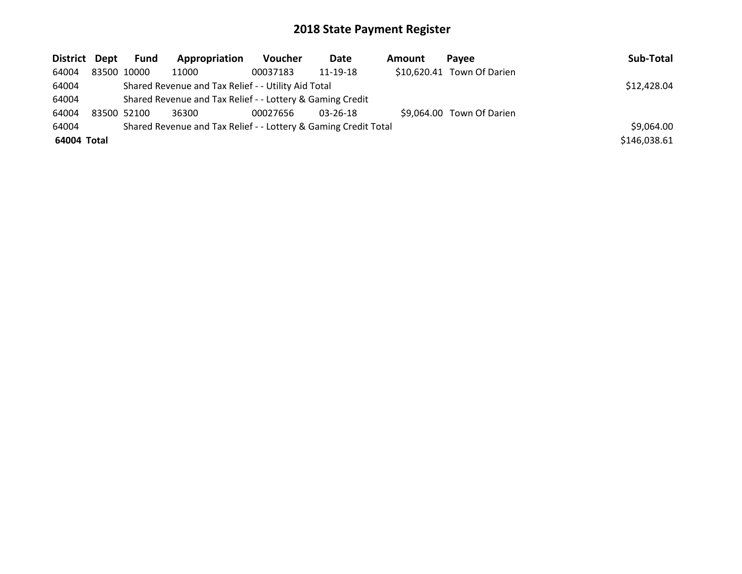# 2018 State Payment Register

| District | Dept | Fund | Appropriation | Voucher | Date | Amount | Payee | Sub-Total |
|---|---|---|---|---|---|---|---|---|
| 64004 | 83500 | 10000 | 11000 | 00037183 | 11-19-18 | $10,620.41 | Town Of Darien | |
| 64004 | | Shared Revenue and Tax Relief - - Utility Aid Total | | | | | | $12,428.04 |
| 64004 | | Shared Revenue and Tax Relief - - Lottery & Gaming Credit | | | | | | |
| 64004 | 83500 | 52100 | 36300 | 00027656 | 03-26-18 | $9,064.00 | Town Of Darien | |
| 64004 | | Shared Revenue and Tax Relief - - Lottery & Gaming Credit Total | | | | | | $9,064.00 |
| **64004 Total** | | | | | | | | $146,038.61 |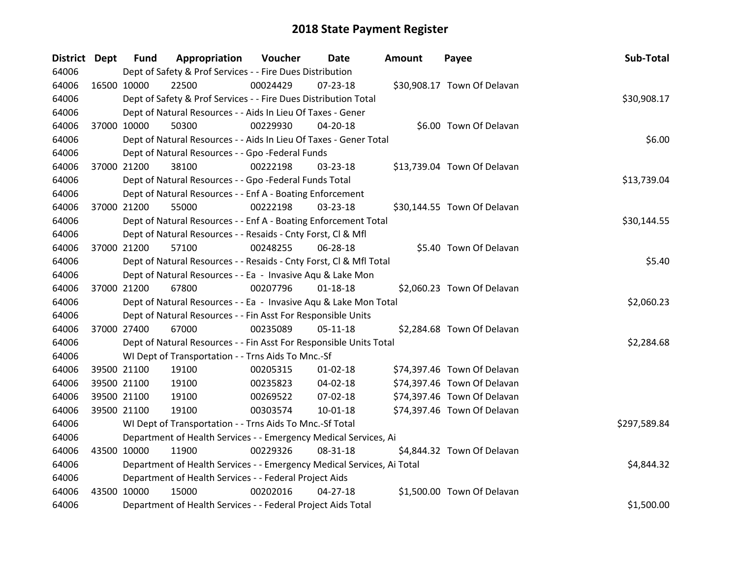# 2018 State Payment Register

| District | Dept | Fund | Appropriation | Voucher | Date | Amount | Payee | Sub-Total |
|---|---|---|---|---|---|---|---|---|
| 64006 | | Dept of Safety & Prof Services - - Fire Dues Distribution | | | | | | |
| 64006 | 16500 | 10000 | 22500 | 00024429 | 07-23-18 | $30,908.17 | Town Of Delavan | |
| 64006 | | Dept of Safety & Prof Services - - Fire Dues Distribution Total | | | | | | $30,908.17 |
| 64006 | | Dept of Natural Resources - - Aids In Lieu Of Taxes - Gener | | | | | | |
| 64006 | 37000 | 10000 | 50300 | 00229930 | 04-20-18 | $6.00 | Town Of Delavan | |
| 64006 | | Dept of Natural Resources - - Aids In Lieu Of Taxes - Gener Total | | | | | | $6.00 |
| 64006 | | Dept of Natural Resources - - Gpo -Federal Funds | | | | | | |
| 64006 | 37000 | 21200 | 38100 | 00222198 | 03-23-18 | $13,739.04 | Town Of Delavan | |
| 64006 | | Dept of Natural Resources - - Gpo -Federal Funds Total | | | | | | $13,739.04 |
| 64006 | | Dept of Natural Resources - - Enf A - Boating Enforcement | | | | | | |
| 64006 | 37000 | 21200 | 55000 | 00222198 | 03-23-18 | $30,144.55 | Town Of Delavan | |
| 64006 | | Dept of Natural Resources - - Enf A - Boating Enforcement Total | | | | | | $30,144.55 |
| 64006 | | Dept of Natural Resources - - Resaids - Cnty Forst, Cl & Mfl | | | | | | |
| 64006 | 37000 | 21200 | 57100 | 00248255 | 06-28-18 | $5.40 | Town Of Delavan | |
| 64006 | | Dept of Natural Resources - - Resaids - Cnty Forst, Cl & Mfl Total | | | | | | $5.40 |
| 64006 | | Dept of Natural Resources - - Ea - Invasive Aqu & Lake Mon | | | | | | |
| 64006 | 37000 | 21200 | 67800 | 00207796 | 01-18-18 | $2,060.23 | Town Of Delavan | |
| 64006 | | Dept of Natural Resources - - Ea - Invasive Aqu & Lake Mon Total | | | | | | $2,060.23 |
| 64006 | | Dept of Natural Resources - - Fin Asst For Responsible Units | | | | | | |
| 64006 | 37000 | 27400 | 67000 | 00235089 | 05-11-18 | $2,284.68 | Town Of Delavan | |
| 64006 | | Dept of Natural Resources - - Fin Asst For Responsible Units Total | | | | | | $2,284.68 |
| 64006 | | WI Dept of Transportation - - Trns Aids To Mnc.-Sf | | | | | | |
| 64006 | 39500 | 21100 | 19100 | 00205315 | 01-02-18 | $74,397.46 | Town Of Delavan | |
| 64006 | 39500 | 21100 | 19100 | 00235823 | 04-02-18 | $74,397.46 | Town Of Delavan | |
| 64006 | 39500 | 21100 | 19100 | 00269522 | 07-02-18 | $74,397.46 | Town Of Delavan | |
| 64006 | 39500 | 21100 | 19100 | 00303574 | 10-01-18 | $74,397.46 | Town Of Delavan | |
| 64006 | | WI Dept of Transportation - - Trns Aids To Mnc.-Sf Total | | | | | | $297,589.84 |
| 64006 | | Department of Health Services - - Emergency Medical Services, Ai | | | | | | |
| 64006 | 43500 | 10000 | 11900 | 00229326 | 08-31-18 | $4,844.32 | Town Of Delavan | |
| 64006 | | Department of Health Services - - Emergency Medical Services, Ai Total | | | | | | $4,844.32 |
| 64006 | | Department of Health Services - - Federal Project Aids | | | | | | |
| 64006 | 43500 | 10000 | 15000 | 00202016 | 04-27-18 | $1,500.00 | Town Of Delavan | |
| 64006 | | Department of Health Services - - Federal Project Aids Total | | | | | | $1,500.00 |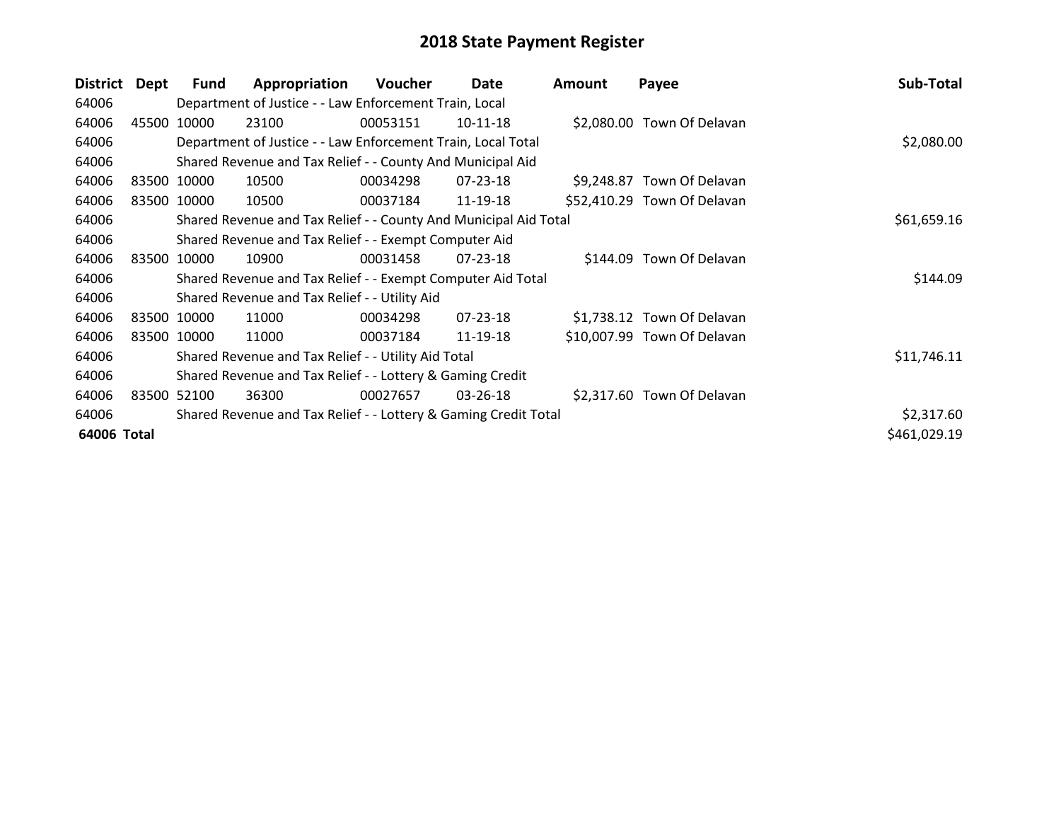# 2018 State Payment Register

| District | Dept | Fund | Appropriation | Voucher | Date | Amount | Payee | Sub-Total |
|---|---|---|---|---|---|---|---|---|
| 64006 | | Department of Justice - - Law Enforcement Train, Local | | | | | | |
| 64006 | 45500 | 10000 | 23100 | 00053151 | 10-11-18 | $2,080.00 | Town Of Delavan | |
| 64006 | | Department of Justice - - Law Enforcement Train, Local Total | | | | | | $2,080.00 |
| 64006 | | Shared Revenue and Tax Relief - - County And Municipal Aid | | | | | | |
| 64006 | 83500 | 10000 | 10500 | 00034298 | 07-23-18 | $9,248.87 | Town Of Delavan | |
| 64006 | 83500 | 10000 | 10500 | 00037184 | 11-19-18 | $52,410.29 | Town Of Delavan | |
| 64006 | | Shared Revenue and Tax Relief - - County And Municipal Aid Total | | | | | | $61,659.16 |
| 64006 | | Shared Revenue and Tax Relief - - Exempt Computer Aid | | | | | | |
| 64006 | 83500 | 10000 | 10900 | 00031458 | 07-23-18 | $144.09 | Town Of Delavan | |
| 64006 | | Shared Revenue and Tax Relief - - Exempt Computer Aid Total | | | | | | $144.09 |
| 64006 | | Shared Revenue and Tax Relief - - Utility Aid | | | | | | |
| 64006 | 83500 | 10000 | 11000 | 00034298 | 07-23-18 | $1,738.12 | Town Of Delavan | |
| 64006 | 83500 | 10000 | 11000 | 00037184 | 11-19-18 | $10,007.99 | Town Of Delavan | |
| 64006 | | Shared Revenue and Tax Relief - - Utility Aid Total | | | | | | $11,746.11 |
| 64006 | | Shared Revenue and Tax Relief - - Lottery & Gaming Credit | | | | | | |
| 64006 | 83500 | 52100 | 36300 | 00027657 | 03-26-18 | $2,317.60 | Town Of Delavan | |
| 64006 | | Shared Revenue and Tax Relief - - Lottery & Gaming Credit Total | | | | | | $2,317.60 |
| **64006 Total** | | | | | | | | $461,029.19 |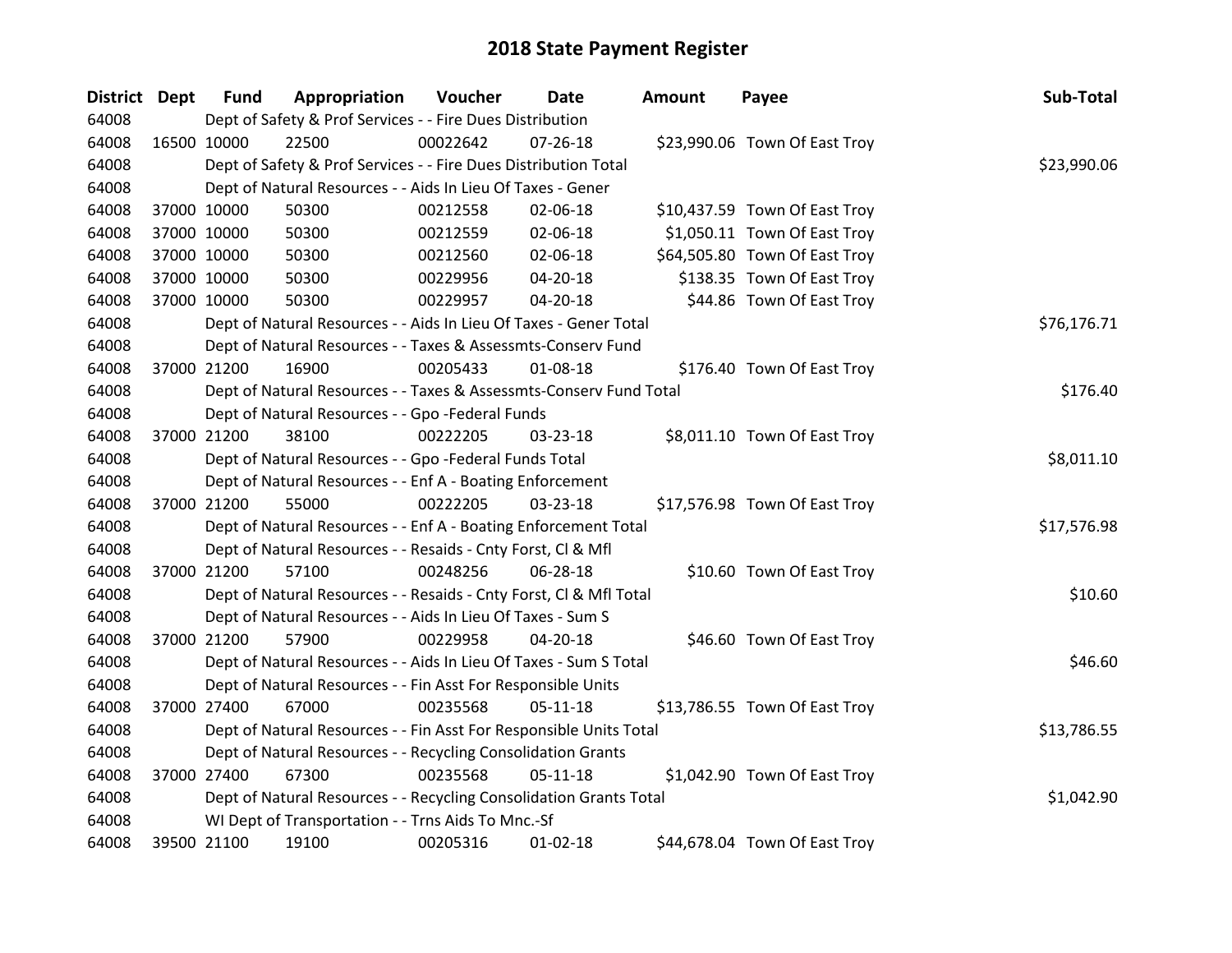# 2018 State Payment Register

| District | Dept | Fund | Appropriation | Voucher | Date | Amount | Payee | Sub-Total |
|---|---|---|---|---|---|---|---|---|
| 64008 | | Dept of Safety & Prof Services - - Fire Dues Distribution | | | | | | |
| 64008 | 16500 | 10000 | 22500 | 00022642 | 07-26-18 | $23,990.06 | Town Of East Troy | |
| 64008 | | Dept of Safety & Prof Services - - Fire Dues Distribution Total | | | | | | $23,990.06 |
| 64008 | | Dept of Natural Resources - - Aids In Lieu Of Taxes - Gener | | | | | | |
| 64008 | 37000 | 10000 | 50300 | 00212558 | 02-06-18 | $10,437.59 | Town Of East Troy | |
| 64008 | 37000 | 10000 | 50300 | 00212559 | 02-06-18 | $1,050.11 | Town Of East Troy | |
| 64008 | 37000 | 10000 | 50300 | 00212560 | 02-06-18 | $64,505.80 | Town Of East Troy | |
| 64008 | 37000 | 10000 | 50300 | 00229956 | 04-20-18 | $138.35 | Town Of East Troy | |
| 64008 | 37000 | 10000 | 50300 | 00229957 | 04-20-18 | $44.86 | Town Of East Troy | |
| 64008 | | Dept of Natural Resources - - Aids In Lieu Of Taxes - Gener Total | | | | | | $76,176.71 |
| 64008 | | Dept of Natural Resources - - Taxes & Assessmts-Conserv Fund | | | | | | |
| 64008 | 37000 | 21200 | 16900 | 00205433 | 01-08-18 | $176.40 | Town Of East Troy | |
| 64008 | | Dept of Natural Resources - - Taxes & Assessmts-Conserv Fund Total | | | | | | $176.40 |
| 64008 | | Dept of Natural Resources - - Gpo -Federal Funds | | | | | | |
| 64008 | 37000 | 21200 | 38100 | 00222205 | 03-23-18 | $8,011.10 | Town Of East Troy | |
| 64008 | | Dept of Natural Resources - - Gpo -Federal Funds Total | | | | | | $8,011.10 |
| 64008 | | Dept of Natural Resources - - Enf A - Boating Enforcement | | | | | | |
| 64008 | 37000 | 21200 | 55000 | 00222205 | 03-23-18 | $17,576.98 | Town Of East Troy | |
| 64008 | | Dept of Natural Resources - - Enf A - Boating Enforcement Total | | | | | | $17,576.98 |
| 64008 | | Dept of Natural Resources - - Resaids - Cnty Forst, Cl & Mfl | | | | | | |
| 64008 | 37000 | 21200 | 57100 | 00248256 | 06-28-18 | $10.60 | Town Of East Troy | |
| 64008 | | Dept of Natural Resources - - Resaids - Cnty Forst, Cl & Mfl Total | | | | | | $10.60 |
| 64008 | | Dept of Natural Resources - - Aids In Lieu Of Taxes - Sum S | | | | | | |
| 64008 | 37000 | 21200 | 57900 | 00229958 | 04-20-18 | $46.60 | Town Of East Troy | |
| 64008 | | Dept of Natural Resources - - Aids In Lieu Of Taxes - Sum S Total | | | | | | $46.60 |
| 64008 | | Dept of Natural Resources - - Fin Asst For Responsible Units | | | | | | |
| 64008 | 37000 | 27400 | 67000 | 00235568 | 05-11-18 | $13,786.55 | Town Of East Troy | |
| 64008 | | Dept of Natural Resources - - Fin Asst For Responsible Units Total | | | | | | $13,786.55 |
| 64008 | | Dept of Natural Resources - - Recycling Consolidation Grants | | | | | | |
| 64008 | 37000 | 27400 | 67300 | 00235568 | 05-11-18 | $1,042.90 | Town Of East Troy | |
| 64008 | | Dept of Natural Resources - - Recycling Consolidation Grants Total | | | | | | $1,042.90 |
| 64008 | | WI Dept of Transportation - - Trns Aids To Mnc.-Sf | | | | | | |
| 64008 | 39500 | 21100 | 19100 | 00205316 | 01-02-18 | $44,678.04 | Town Of East Troy | |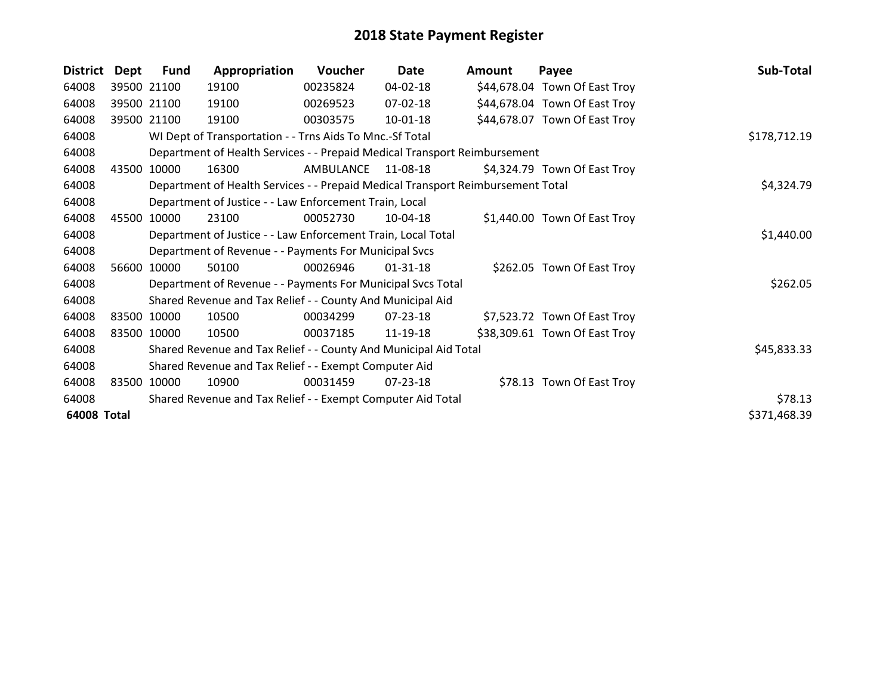# 2018 State Payment Register

| District | Dept | Fund | Appropriation | Voucher | Date | Amount | Payee | Sub-Total |
|---|---|---|---|---|---|---|---|---|
| 64008 | 39500 | 21100 | 19100 | 00235824 | 04-02-18 | $44,678.04 | Town Of East Troy | |
| 64008 | 39500 | 21100 | 19100 | 00269523 | 07-02-18 | $44,678.04 | Town Of East Troy | |
| 64008 | 39500 | 21100 | 19100 | 00303575 | 10-01-18 | $44,678.07 | Town Of East Troy | |
| 64008 | | WI Dept of Transportation - - Trns Aids To Mnc.-Sf Total | | | | | | $178,712.19 |
| 64008 | | Department of Health Services - - Prepaid Medical Transport Reimbursement | | | | | | |
| 64008 | 43500 | 10000 | 16300 | AMBULANCE | 11-08-18 | $4,324.79 | Town Of East Troy | |
| 64008 | | Department of Health Services - - Prepaid Medical Transport Reimbursement Total | | | | | | $4,324.79 |
| 64008 | | Department of Justice - - Law Enforcement Train, Local | | | | | | |
| 64008 | 45500 | 10000 | 23100 | 00052730 | 10-04-18 | $1,440.00 | Town Of East Troy | |
| 64008 | | Department of Justice - - Law Enforcement Train, Local Total | | | | | | $1,440.00 |
| 64008 | | Department of Revenue - - Payments For Municipal Svcs | | | | | | |
| 64008 | 56600 | 10000 | 50100 | 00026946 | 01-31-18 | $262.05 | Town Of East Troy | |
| 64008 | | Department of Revenue - - Payments For Municipal Svcs Total | | | | | | $262.05 |
| 64008 | | Shared Revenue and Tax Relief - - County And Municipal Aid | | | | | | |
| 64008 | 83500 | 10000 | 10500 | 00034299 | 07-23-18 | $7,523.72 | Town Of East Troy | |
| 64008 | 83500 | 10000 | 10500 | 00037185 | 11-19-18 | $38,309.61 | Town Of East Troy | |
| 64008 | | Shared Revenue and Tax Relief - - County And Municipal Aid Total | | | | | | $45,833.33 |
| 64008 | | Shared Revenue and Tax Relief - - Exempt Computer Aid | | | | | | |
| 64008 | 83500 | 10000 | 10900 | 00031459 | 07-23-18 | $78.13 | Town Of East Troy | |
| 64008 | | Shared Revenue and Tax Relief - - Exempt Computer Aid Total | | | | | | $78.13 |
| **64008 Total** | | | | | | | | $371,468.39 |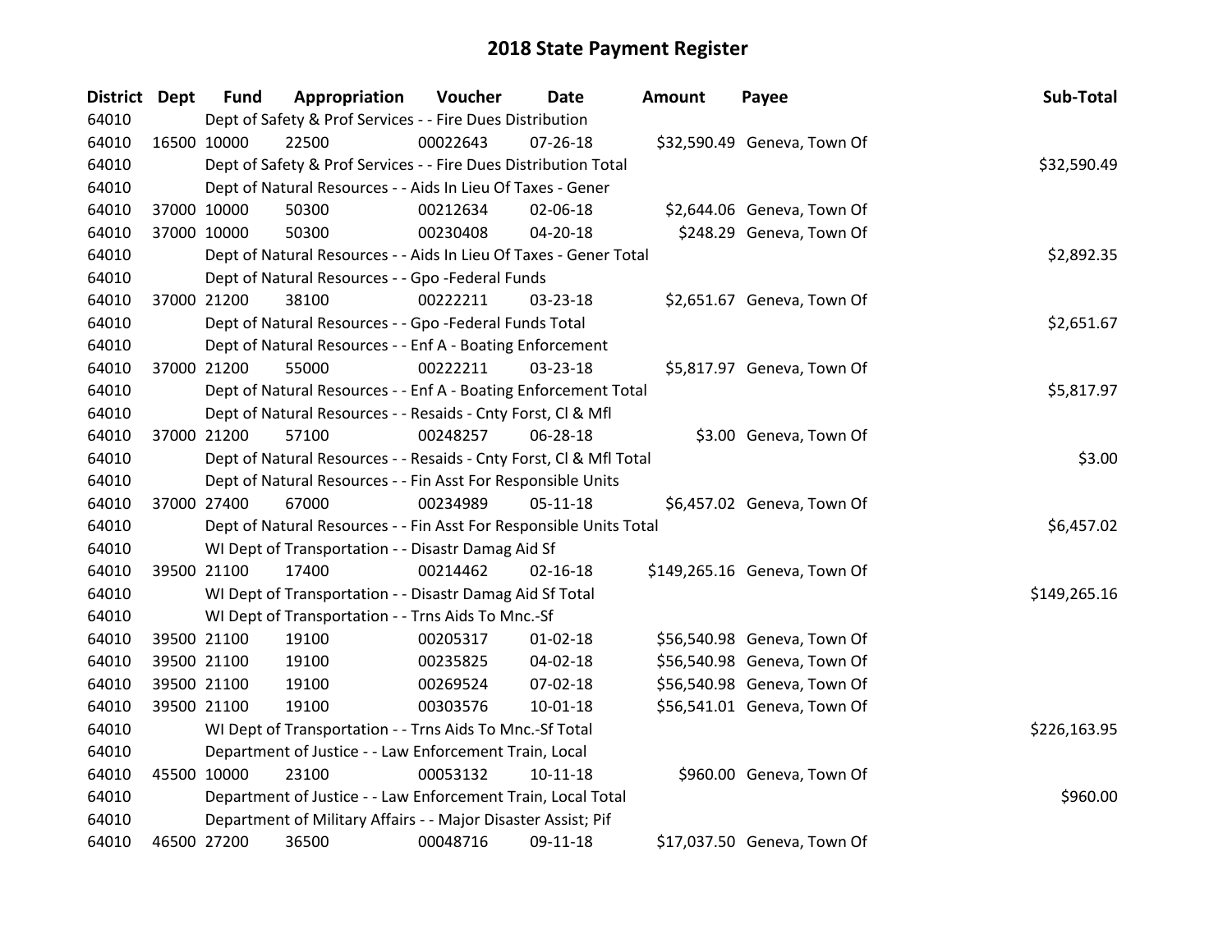# 2018 State Payment Register

| District | Dept | Fund | Appropriation | Voucher | Date | Amount | Payee | Sub-Total |
|---|---|---|---|---|---|---|---|---|
| 64010 | | Dept of Safety & Prof Services - - Fire Dues Distribution | | | | | | |
| 64010 | 16500 | 10000 | 22500 | 00022643 | 07-26-18 | $32,590.49 | Geneva, Town Of | |
| 64010 | | Dept of Safety & Prof Services - - Fire Dues Distribution Total | | | | | | $32,590.49 |
| 64010 | | Dept of Natural Resources - - Aids In Lieu Of Taxes - Gener | | | | | | |
| 64010 | 37000 | 10000 | 50300 | 00212634 | 02-06-18 | $2,644.06 | Geneva, Town Of | |
| 64010 | 37000 | 10000 | 50300 | 00230408 | 04-20-18 | $248.29 | Geneva, Town Of | |
| 64010 | | Dept of Natural Resources - - Aids In Lieu Of Taxes - Gener Total | | | | | | $2,892.35 |
| 64010 | | Dept of Natural Resources - - Gpo -Federal Funds | | | | | | |
| 64010 | 37000 | 21200 | 38100 | 00222211 | 03-23-18 | $2,651.67 | Geneva, Town Of | |
| 64010 | | Dept of Natural Resources - - Gpo -Federal Funds Total | | | | | | $2,651.67 |
| 64010 | | Dept of Natural Resources - - Enf A - Boating Enforcement | | | | | | |
| 64010 | 37000 | 21200 | 55000 | 00222211 | 03-23-18 | $5,817.97 | Geneva, Town Of | |
| 64010 | | Dept of Natural Resources - - Enf A - Boating Enforcement Total | | | | | | $5,817.97 |
| 64010 | | Dept of Natural Resources - - Resaids - Cnty Forst, Cl & Mfl | | | | | | |
| 64010 | 37000 | 21200 | 57100 | 00248257 | 06-28-18 | $3.00 | Geneva, Town Of | |
| 64010 | | Dept of Natural Resources - - Resaids - Cnty Forst, Cl & Mfl Total | | | | | | $3.00 |
| 64010 | | Dept of Natural Resources - - Fin Asst For Responsible Units | | | | | | |
| 64010 | 37000 | 27400 | 67000 | 00234989 | 05-11-18 | $6,457.02 | Geneva, Town Of | |
| 64010 | | Dept of Natural Resources - - Fin Asst For Responsible Units Total | | | | | | $6,457.02 |
| 64010 | | WI Dept of Transportation - - Disastr Damag Aid Sf | | | | | | |
| 64010 | 39500 | 21100 | 17400 | 00214462 | 02-16-18 | $149,265.16 | Geneva, Town Of | |
| 64010 | | WI Dept of Transportation - - Disastr Damag Aid Sf Total | | | | | | $149,265.16 |
| 64010 | | WI Dept of Transportation - - Trns Aids To Mnc.-Sf | | | | | | |
| 64010 | 39500 | 21100 | 19100 | 00205317 | 01-02-18 | $56,540.98 | Geneva, Town Of | |
| 64010 | 39500 | 21100 | 19100 | 00235825 | 04-02-18 | $56,540.98 | Geneva, Town Of | |
| 64010 | 39500 | 21100 | 19100 | 00269524 | 07-02-18 | $56,540.98 | Geneva, Town Of | |
| 64010 | 39500 | 21100 | 19100 | 00303576 | 10-01-18 | $56,541.01 | Geneva, Town Of | |
| 64010 | | WI Dept of Transportation - - Trns Aids To Mnc.-Sf Total | | | | | | $226,163.95 |
| 64010 | | Department of Justice - - Law Enforcement Train, Local | | | | | | |
| 64010 | 45500 | 10000 | 23100 | 00053132 | 10-11-18 | $960.00 | Geneva, Town Of | |
| 64010 | | Department of Justice - - Law Enforcement Train, Local Total | | | | | | $960.00 |
| 64010 | | Department of Military Affairs - - Major Disaster Assist; Pif | | | | | | |
| 64010 | 46500 | 27200 | 36500 | 00048716 | 09-11-18 | $17,037.50 | Geneva, Town Of | |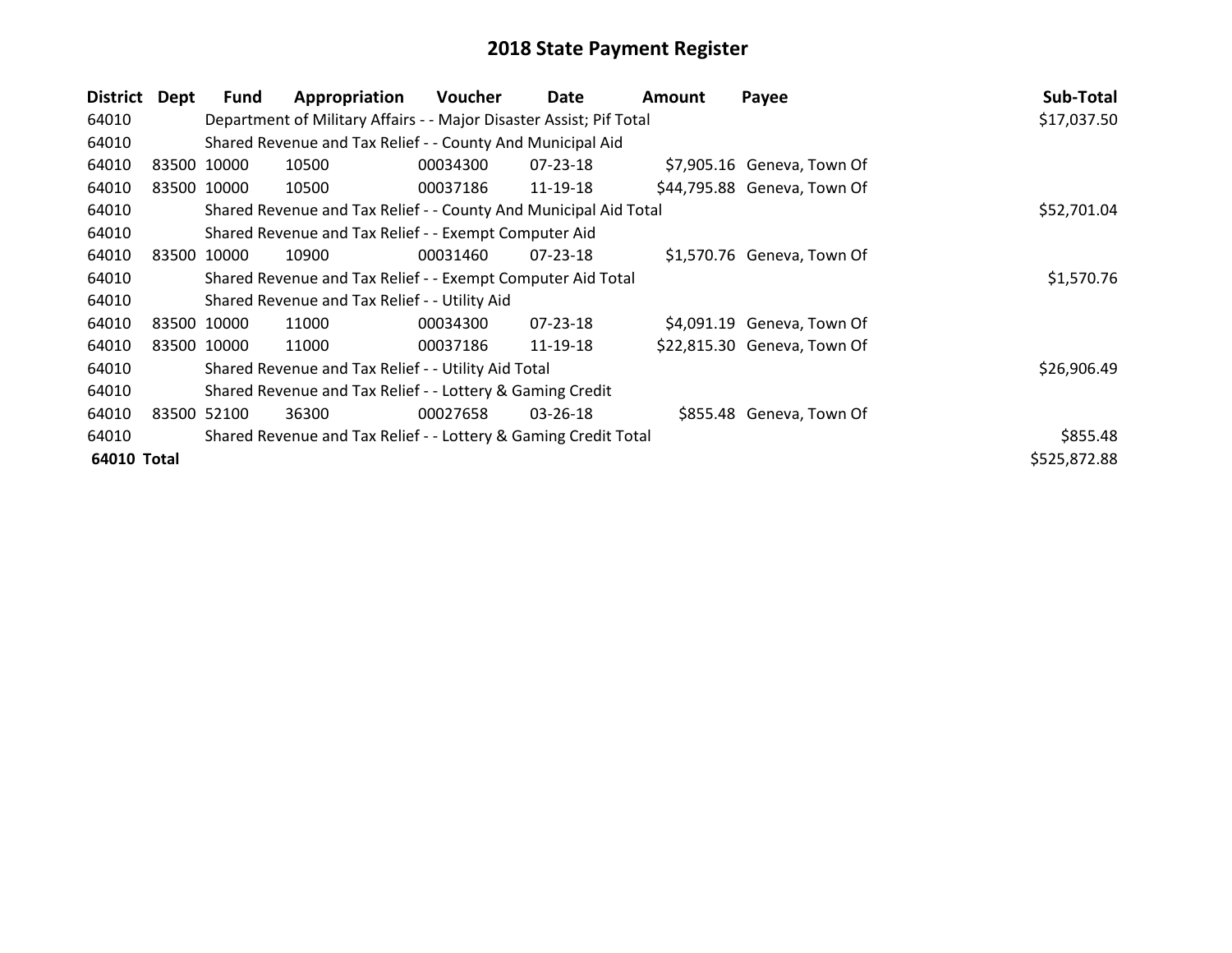# 2018 State Payment Register

| District | Dept | Fund | Appropriation | Voucher | Date | Amount | Payee | Sub-Total |
|---|---|---|---|---|---|---|---|---|
| 64010 | | Department of Military Affairs - - Major Disaster Assist; Pif Total | | | | | | $17,037.50 |
| 64010 | | Shared Revenue and Tax Relief - - County And Municipal Aid | | | | | | |
| 64010 | 83500 | 10000 | 10500 | 00034300 | 07-23-18 | $7,905.16 | Geneva, Town Of | |
| 64010 | 83500 | 10000 | 10500 | 00037186 | 11-19-18 | $44,795.88 | Geneva, Town Of | |
| 64010 | | Shared Revenue and Tax Relief - - County And Municipal Aid Total | | | | | | $52,701.04 |
| 64010 | | Shared Revenue and Tax Relief - - Exempt Computer Aid | | | | | | |
| 64010 | 83500 | 10000 | 10900 | 00031460 | 07-23-18 | $1,570.76 | Geneva, Town Of | |
| 64010 | | Shared Revenue and Tax Relief - - Exempt Computer Aid Total | | | | | | $1,570.76 |
| 64010 | | Shared Revenue and Tax Relief - - Utility Aid | | | | | | |
| 64010 | 83500 | 10000 | 11000 | 00034300 | 07-23-18 | $4,091.19 | Geneva, Town Of | |
| 64010 | 83500 | 10000 | 11000 | 00037186 | 11-19-18 | $22,815.30 | Geneva, Town Of | |
| 64010 | | Shared Revenue and Tax Relief - - Utility Aid Total | | | | | | $26,906.49 |
| 64010 | | Shared Revenue and Tax Relief - - Lottery & Gaming Credit | | | | | | |
| 64010 | 83500 | 52100 | 36300 | 00027658 | 03-26-18 | $855.48 | Geneva, Town Of | |
| 64010 | | Shared Revenue and Tax Relief - - Lottery & Gaming Credit Total | | | | | | $855.48 |
| **64010 Total** | | | | | | | | $525,872.88 |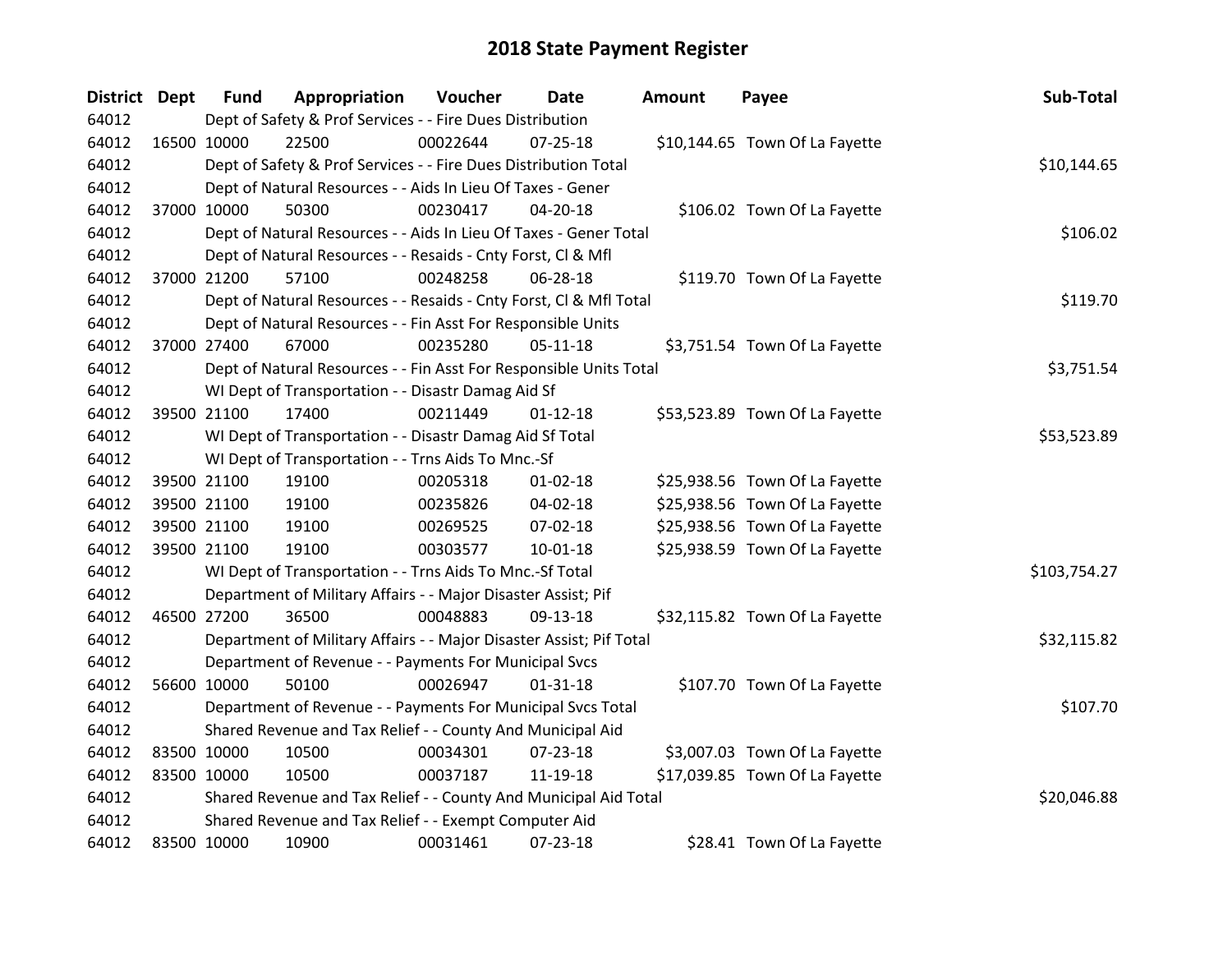# 2018 State Payment Register

| District | Dept | Fund | Appropriation | Voucher | Date | Amount | Payee | Sub-Total |
|---|---|---|---|---|---|---|---|---|
| 64012 | | Dept of Safety & Prof Services - - Fire Dues Distribution | | | | | | |
| 64012 | 16500 | 10000 | 22500 | 00022644 | 07-25-18 | $10,144.65 | Town Of La Fayette | |
| 64012 | | Dept of Safety & Prof Services - - Fire Dues Distribution Total | | | | | | $10,144.65 |
| 64012 | | Dept of Natural Resources - - Aids In Lieu Of Taxes - Gener | | | | | | |
| 64012 | 37000 | 10000 | 50300 | 00230417 | 04-20-18 | $106.02 | Town Of La Fayette | |
| 64012 | | Dept of Natural Resources - - Aids In Lieu Of Taxes - Gener Total | | | | | | $106.02 |
| 64012 | | Dept of Natural Resources - - Resaids - Cnty Forst, Cl & Mfl | | | | | | |
| 64012 | 37000 | 21200 | 57100 | 00248258 | 06-28-18 | $119.70 | Town Of La Fayette | |
| 64012 | | Dept of Natural Resources - - Resaids - Cnty Forst, Cl & Mfl Total | | | | | | $119.70 |
| 64012 | | Dept of Natural Resources - - Fin Asst For Responsible Units | | | | | | |
| 64012 | 37000 | 27400 | 67000 | 00235280 | 05-11-18 | $3,751.54 | Town Of La Fayette | |
| 64012 | | Dept of Natural Resources - - Fin Asst For Responsible Units Total | | | | | | $3,751.54 |
| 64012 | | WI Dept of Transportation - - Disastr Damag Aid Sf | | | | | | |
| 64012 | 39500 | 21100 | 17400 | 00211449 | 01-12-18 | $53,523.89 | Town Of La Fayette | |
| 64012 | | WI Dept of Transportation - - Disastr Damag Aid Sf Total | | | | | | $53,523.89 |
| 64012 | | WI Dept of Transportation - - Trns Aids To Mnc.-Sf | | | | | | |
| 64012 | 39500 | 21100 | 19100 | 00205318 | 01-02-18 | $25,938.56 | Town Of La Fayette | |
| 64012 | 39500 | 21100 | 19100 | 00235826 | 04-02-18 | $25,938.56 | Town Of La Fayette | |
| 64012 | 39500 | 21100 | 19100 | 00269525 | 07-02-18 | $25,938.56 | Town Of La Fayette | |
| 64012 | 39500 | 21100 | 19100 | 00303577 | 10-01-18 | $25,938.59 | Town Of La Fayette | |
| 64012 | | WI Dept of Transportation - - Trns Aids To Mnc.-Sf Total | | | | | | $103,754.27 |
| 64012 | | Department of Military Affairs - - Major Disaster Assist; Pif | | | | | | |
| 64012 | 46500 | 27200 | 36500 | 00048883 | 09-13-18 | $32,115.82 | Town Of La Fayette | |
| 64012 | | Department of Military Affairs - - Major Disaster Assist; Pif Total | | | | | | $32,115.82 |
| 64012 | | Department of Revenue - - Payments For Municipal Svcs | | | | | | |
| 64012 | 56600 | 10000 | 50100 | 00026947 | 01-31-18 | $107.70 | Town Of La Fayette | |
| 64012 | | Department of Revenue - - Payments For Municipal Svcs Total | | | | | | $107.70 |
| 64012 | | Shared Revenue and Tax Relief - - County And Municipal Aid | | | | | | |
| 64012 | 83500 | 10000 | 10500 | 00034301 | 07-23-18 | $3,007.03 | Town Of La Fayette | |
| 64012 | 83500 | 10000 | 10500 | 00037187 | 11-19-18 | $17,039.85 | Town Of La Fayette | |
| 64012 | | Shared Revenue and Tax Relief - - County And Municipal Aid Total | | | | | | $20,046.88 |
| 64012 | | Shared Revenue and Tax Relief - - Exempt Computer Aid | | | | | | |
| 64012 | 83500 | 10000 | 10900 | 00031461 | 07-23-18 | $28.41 | Town Of La Fayette | |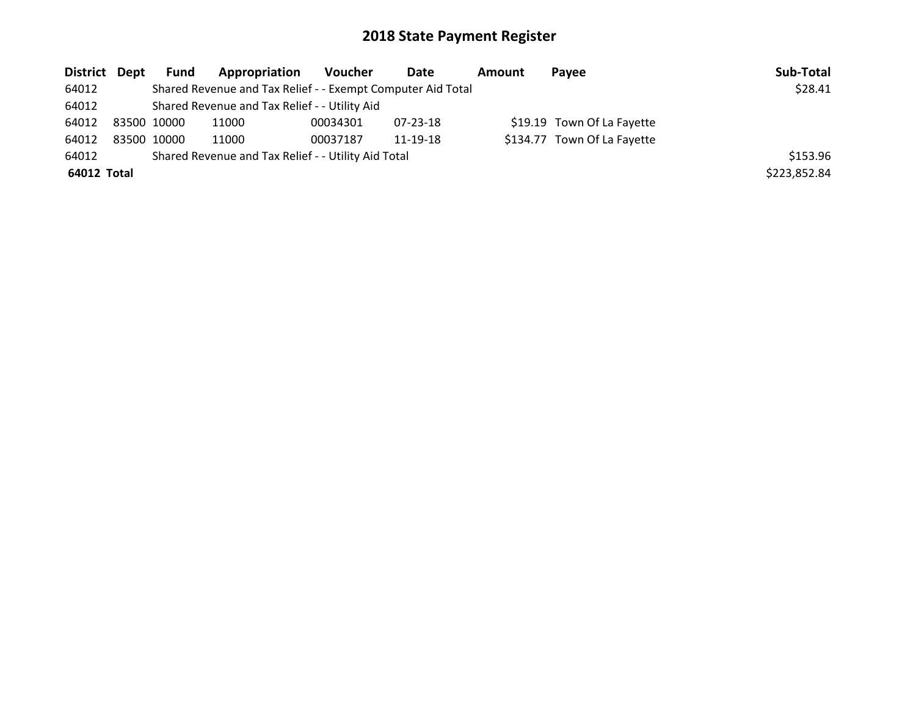# 2018 State Payment Register

| District | Dept | Fund | Appropriation | Voucher | Date | Amount | Payee | Sub-Total |
|---|---|---|---|---|---|---|---|---|
| 64012 | | Shared Revenue and Tax Relief - - Exempt Computer Aid Total | | | | | | $28.41 |
| 64012 | | Shared Revenue and Tax Relief - - Utility Aid | | | | | | |
| 64012 | 83500 | 10000 | 11000 | 00034301 | 07-23-18 | $19.19 | Town Of La Fayette | |
| 64012 | 83500 | 10000 | 11000 | 00037187 | 11-19-18 | $134.77 | Town Of La Fayette | |
| 64012 | | Shared Revenue and Tax Relief - - Utility Aid Total | | | | | | $153.96 |
| **64012 Total** | | | | | | | | $223,852.84 |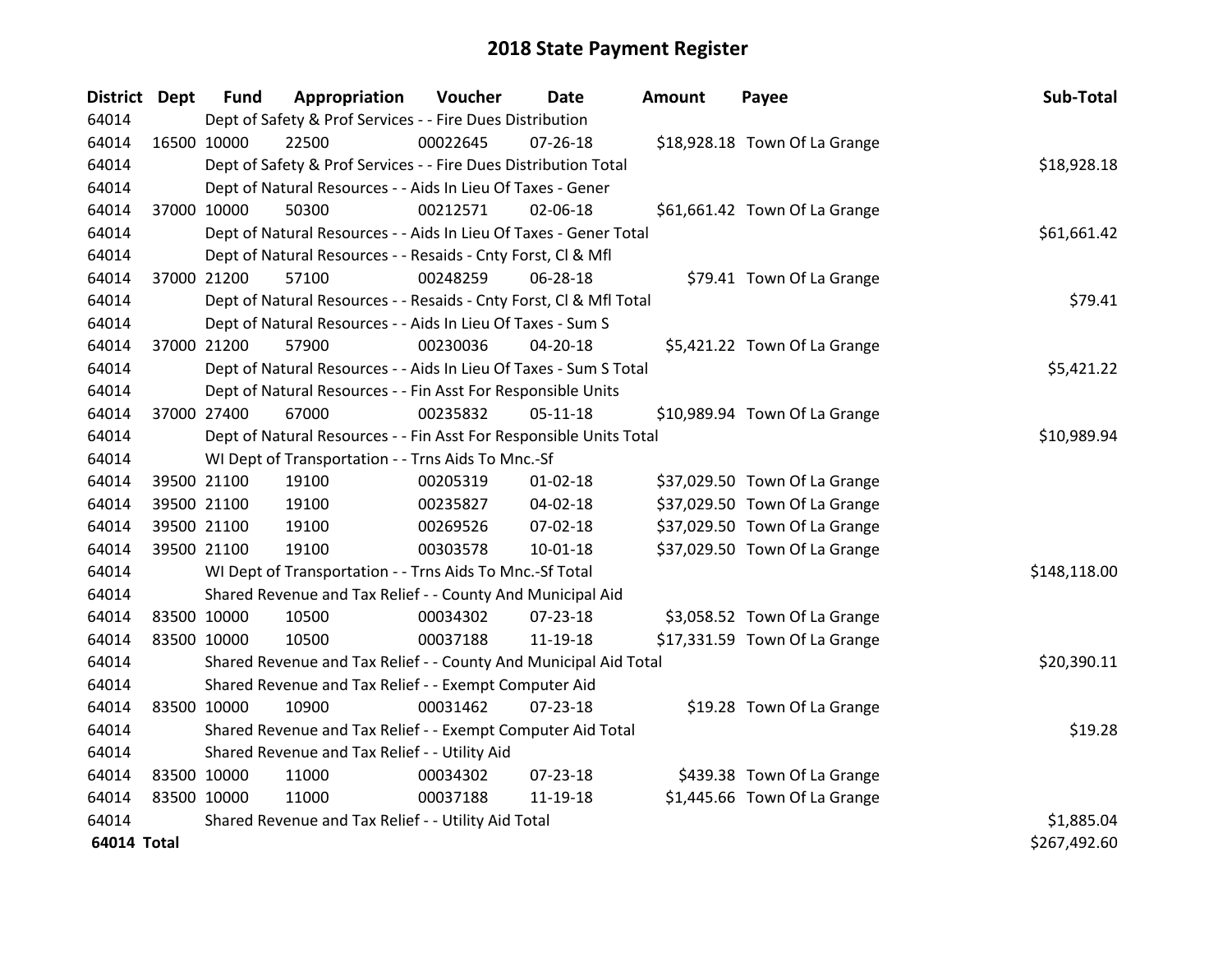# 2018 State Payment Register

| District | Dept | Fund | Appropriation | Voucher | Date | Amount | Payee | Sub-Total |
|---|---|---|---|---|---|---|---|---|
| 64014 | | Dept of Safety & Prof Services - - Fire Dues Distribution | | | | | | |
| 64014 | 16500 | 10000 | 22500 | 00022645 | 07-26-18 | $18,928.18 | Town Of La Grange | |
| 64014 | | Dept of Safety & Prof Services - - Fire Dues Distribution Total | | | | | | $18,928.18 |
| 64014 | | Dept of Natural Resources - - Aids In Lieu Of Taxes - Gener | | | | | | |
| 64014 | 37000 | 10000 | 50300 | 00212571 | 02-06-18 | $61,661.42 | Town Of La Grange | |
| 64014 | | Dept of Natural Resources - - Aids In Lieu Of Taxes - Gener Total | | | | | | $61,661.42 |
| 64014 | | Dept of Natural Resources - - Resaids - Cnty Forst, Cl & Mfl | | | | | | |
| 64014 | 37000 | 21200 | 57100 | 00248259 | 06-28-18 | $79.41 | Town Of La Grange | |
| 64014 | | Dept of Natural Resources - - Resaids - Cnty Forst, Cl & Mfl Total | | | | | | $79.41 |
| 64014 | | Dept of Natural Resources - - Aids In Lieu Of Taxes - Sum S | | | | | | |
| 64014 | 37000 | 21200 | 57900 | 00230036 | 04-20-18 | $5,421.22 | Town Of La Grange | |
| 64014 | | Dept of Natural Resources - - Aids In Lieu Of Taxes - Sum S Total | | | | | | $5,421.22 |
| 64014 | | Dept of Natural Resources - - Fin Asst For Responsible Units | | | | | | |
| 64014 | 37000 | 27400 | 67000 | 00235832 | 05-11-18 | $10,989.94 | Town Of La Grange | |
| 64014 | | Dept of Natural Resources - - Fin Asst For Responsible Units Total | | | | | | $10,989.94 |
| 64014 | | WI Dept of Transportation - - Trns Aids To Mnc.-Sf | | | | | | |
| 64014 | 39500 | 21100 | 19100 | 00205319 | 01-02-18 | $37,029.50 | Town Of La Grange | |
| 64014 | 39500 | 21100 | 19100 | 00235827 | 04-02-18 | $37,029.50 | Town Of La Grange | |
| 64014 | 39500 | 21100 | 19100 | 00269526 | 07-02-18 | $37,029.50 | Town Of La Grange | |
| 64014 | 39500 | 21100 | 19100 | 00303578 | 10-01-18 | $37,029.50 | Town Of La Grange | |
| 64014 | | WI Dept of Transportation - - Trns Aids To Mnc.-Sf Total | | | | | | $148,118.00 |
| 64014 | | Shared Revenue and Tax Relief - - County And Municipal Aid | | | | | | |
| 64014 | 83500 | 10000 | 10500 | 00034302 | 07-23-18 | $3,058.52 | Town Of La Grange | |
| 64014 | 83500 | 10000 | 10500 | 00037188 | 11-19-18 | $17,331.59 | Town Of La Grange | |
| 64014 | | Shared Revenue and Tax Relief - - County And Municipal Aid Total | | | | | | $20,390.11 |
| 64014 | | Shared Revenue and Tax Relief - - Exempt Computer Aid | | | | | | |
| 64014 | 83500 | 10000 | 10900 | 00031462 | 07-23-18 | $19.28 | Town Of La Grange | |
| 64014 | | Shared Revenue and Tax Relief - - Exempt Computer Aid Total | | | | | | $19.28 |
| 64014 | | Shared Revenue and Tax Relief - - Utility Aid | | | | | | |
| 64014 | 83500 | 10000 | 11000 | 00034302 | 07-23-18 | $439.38 | Town Of La Grange | |
| 64014 | 83500 | 10000 | 11000 | 00037188 | 11-19-18 | $1,445.66 | Town Of La Grange | |
| 64014 | | Shared Revenue and Tax Relief - - Utility Aid Total | | | | | | $1,885.04 |
| **64014 Total** | | | | | | | | $267,492.60 |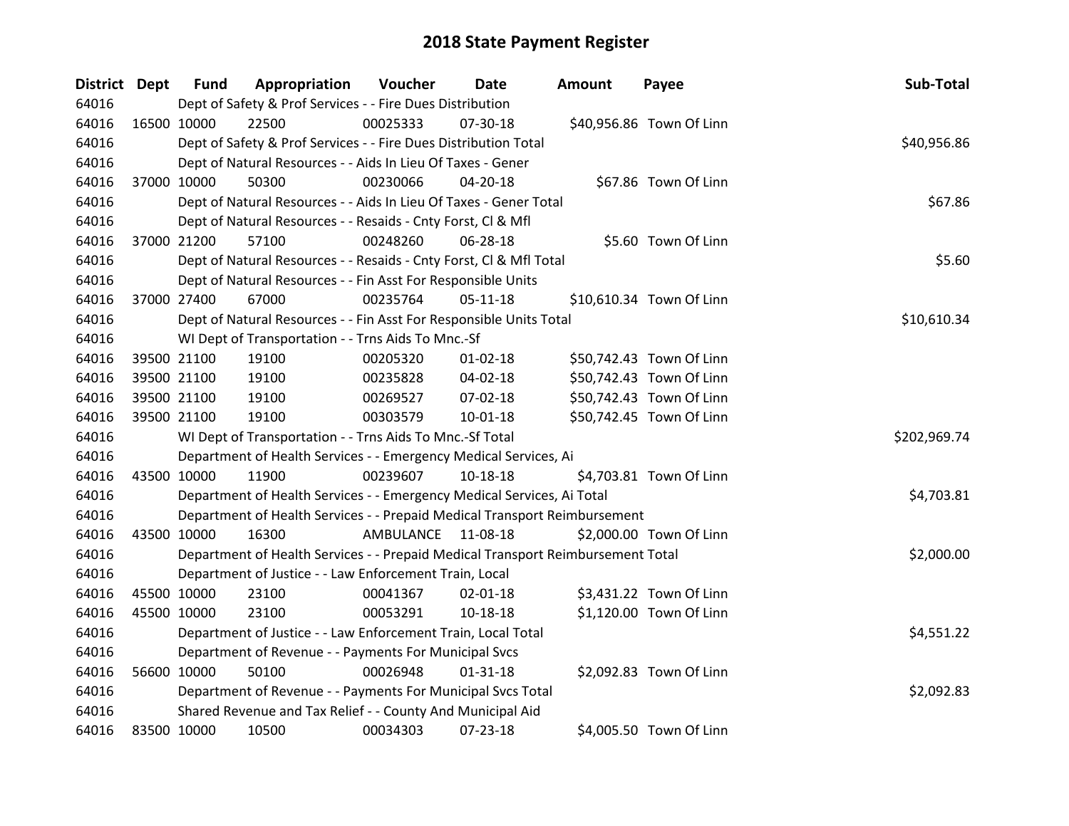# 2018 State Payment Register

| District | Dept | Fund | Appropriation | Voucher | Date | Amount | Payee | Sub-Total |
|---|---|---|---|---|---|---|---|---|
| 64016 | | Dept of Safety & Prof Services - - Fire Dues Distribution | | | | | | |
| 64016 | 16500 | 10000 | 22500 | 00025333 | 07-30-18 | $40,956.86 | Town Of Linn | |
| 64016 | | Dept of Safety & Prof Services - - Fire Dues Distribution Total | | | | | | $40,956.86 |
| 64016 | | Dept of Natural Resources - - Aids In Lieu Of Taxes - Gener | | | | | | |
| 64016 | 37000 | 10000 | 50300 | 00230066 | 04-20-18 | $67.86 | Town Of Linn | |
| 64016 | | Dept of Natural Resources - - Aids In Lieu Of Taxes - Gener Total | | | | | | $67.86 |
| 64016 | | Dept of Natural Resources - - Resaids - Cnty Forst, Cl & Mfl | | | | | | |
| 64016 | 37000 | 21200 | 57100 | 00248260 | 06-28-18 | $5.60 | Town Of Linn | |
| 64016 | | Dept of Natural Resources - - Resaids - Cnty Forst, Cl & Mfl Total | | | | | | $5.60 |
| 64016 | | Dept of Natural Resources - - Fin Asst For Responsible Units | | | | | | |
| 64016 | 37000 | 27400 | 67000 | 00235764 | 05-11-18 | $10,610.34 | Town Of Linn | |
| 64016 | | Dept of Natural Resources - - Fin Asst For Responsible Units Total | | | | | | $10,610.34 |
| 64016 | | WI Dept of Transportation - - Trns Aids To Mnc.-Sf | | | | | | |
| 64016 | 39500 | 21100 | 19100 | 00205320 | 01-02-18 | $50,742.43 | Town Of Linn | |
| 64016 | 39500 | 21100 | 19100 | 00235828 | 04-02-18 | $50,742.43 | Town Of Linn | |
| 64016 | 39500 | 21100 | 19100 | 00269527 | 07-02-18 | $50,742.43 | Town Of Linn | |
| 64016 | 39500 | 21100 | 19100 | 00303579 | 10-01-18 | $50,742.45 | Town Of Linn | |
| 64016 | | WI Dept of Transportation - - Trns Aids To Mnc.-Sf Total | | | | | | $202,969.74 |
| 64016 | | Department of Health Services - - Emergency Medical Services, Ai | | | | | | |
| 64016 | 43500 | 10000 | 11900 | 00239607 | 10-18-18 | $4,703.81 | Town Of Linn | |
| 64016 | | Department of Health Services - - Emergency Medical Services, Ai Total | | | | | | $4,703.81 |
| 64016 | | Department of Health Services - - Prepaid Medical Transport Reimbursement | | | | | | |
| 64016 | 43500 | 10000 | 16300 | AMBULANCE | 11-08-18 | $2,000.00 | Town Of Linn | |
| 64016 | | Department of Health Services - - Prepaid Medical Transport Reimbursement Total | | | | | | $2,000.00 |
| 64016 | | Department of Justice - - Law Enforcement Train, Local | | | | | | |
| 64016 | 45500 | 10000 | 23100 | 00041367 | 02-01-18 | $3,431.22 | Town Of Linn | |
| 64016 | 45500 | 10000 | 23100 | 00053291 | 10-18-18 | $1,120.00 | Town Of Linn | |
| 64016 | | Department of Justice - - Law Enforcement Train, Local Total | | | | | | $4,551.22 |
| 64016 | | Department of Revenue - - Payments For Municipal Svcs | | | | | | |
| 64016 | 56600 | 10000 | 50100 | 00026948 | 01-31-18 | $2,092.83 | Town Of Linn | |
| 64016 | | Department of Revenue - - Payments For Municipal Svcs Total | | | | | | $2,092.83 |
| 64016 | | Shared Revenue and Tax Relief - - County And Municipal Aid | | | | | | |
| 64016 | 83500 | 10000 | 10500 | 00034303 | 07-23-18 | $4,005.50 | Town Of Linn | |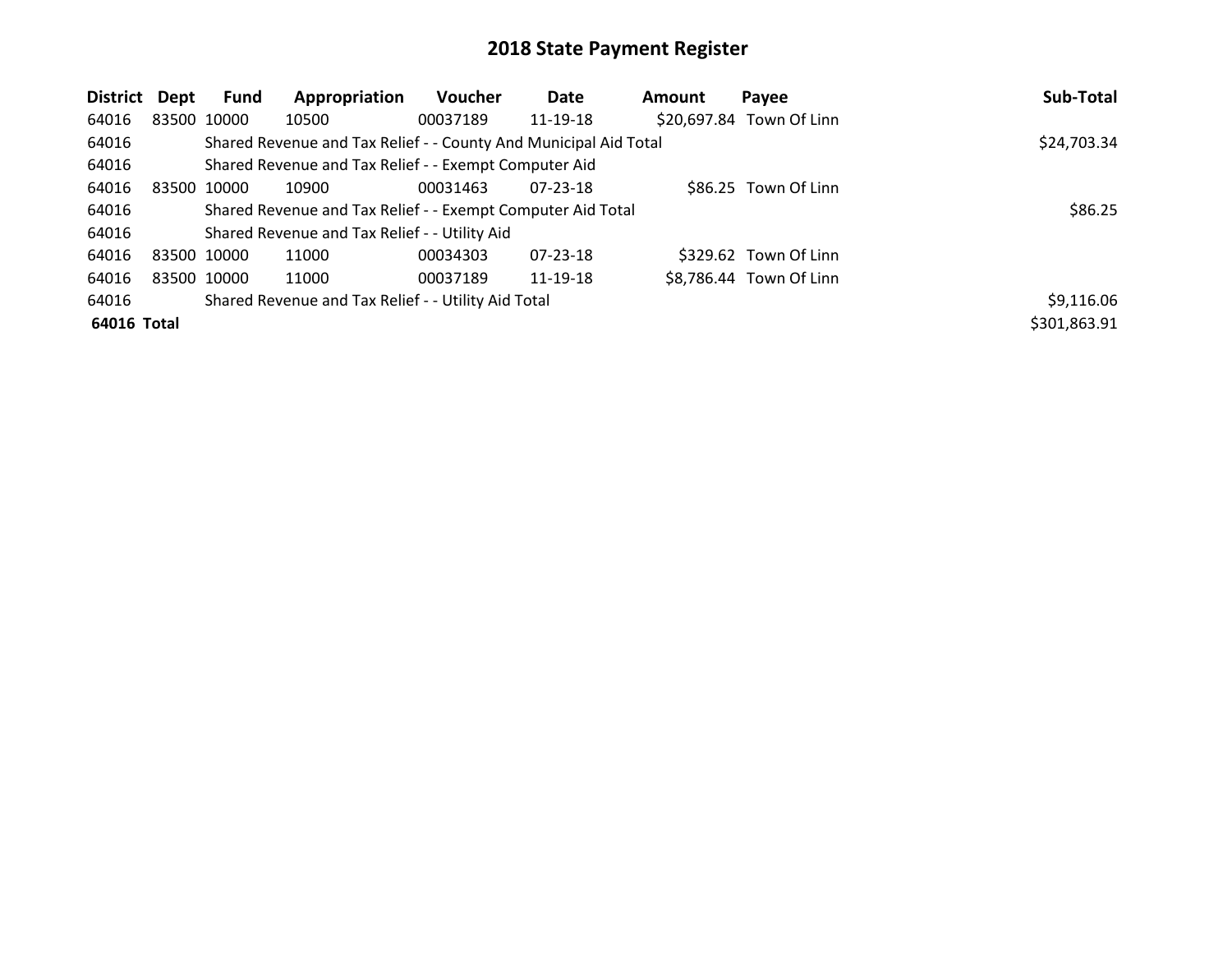# 2018 State Payment Register

| District | Dept | Fund | Appropriation | Voucher | Date | Amount | Payee | Sub-Total |
|---|---|---|---|---|---|---|---|---|
| 64016 | 83500 | 10000 | 10500 | 00037189 | 11-19-18 | $20,697.84 | Town Of Linn | |
| 64016 | | Shared Revenue and Tax Relief - - County And Municipal Aid Total | | | | | | $24,703.34 |
| 64016 | | Shared Revenue and Tax Relief - - Exempt Computer Aid | | | | | | |
| 64016 | 83500 | 10000 | 10900 | 00031463 | 07-23-18 | $86.25 | Town Of Linn | |
| 64016 | | Shared Revenue and Tax Relief - - Exempt Computer Aid Total | | | | | | $86.25 |
| 64016 | | Shared Revenue and Tax Relief - - Utility Aid | | | | | | |
| 64016 | 83500 | 10000 | 11000 | 00034303 | 07-23-18 | $329.62 | Town Of Linn | |
| 64016 | 83500 | 10000 | 11000 | 00037189 | 11-19-18 | $8,786.44 | Town Of Linn | |
| 64016 | | Shared Revenue and Tax Relief - - Utility Aid Total | | | | | | $9,116.06 |
| **64016 Total** | | | | | | | | $301,863.91 |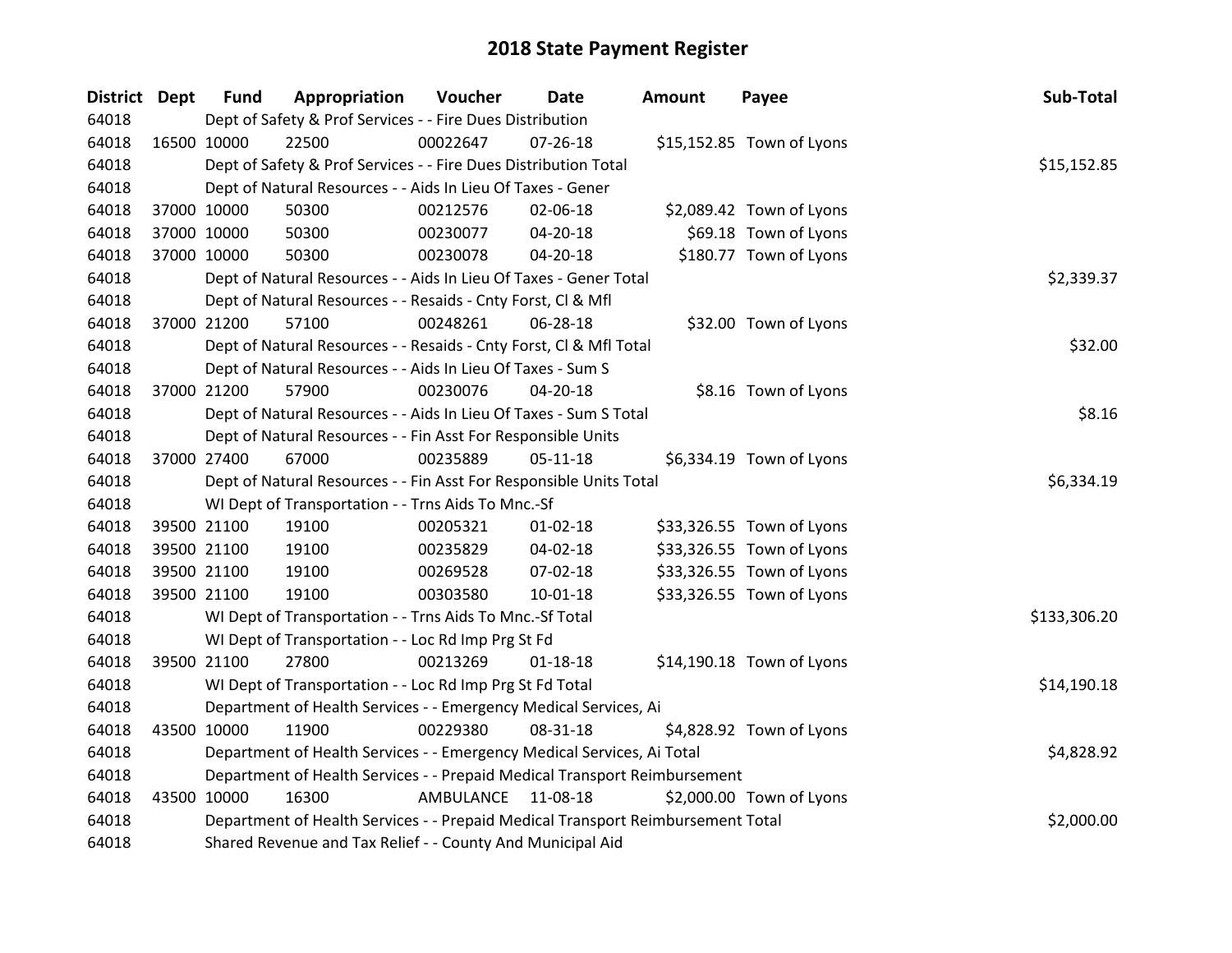# 2018 State Payment Register

| District | Dept | Fund | Appropriation | Voucher | Date | Amount | Payee | Sub-Total |
|---|---|---|---|---|---|---|---|---|
| 64018 | | Dept of Safety & Prof Services - - Fire Dues Distribution | | | | | | |
| 64018 | 16500 | 10000 | 22500 | 00022647 | 07-26-18 | $15,152.85 | Town of Lyons | |
| 64018 | | Dept of Safety & Prof Services - - Fire Dues Distribution Total | | | | | | $15,152.85 |
| 64018 | | Dept of Natural Resources - - Aids In Lieu Of Taxes - Gener | | | | | | |
| 64018 | 37000 | 10000 | 50300 | 00212576 | 02-06-18 | $2,089.42 | Town of Lyons | |
| 64018 | 37000 | 10000 | 50300 | 00230077 | 04-20-18 | $69.18 | Town of Lyons | |
| 64018 | 37000 | 10000 | 50300 | 00230078 | 04-20-18 | $180.77 | Town of Lyons | |
| 64018 | | Dept of Natural Resources - - Aids In Lieu Of Taxes - Gener Total | | | | | | $2,339.37 |
| 64018 | | Dept of Natural Resources - - Resaids - Cnty Forst, Cl & Mfl | | | | | | |
| 64018 | 37000 | 21200 | 57100 | 00248261 | 06-28-18 | $32.00 | Town of Lyons | |
| 64018 | | Dept of Natural Resources - - Resaids - Cnty Forst, Cl & Mfl Total | | | | | | $32.00 |
| 64018 | | Dept of Natural Resources - - Aids In Lieu Of Taxes - Sum S | | | | | | |
| 64018 | 37000 | 21200 | 57900 | 00230076 | 04-20-18 | $8.16 | Town of Lyons | |
| 64018 | | Dept of Natural Resources - - Aids In Lieu Of Taxes - Sum S Total | | | | | | $8.16 |
| 64018 | | Dept of Natural Resources - - Fin Asst For Responsible Units | | | | | | |
| 64018 | 37000 | 27400 | 67000 | 00235889 | 05-11-18 | $6,334.19 | Town of Lyons | |
| 64018 | | Dept of Natural Resources - - Fin Asst For Responsible Units Total | | | | | | $6,334.19 |
| 64018 | | WI Dept of Transportation - - Trns Aids To Mnc.-Sf | | | | | | |
| 64018 | 39500 | 21100 | 19100 | 00205321 | 01-02-18 | $33,326.55 | Town of Lyons | |
| 64018 | 39500 | 21100 | 19100 | 00235829 | 04-02-18 | $33,326.55 | Town of Lyons | |
| 64018 | 39500 | 21100 | 19100 | 00269528 | 07-02-18 | $33,326.55 | Town of Lyons | |
| 64018 | 39500 | 21100 | 19100 | 00303580 | 10-01-18 | $33,326.55 | Town of Lyons | |
| 64018 | | WI Dept of Transportation - - Trns Aids To Mnc.-Sf Total | | | | | | $133,306.20 |
| 64018 | | WI Dept of Transportation - - Loc Rd Imp Prg St Fd | | | | | | |
| 64018 | 39500 | 21100 | 27800 | 00213269 | 01-18-18 | $14,190.18 | Town of Lyons | |
| 64018 | | WI Dept of Transportation - - Loc Rd Imp Prg St Fd Total | | | | | | $14,190.18 |
| 64018 | | Department of Health Services - - Emergency Medical Services, Ai | | | | | | |
| 64018 | 43500 | 10000 | 11900 | 00229380 | 08-31-18 | $4,828.92 | Town of Lyons | |
| 64018 | | Department of Health Services - - Emergency Medical Services, Ai Total | | | | | | $4,828.92 |
| 64018 | | Department of Health Services - - Prepaid Medical Transport Reimbursement | | | | | | |
| 64018 | 43500 | 10000 | 16300 | AMBULANCE | 11-08-18 | $2,000.00 | Town of Lyons | |
| 64018 | | Department of Health Services - - Prepaid Medical Transport Reimbursement Total | | | | | | $2,000.00 |
| 64018 | | Shared Revenue and Tax Relief - - County And Municipal Aid | | | | | | |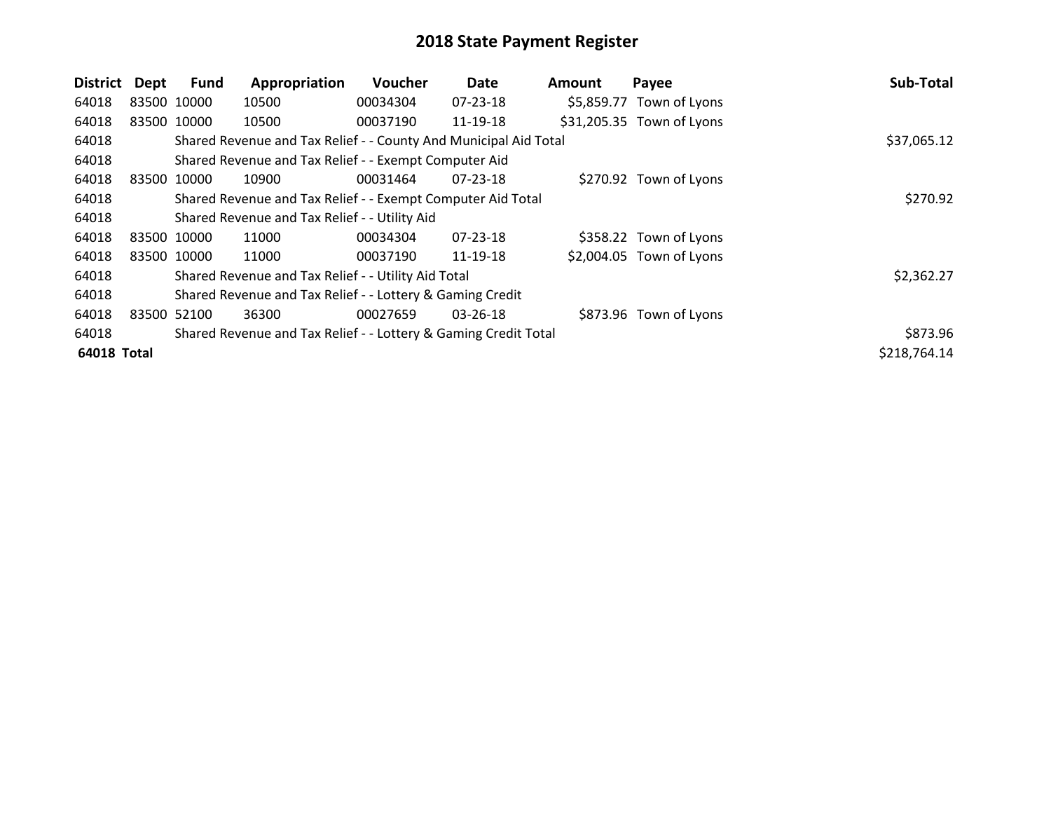# 2018 State Payment Register

| District | Dept | Fund | Appropriation | Voucher | Date | Amount | Payee | Sub-Total |
|---|---|---|---|---|---|---|---|---|
| 64018 | 83500 | 10000 | 10500 | 00034304 | 07-23-18 | $5,859.77 | Town of Lyons | |
| 64018 | 83500 | 10000 | 10500 | 00037190 | 11-19-18 | $31,205.35 | Town of Lyons | |
| 64018 | | Shared Revenue and Tax Relief - - County And Municipal Aid Total | | | | | | $37,065.12 |
| 64018 | | Shared Revenue and Tax Relief - - Exempt Computer Aid | | | | | | |
| 64018 | 83500 | 10000 | 10900 | 00031464 | 07-23-18 | $270.92 | Town of Lyons | |
| 64018 | | Shared Revenue and Tax Relief - - Exempt Computer Aid Total | | | | | | $270.92 |
| 64018 | | Shared Revenue and Tax Relief - - Utility Aid | | | | | | |
| 64018 | 83500 | 10000 | 11000 | 00034304 | 07-23-18 | $358.22 | Town of Lyons | |
| 64018 | 83500 | 10000 | 11000 | 00037190 | 11-19-18 | $2,004.05 | Town of Lyons | |
| 64018 | | Shared Revenue and Tax Relief - - Utility Aid Total | | | | | | $2,362.27 |
| 64018 | | Shared Revenue and Tax Relief - - Lottery & Gaming Credit | | | | | | |
| 64018 | 83500 | 52100 | 36300 | 00027659 | 03-26-18 | $873.96 | Town of Lyons | |
| 64018 | | Shared Revenue and Tax Relief - - Lottery & Gaming Credit Total | | | | | | $873.96 |
| **64018 Total** | | | | | | | | $218,764.14 |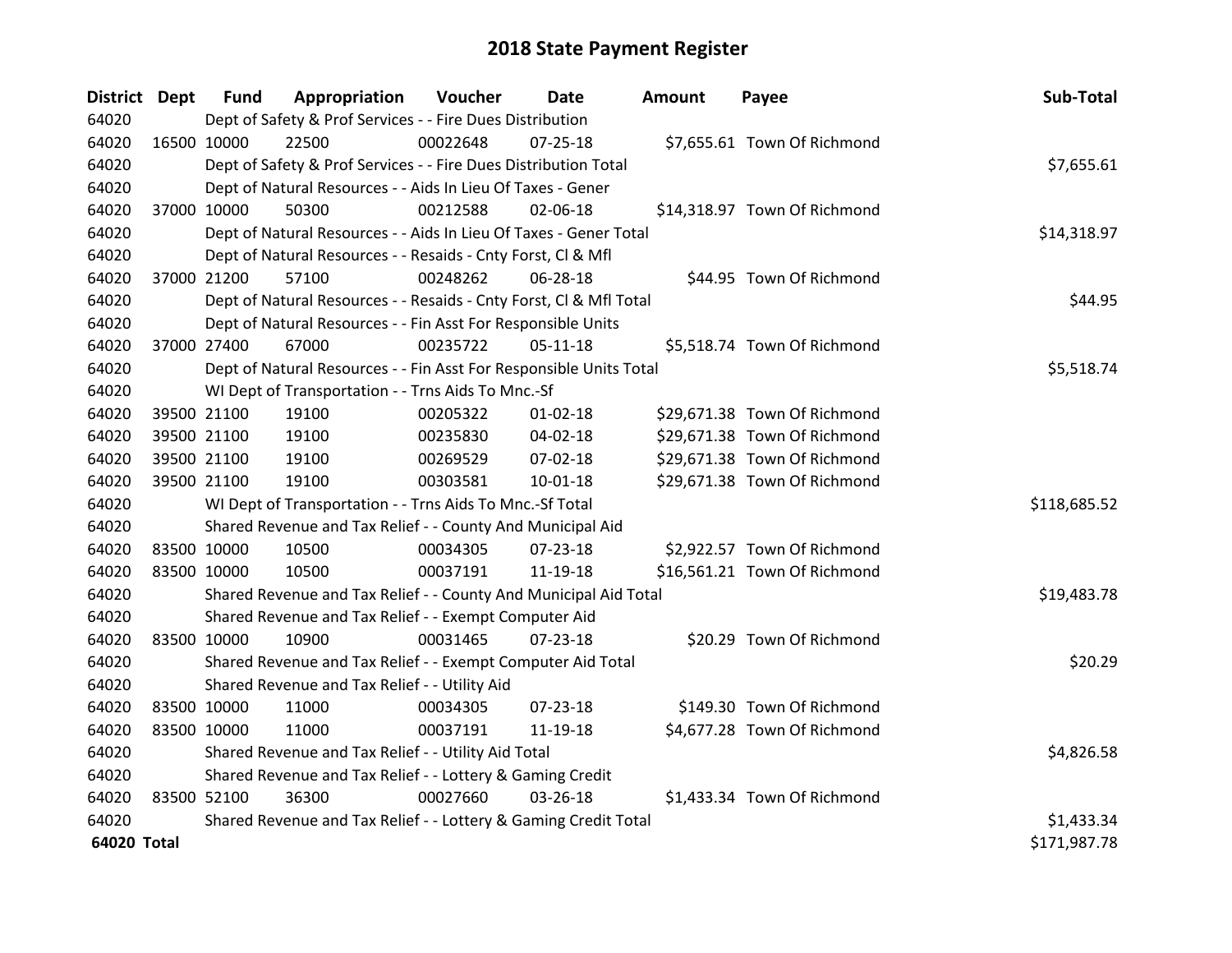# 2018 State Payment Register

| District | Dept | Fund | Appropriation | Voucher | Date | Amount | Payee | Sub-Total |
|---|---|---|---|---|---|---|---|---|
| 64020 | | Dept of Safety & Prof Services - - Fire Dues Distribution | | | | | | |
| 64020 | 16500 | 10000 | 22500 | 00022648 | 07-25-18 | $7,655.61 | Town Of Richmond | |
| 64020 | | Dept of Safety & Prof Services - - Fire Dues Distribution Total | | | | | | $7,655.61 |
| 64020 | | Dept of Natural Resources - - Aids In Lieu Of Taxes - Gener | | | | | | |
| 64020 | 37000 | 10000 | 50300 | 00212588 | 02-06-18 | $14,318.97 | Town Of Richmond | |
| 64020 | | Dept of Natural Resources - - Aids In Lieu Of Taxes - Gener Total | | | | | | $14,318.97 |
| 64020 | | Dept of Natural Resources - - Resaids - Cnty Forst, Cl & Mfl | | | | | | |
| 64020 | 37000 | 21200 | 57100 | 00248262 | 06-28-18 | $44.95 | Town Of Richmond | |
| 64020 | | Dept of Natural Resources - - Resaids - Cnty Forst, Cl & Mfl Total | | | | | | $44.95 |
| 64020 | | Dept of Natural Resources - - Fin Asst For Responsible Units | | | | | | |
| 64020 | 37000 | 27400 | 67000 | 00235722 | 05-11-18 | $5,518.74 | Town Of Richmond | |
| 64020 | | Dept of Natural Resources - - Fin Asst For Responsible Units Total | | | | | | $5,518.74 |
| 64020 | | WI Dept of Transportation - - Trns Aids To Mnc.-Sf | | | | | | |
| 64020 | 39500 | 21100 | 19100 | 00205322 | 01-02-18 | $29,671.38 | Town Of Richmond | |
| 64020 | 39500 | 21100 | 19100 | 00235830 | 04-02-18 | $29,671.38 | Town Of Richmond | |
| 64020 | 39500 | 21100 | 19100 | 00269529 | 07-02-18 | $29,671.38 | Town Of Richmond | |
| 64020 | 39500 | 21100 | 19100 | 00303581 | 10-01-18 | $29,671.38 | Town Of Richmond | |
| 64020 | | WI Dept of Transportation - - Trns Aids To Mnc.-Sf Total | | | | | | $118,685.52 |
| 64020 | | Shared Revenue and Tax Relief - - County And Municipal Aid | | | | | | |
| 64020 | 83500 | 10000 | 10500 | 00034305 | 07-23-18 | $2,922.57 | Town Of Richmond | |
| 64020 | 83500 | 10000 | 10500 | 00037191 | 11-19-18 | $16,561.21 | Town Of Richmond | |
| 64020 | | Shared Revenue and Tax Relief - - County And Municipal Aid Total | | | | | | $19,483.78 |
| 64020 | | Shared Revenue and Tax Relief - - Exempt Computer Aid | | | | | | |
| 64020 | 83500 | 10000 | 10900 | 00031465 | 07-23-18 | $20.29 | Town Of Richmond | |
| 64020 | | Shared Revenue and Tax Relief - - Exempt Computer Aid Total | | | | | | $20.29 |
| 64020 | | Shared Revenue and Tax Relief - - Utility Aid | | | | | | |
| 64020 | 83500 | 10000 | 11000 | 00034305 | 07-23-18 | $149.30 | Town Of Richmond | |
| 64020 | 83500 | 10000 | 11000 | 00037191 | 11-19-18 | $4,677.28 | Town Of Richmond | |
| 64020 | | Shared Revenue and Tax Relief - - Utility Aid Total | | | | | | $4,826.58 |
| 64020 | | Shared Revenue and Tax Relief - - Lottery & Gaming Credit | | | | | | |
| 64020 | 83500 | 52100 | 36300 | 00027660 | 03-26-18 | $1,433.34 | Town Of Richmond | |
| 64020 | | Shared Revenue and Tax Relief - - Lottery & Gaming Credit Total | | | | | | $1,433.34 |
| **64020 Total** | | | | | | | | $171,987.78 |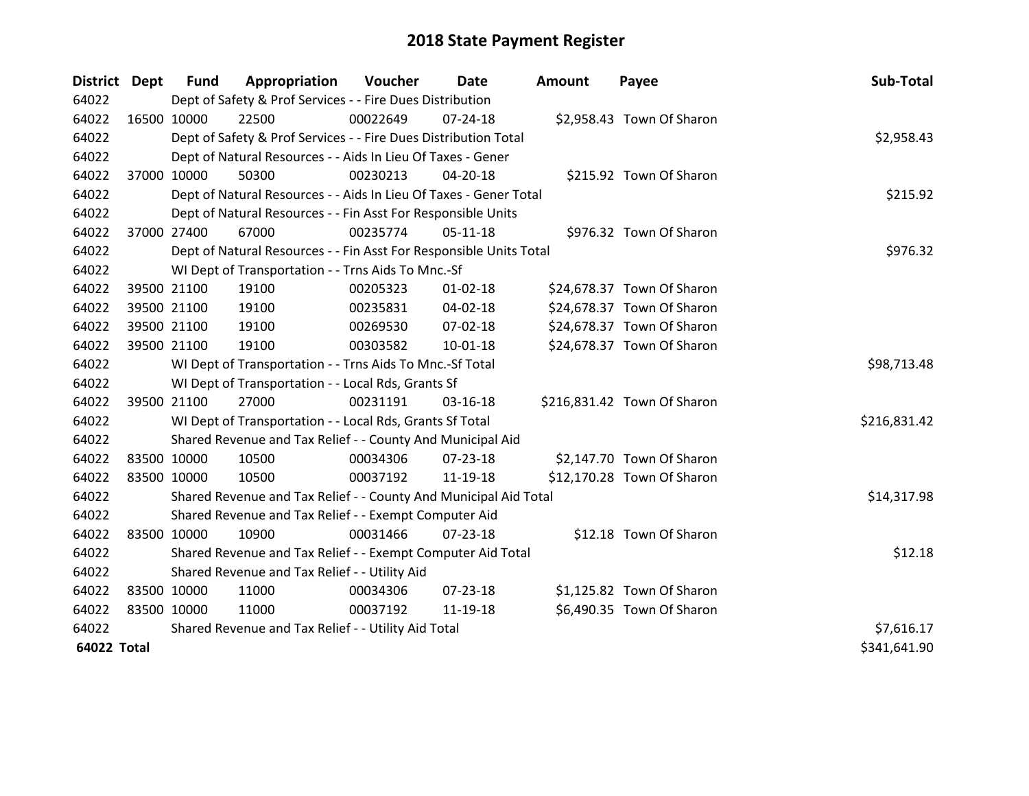# 2018 State Payment Register

| District | Dept | Fund | Appropriation | Voucher | Date | Amount | Payee | Sub-Total |
|---|---|---|---|---|---|---|---|---|
| 64022 | | Dept of Safety & Prof Services - - Fire Dues Distribution | | | | | | |
| 64022 | 16500 | 10000 | 22500 | 00022649 | 07-24-18 | $2,958.43 | Town Of Sharon | |
| 64022 | | Dept of Safety & Prof Services - - Fire Dues Distribution Total | | | | | | $2,958.43 |
| 64022 | | Dept of Natural Resources - - Aids In Lieu Of Taxes - Gener | | | | | | |
| 64022 | 37000 | 10000 | 50300 | 00230213 | 04-20-18 | $215.92 | Town Of Sharon | |
| 64022 | | Dept of Natural Resources - - Aids In Lieu Of Taxes - Gener Total | | | | | | $215.92 |
| 64022 | | Dept of Natural Resources - - Fin Asst For Responsible Units | | | | | | |
| 64022 | 37000 | 27400 | 67000 | 00235774 | 05-11-18 | $976.32 | Town Of Sharon | |
| 64022 | | Dept of Natural Resources - - Fin Asst For Responsible Units Total | | | | | | $976.32 |
| 64022 | | WI Dept of Transportation - - Trns Aids To Mnc.-Sf | | | | | | |
| 64022 | 39500 | 21100 | 19100 | 00205323 | 01-02-18 | $24,678.37 | Town Of Sharon | |
| 64022 | 39500 | 21100 | 19100 | 00235831 | 04-02-18 | $24,678.37 | Town Of Sharon | |
| 64022 | 39500 | 21100 | 19100 | 00269530 | 07-02-18 | $24,678.37 | Town Of Sharon | |
| 64022 | 39500 | 21100 | 19100 | 00303582 | 10-01-18 | $24,678.37 | Town Of Sharon | |
| 64022 | | WI Dept of Transportation - - Trns Aids To Mnc.-Sf Total | | | | | | $98,713.48 |
| 64022 | | WI Dept of Transportation - - Local Rds, Grants Sf | | | | | | |
| 64022 | 39500 | 21100 | 27000 | 00231191 | 03-16-18 | $216,831.42 | Town Of Sharon | |
| 64022 | | WI Dept of Transportation - - Local Rds, Grants Sf Total | | | | | | $216,831.42 |
| 64022 | | Shared Revenue and Tax Relief - - County And Municipal Aid | | | | | | |
| 64022 | 83500 | 10000 | 10500 | 00034306 | 07-23-18 | $2,147.70 | Town Of Sharon | |
| 64022 | 83500 | 10000 | 10500 | 00037192 | 11-19-18 | $12,170.28 | Town Of Sharon | |
| 64022 | | Shared Revenue and Tax Relief - - County And Municipal Aid Total | | | | | | $14,317.98 |
| 64022 | | Shared Revenue and Tax Relief - - Exempt Computer Aid | | | | | | |
| 64022 | 83500 | 10000 | 10900 | 00031466 | 07-23-18 | $12.18 | Town Of Sharon | |
| 64022 | | Shared Revenue and Tax Relief - - Exempt Computer Aid Total | | | | | | $12.18 |
| 64022 | | Shared Revenue and Tax Relief - - Utility Aid | | | | | | |
| 64022 | 83500 | 10000 | 11000 | 00034306 | 07-23-18 | $1,125.82 | Town Of Sharon | |
| 64022 | 83500 | 10000 | 11000 | 00037192 | 11-19-18 | $6,490.35 | Town Of Sharon | |
| 64022 | | Shared Revenue and Tax Relief - - Utility Aid Total | | | | | | $7,616.17 |
| **64022 Total** | | | | | | | | $341,641.90 |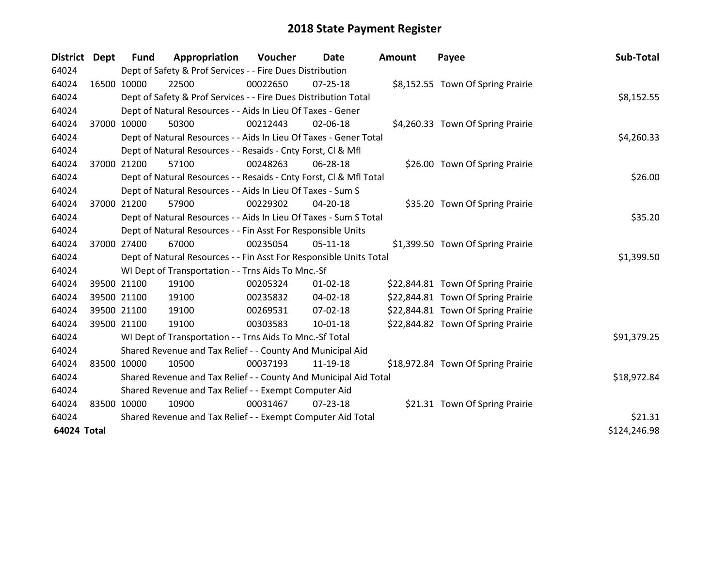# 2018 State Payment Register

| District | Dept | Fund | Appropriation | Voucher | Date | Amount | Payee | Sub-Total |
|---|---|---|---|---|---|---|---|---|
| 64024 | | Dept of Safety & Prof Services - - Fire Dues Distribution | | | | | | |
| 64024 | 16500 | 10000 | 22500 | 00022650 | 07-25-18 | $8,152.55 | Town Of Spring Prairie | |
| 64024 | | Dept of Safety & Prof Services - - Fire Dues Distribution Total | | | | | | $8,152.55 |
| 64024 | | Dept of Natural Resources - - Aids In Lieu Of Taxes - Gener | | | | | | |
| 64024 | 37000 | 10000 | 50300 | 00212443 | 02-06-18 | $4,260.33 | Town Of Spring Prairie | |
| 64024 | | Dept of Natural Resources - - Aids In Lieu Of Taxes - Gener Total | | | | | | $4,260.33 |
| 64024 | | Dept of Natural Resources - - Resaids - Cnty Forst, Cl & Mfl | | | | | | |
| 64024 | 37000 | 21200 | 57100 | 00248263 | 06-28-18 | $26.00 | Town Of Spring Prairie | |
| 64024 | | Dept of Natural Resources - - Resaids - Cnty Forst, Cl & Mfl Total | | | | | | $26.00 |
| 64024 | | Dept of Natural Resources - - Aids In Lieu Of Taxes - Sum S | | | | | | |
| 64024 | 37000 | 21200 | 57900 | 00229302 | 04-20-18 | $35.20 | Town Of Spring Prairie | |
| 64024 | | Dept of Natural Resources - - Aids In Lieu Of Taxes - Sum S Total | | | | | | $35.20 |
| 64024 | | Dept of Natural Resources - - Fin Asst For Responsible Units | | | | | | |
| 64024 | 37000 | 27400 | 67000 | 00235054 | 05-11-18 | $1,399.50 | Town Of Spring Prairie | |
| 64024 | | Dept of Natural Resources - - Fin Asst For Responsible Units Total | | | | | | $1,399.50 |
| 64024 | | WI Dept of Transportation - - Trns Aids To Mnc.-Sf | | | | | | |
| 64024 | 39500 | 21100 | 19100 | 00205324 | 01-02-18 | $22,844.81 | Town Of Spring Prairie | |
| 64024 | 39500 | 21100 | 19100 | 00235832 | 04-02-18 | $22,844.81 | Town Of Spring Prairie | |
| 64024 | 39500 | 21100 | 19100 | 00269531 | 07-02-18 | $22,844.81 | Town Of Spring Prairie | |
| 64024 | 39500 | 21100 | 19100 | 00303583 | 10-01-18 | $22,844.82 | Town Of Spring Prairie | |
| 64024 | | WI Dept of Transportation - - Trns Aids To Mnc.-Sf Total | | | | | | $91,379.25 |
| 64024 | | Shared Revenue and Tax Relief - - County And Municipal Aid | | | | | | |
| 64024 | 83500 | 10000 | 10500 | 00037193 | 11-19-18 | $18,972.84 | Town Of Spring Prairie | |
| 64024 | | Shared Revenue and Tax Relief - - County And Municipal Aid Total | | | | | | $18,972.84 |
| 64024 | | Shared Revenue and Tax Relief - - Exempt Computer Aid | | | | | | |
| 64024 | 83500 | 10000 | 10900 | 00031467 | 07-23-18 | $21.31 | Town Of Spring Prairie | |
| 64024 | | Shared Revenue and Tax Relief - - Exempt Computer Aid Total | | | | | | $21.31 |
| **64024 Total** | | | | | | | | $124,246.98 |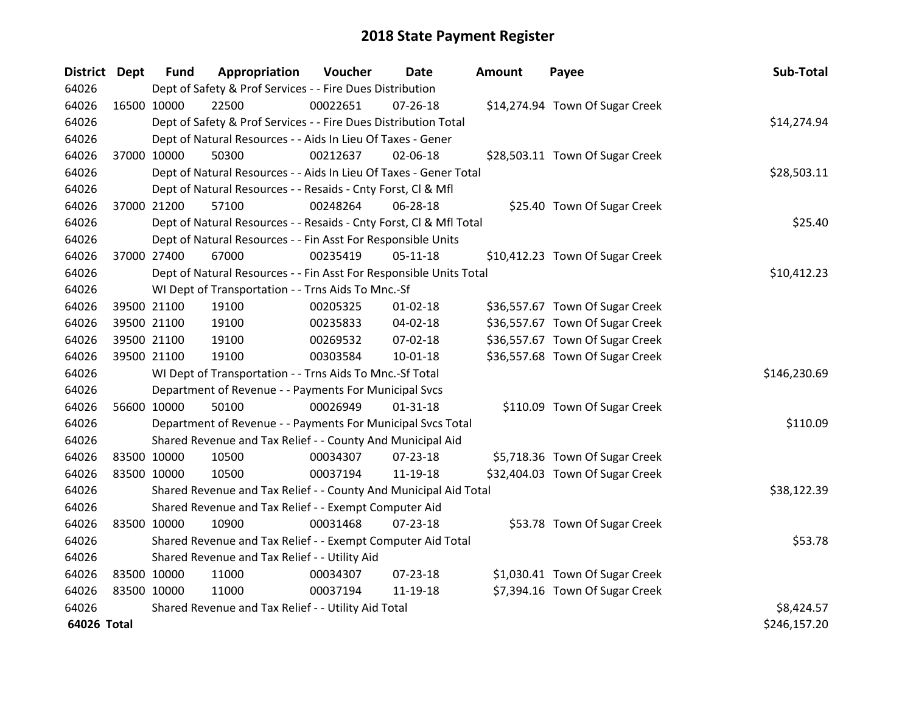# 2018 State Payment Register

| District | Dept | Fund | Appropriation | Voucher | Date | Amount | Payee | Sub-Total |
|---|---|---|---|---|---|---|---|---|
| 64026 | | Dept of Safety & Prof Services - - Fire Dues Distribution | | | | | | |
| 64026 | 16500 | 10000 | 22500 | 00022651 | 07-26-18 | $14,274.94 | Town Of Sugar Creek | |
| 64026 | | Dept of Safety & Prof Services - - Fire Dues Distribution Total | | | | | | $14,274.94 |
| 64026 | | Dept of Natural Resources - - Aids In Lieu Of Taxes - Gener | | | | | | |
| 64026 | 37000 | 10000 | 50300 | 00212637 | 02-06-18 | $28,503.11 | Town Of Sugar Creek | |
| 64026 | | Dept of Natural Resources - - Aids In Lieu Of Taxes - Gener Total | | | | | | $28,503.11 |
| 64026 | | Dept of Natural Resources - - Resaids - Cnty Forst, Cl & Mfl | | | | | | |
| 64026 | 37000 | 21200 | 57100 | 00248264 | 06-28-18 | $25.40 | Town Of Sugar Creek | |
| 64026 | | Dept of Natural Resources - - Resaids - Cnty Forst, Cl & Mfl Total | | | | | | $25.40 |
| 64026 | | Dept of Natural Resources - - Fin Asst For Responsible Units | | | | | | |
| 64026 | 37000 | 27400 | 67000 | 00235419 | 05-11-18 | $10,412.23 | Town Of Sugar Creek | |
| 64026 | | Dept of Natural Resources - - Fin Asst For Responsible Units Total | | | | | | $10,412.23 |
| 64026 | | WI Dept of Transportation - - Trns Aids To Mnc.-Sf | | | | | | |
| 64026 | 39500 | 21100 | 19100 | 00205325 | 01-02-18 | $36,557.67 | Town Of Sugar Creek | |
| 64026 | 39500 | 21100 | 19100 | 00235833 | 04-02-18 | $36,557.67 | Town Of Sugar Creek | |
| 64026 | 39500 | 21100 | 19100 | 00269532 | 07-02-18 | $36,557.67 | Town Of Sugar Creek | |
| 64026 | 39500 | 21100 | 19100 | 00303584 | 10-01-18 | $36,557.68 | Town Of Sugar Creek | |
| 64026 | | WI Dept of Transportation - - Trns Aids To Mnc.-Sf Total | | | | | | $146,230.69 |
| 64026 | | Department of Revenue - - Payments For Municipal Svcs | | | | | | |
| 64026 | 56600 | 10000 | 50100 | 00026949 | 01-31-18 | $110.09 | Town Of Sugar Creek | |
| 64026 | | Department of Revenue - - Payments For Municipal Svcs Total | | | | | | $110.09 |
| 64026 | | Shared Revenue and Tax Relief - - County And Municipal Aid | | | | | | |
| 64026 | 83500 | 10000 | 10500 | 00034307 | 07-23-18 | $5,718.36 | Town Of Sugar Creek | |
| 64026 | 83500 | 10000 | 10500 | 00037194 | 11-19-18 | $32,404.03 | Town Of Sugar Creek | |
| 64026 | | Shared Revenue and Tax Relief - - County And Municipal Aid Total | | | | | | $38,122.39 |
| 64026 | | Shared Revenue and Tax Relief - - Exempt Computer Aid | | | | | | |
| 64026 | 83500 | 10000 | 10900 | 00031468 | 07-23-18 | $53.78 | Town Of Sugar Creek | |
| 64026 | | Shared Revenue and Tax Relief - - Exempt Computer Aid Total | | | | | | $53.78 |
| 64026 | | Shared Revenue and Tax Relief - - Utility Aid | | | | | | |
| 64026 | 83500 | 10000 | 11000 | 00034307 | 07-23-18 | $1,030.41 | Town Of Sugar Creek | |
| 64026 | 83500 | 10000 | 11000 | 00037194 | 11-19-18 | $7,394.16 | Town Of Sugar Creek | |
| 64026 | | Shared Revenue and Tax Relief - - Utility Aid Total | | | | | | $8,424.57 |
| **64026 Total** | | | | | | | | $246,157.20 |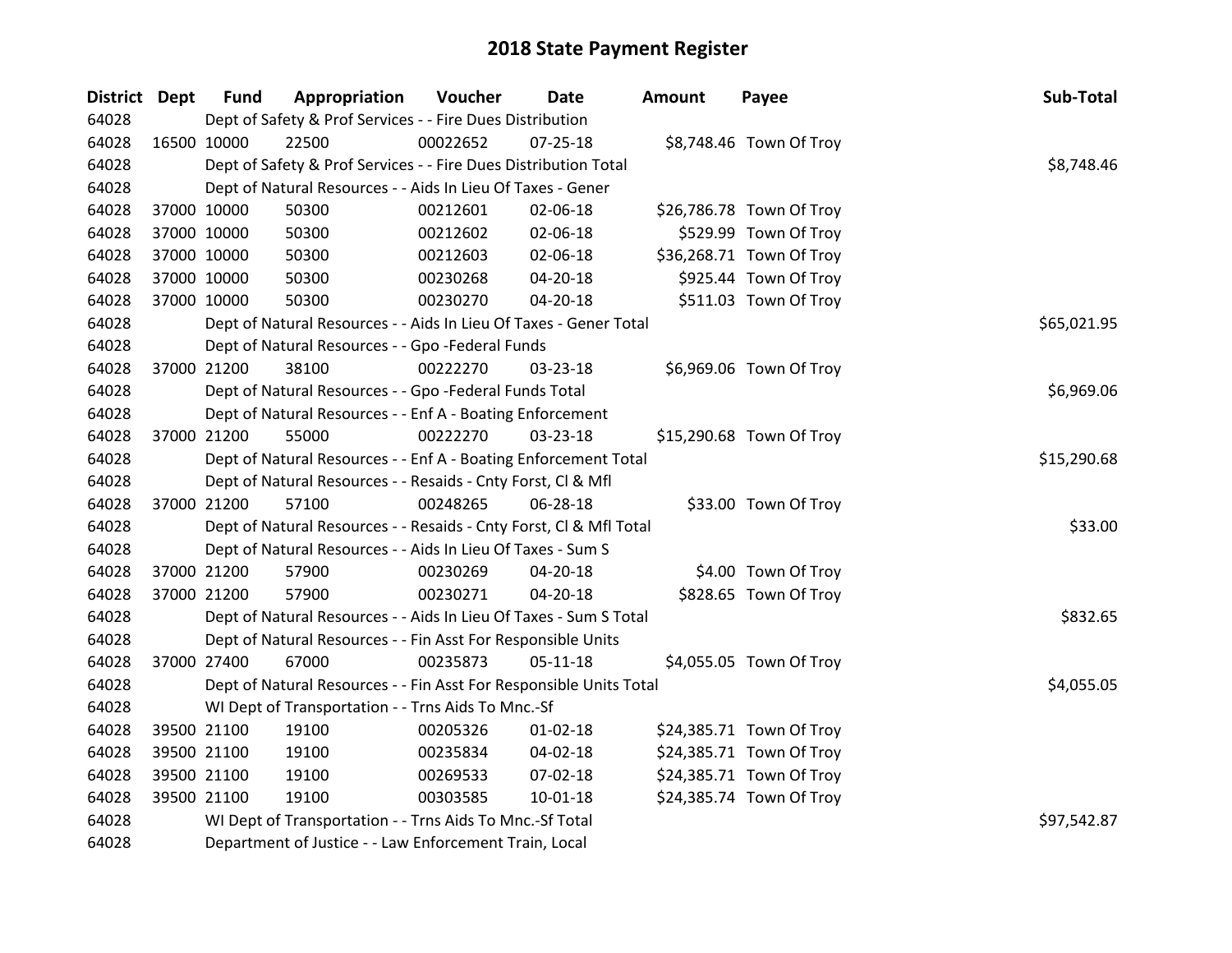# 2018 State Payment Register

| District | Dept | Fund | Appropriation | Voucher | Date | Amount | Payee | Sub-Total |
|---|---|---|---|---|---|---|---|---|
| 64028 | | Dept of Safety & Prof Services - - Fire Dues Distribution | | | | | | |
| 64028 | 16500 | 10000 | 22500 | 00022652 | 07-25-18 | $8,748.46 | Town Of Troy | |
| 64028 | | Dept of Safety & Prof Services - - Fire Dues Distribution Total | | | | | | $8,748.46 |
| 64028 | | Dept of Natural Resources - - Aids In Lieu Of Taxes - Gener | | | | | | |
| 64028 | 37000 | 10000 | 50300 | 00212601 | 02-06-18 | $26,786.78 | Town Of Troy | |
| 64028 | 37000 | 10000 | 50300 | 00212602 | 02-06-18 | $529.99 | Town Of Troy | |
| 64028 | 37000 | 10000 | 50300 | 00212603 | 02-06-18 | $36,268.71 | Town Of Troy | |
| 64028 | 37000 | 10000 | 50300 | 00230268 | 04-20-18 | $925.44 | Town Of Troy | |
| 64028 | 37000 | 10000 | 50300 | 00230270 | 04-20-18 | $511.03 | Town Of Troy | |
| 64028 | | Dept of Natural Resources - - Aids In Lieu Of Taxes - Gener Total | | | | | | $65,021.95 |
| 64028 | | Dept of Natural Resources - - Gpo -Federal Funds | | | | | | |
| 64028 | 37000 | 21200 | 38100 | 00222270 | 03-23-18 | $6,969.06 | Town Of Troy | |
| 64028 | | Dept of Natural Resources - - Gpo -Federal Funds Total | | | | | | $6,969.06 |
| 64028 | | Dept of Natural Resources - - Enf A - Boating Enforcement | | | | | | |
| 64028 | 37000 | 21200 | 55000 | 00222270 | 03-23-18 | $15,290.68 | Town Of Troy | |
| 64028 | | Dept of Natural Resources - - Enf A - Boating Enforcement Total | | | | | | $15,290.68 |
| 64028 | | Dept of Natural Resources - - Resaids - Cnty Forst, Cl & Mfl | | | | | | |
| 64028 | 37000 | 21200 | 57100 | 00248265 | 06-28-18 | $33.00 | Town Of Troy | |
| 64028 | | Dept of Natural Resources - - Resaids - Cnty Forst, Cl & Mfl Total | | | | | | $33.00 |
| 64028 | | Dept of Natural Resources - - Aids In Lieu Of Taxes - Sum S | | | | | | |
| 64028 | 37000 | 21200 | 57900 | 00230269 | 04-20-18 | $4.00 | Town Of Troy | |
| 64028 | 37000 | 21200 | 57900 | 00230271 | 04-20-18 | $828.65 | Town Of Troy | |
| 64028 | | Dept of Natural Resources - - Aids In Lieu Of Taxes - Sum S Total | | | | | | $832.65 |
| 64028 | | Dept of Natural Resources - - Fin Asst For Responsible Units | | | | | | |
| 64028 | 37000 | 27400 | 67000 | 00235873 | 05-11-18 | $4,055.05 | Town Of Troy | |
| 64028 | | Dept of Natural Resources - - Fin Asst For Responsible Units Total | | | | | | $4,055.05 |
| 64028 | | WI Dept of Transportation - - Trns Aids To Mnc.-Sf | | | | | | |
| 64028 | 39500 | 21100 | 19100 | 00205326 | 01-02-18 | $24,385.71 | Town Of Troy | |
| 64028 | 39500 | 21100 | 19100 | 00235834 | 04-02-18 | $24,385.71 | Town Of Troy | |
| 64028 | 39500 | 21100 | 19100 | 00269533 | 07-02-18 | $24,385.71 | Town Of Troy | |
| 64028 | 39500 | 21100 | 19100 | 00303585 | 10-01-18 | $24,385.74 | Town Of Troy | |
| 64028 | | WI Dept of Transportation - - Trns Aids To Mnc.-Sf Total | | | | | | $97,542.87 |
| 64028 | | Department of Justice - - Law Enforcement Train, Local | | | | | | |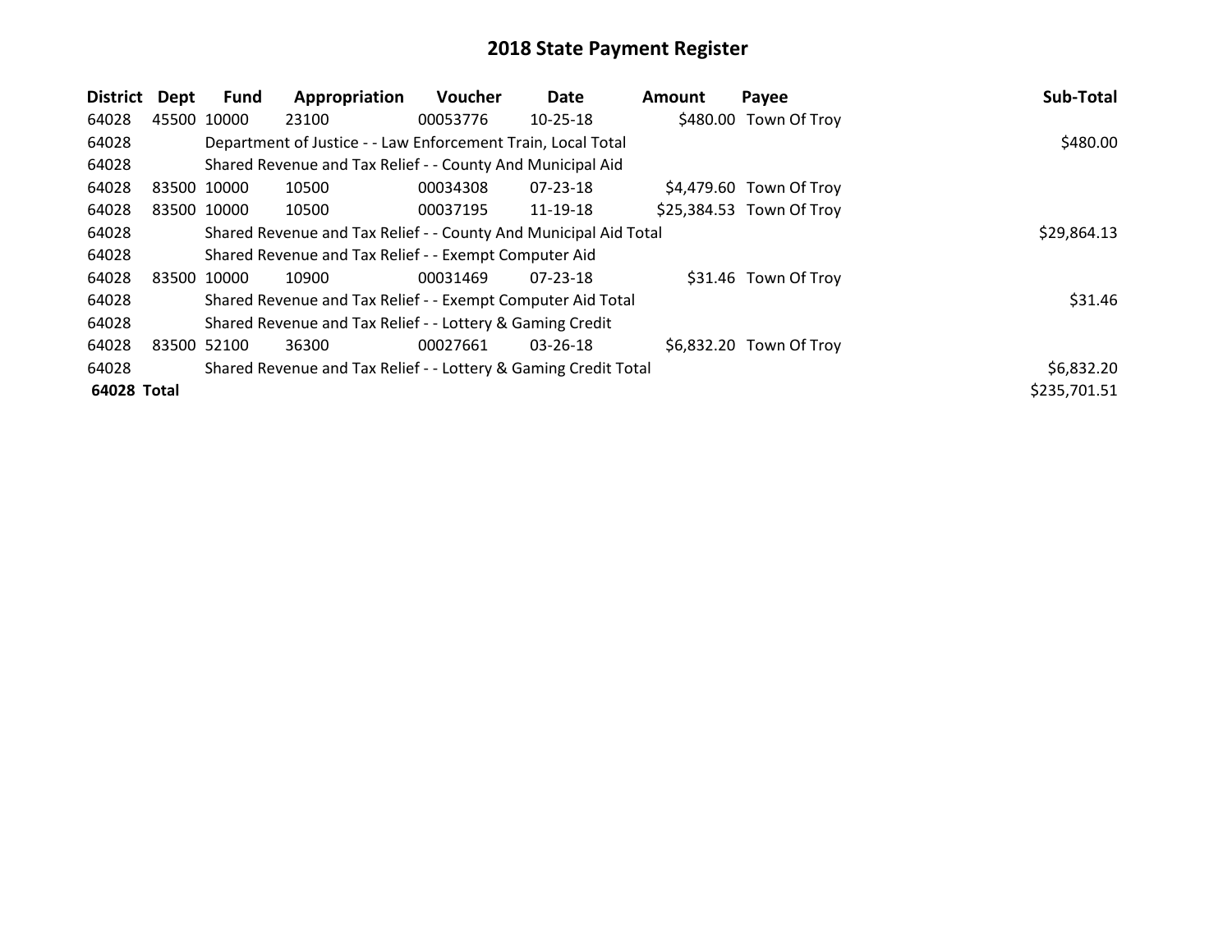# 2018 State Payment Register

| District | Dept | Fund | Appropriation | Voucher | Date | Amount | Payee | Sub-Total |
|---|---|---|---|---|---|---|---|---|
| 64028 | 45500 | 10000 | 23100 | 00053776 | 10-25-18 | $480.00 | Town Of Troy | |
| 64028 | | Department of Justice - - Law Enforcement Train, Local Total | | | | | | $480.00 |
| 64028 | | Shared Revenue and Tax Relief - - County And Municipal Aid | | | | | | |
| 64028 | 83500 | 10000 | 10500 | 00034308 | 07-23-18 | $4,479.60 | Town Of Troy | |
| 64028 | 83500 | 10000 | 10500 | 00037195 | 11-19-18 | $25,384.53 | Town Of Troy | |
| 64028 | | Shared Revenue and Tax Relief - - County And Municipal Aid Total | | | | | | $29,864.13 |
| 64028 | | Shared Revenue and Tax Relief - - Exempt Computer Aid | | | | | | |
| 64028 | 83500 | 10000 | 10900 | 00031469 | 07-23-18 | $31.46 | Town Of Troy | |
| 64028 | | Shared Revenue and Tax Relief - - Exempt Computer Aid Total | | | | | | $31.46 |
| 64028 | | Shared Revenue and Tax Relief - - Lottery & Gaming Credit | | | | | | |
| 64028 | 83500 | 52100 | 36300 | 00027661 | 03-26-18 | $6,832.20 | Town Of Troy | |
| 64028 | | Shared Revenue and Tax Relief - - Lottery & Gaming Credit Total | | | | | | $6,832.20 |
| **64028 Total** | | | | | | | | $235,701.51 |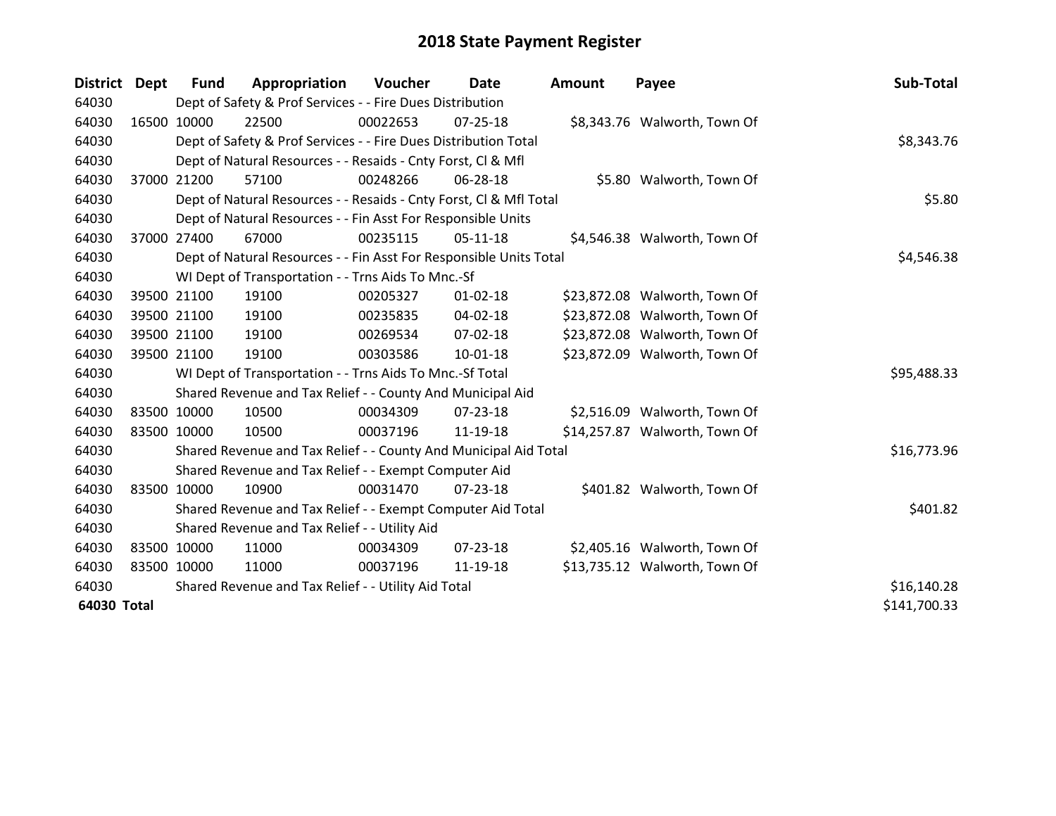# 2018 State Payment Register

| District | Dept | Fund | Appropriation | Voucher | Date | Amount | Payee | Sub-Total |
|---|---|---|---|---|---|---|---|---|
| 64030 | | Dept of Safety & Prof Services - - Fire Dues Distribution | | | | | | |
| 64030 | 16500 | 10000 | 22500 | 00022653 | 07-25-18 | $8,343.76 | Walworth, Town Of | |
| 64030 | | Dept of Safety & Prof Services - - Fire Dues Distribution Total | | | | | | $8,343.76 |
| 64030 | | Dept of Natural Resources - - Resaids - Cnty Forst, Cl & Mfl | | | | | | |
| 64030 | 37000 | 21200 | 57100 | 00248266 | 06-28-18 | $5.80 | Walworth, Town Of | |
| 64030 | | Dept of Natural Resources - - Resaids - Cnty Forst, Cl & Mfl Total | | | | | | $5.80 |
| 64030 | | Dept of Natural Resources - - Fin Asst For Responsible Units | | | | | | |
| 64030 | 37000 | 27400 | 67000 | 00235115 | 05-11-18 | $4,546.38 | Walworth, Town Of | |
| 64030 | | Dept of Natural Resources - - Fin Asst For Responsible Units Total | | | | | | $4,546.38 |
| 64030 | | WI Dept of Transportation - - Trns Aids To Mnc.-Sf | | | | | | |
| 64030 | 39500 | 21100 | 19100 | 00205327 | 01-02-18 | $23,872.08 | Walworth, Town Of | |
| 64030 | 39500 | 21100 | 19100 | 00235835 | 04-02-18 | $23,872.08 | Walworth, Town Of | |
| 64030 | 39500 | 21100 | 19100 | 00269534 | 07-02-18 | $23,872.08 | Walworth, Town Of | |
| 64030 | 39500 | 21100 | 19100 | 00303586 | 10-01-18 | $23,872.09 | Walworth, Town Of | |
| 64030 | | WI Dept of Transportation - - Trns Aids To Mnc.-Sf Total | | | | | | $95,488.33 |
| 64030 | | Shared Revenue and Tax Relief - - County And Municipal Aid | | | | | | |
| 64030 | 83500 | 10000 | 10500 | 00034309 | 07-23-18 | $2,516.09 | Walworth, Town Of | |
| 64030 | 83500 | 10000 | 10500 | 00037196 | 11-19-18 | $14,257.87 | Walworth, Town Of | |
| 64030 | | Shared Revenue and Tax Relief - - County And Municipal Aid Total | | | | | | $16,773.96 |
| 64030 | | Shared Revenue and Tax Relief - - Exempt Computer Aid | | | | | | |
| 64030 | 83500 | 10000 | 10900 | 00031470 | 07-23-18 | $401.82 | Walworth, Town Of | |
| 64030 | | Shared Revenue and Tax Relief - - Exempt Computer Aid Total | | | | | | $401.82 |
| 64030 | | Shared Revenue and Tax Relief - - Utility Aid | | | | | | |
| 64030 | 83500 | 10000 | 11000 | 00034309 | 07-23-18 | $2,405.16 | Walworth, Town Of | |
| 64030 | 83500 | 10000 | 11000 | 00037196 | 11-19-18 | $13,735.12 | Walworth, Town Of | |
| 64030 | | Shared Revenue and Tax Relief - - Utility Aid Total | | | | | | $16,140.28 |
| **64030 Total** | | | | | | | | $141,700.33 |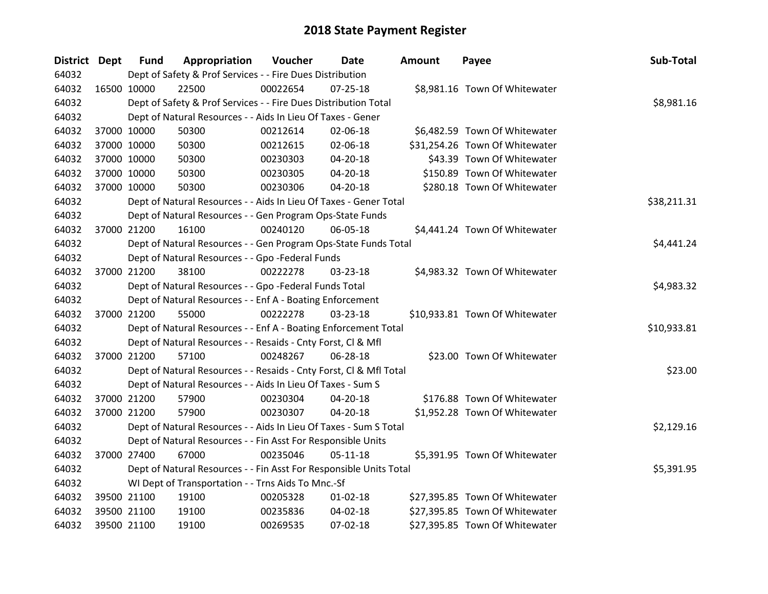# 2018 State Payment Register

| District | Dept | Fund | Appropriation | Voucher | Date | Amount | Payee | Sub-Total |
|---|---|---|---|---|---|---|---|---|
| 64032 | | Dept of Safety & Prof Services - - Fire Dues Distribution | | | | | | |
| 64032 | 16500 | 10000 | 22500 | 00022654 | 07-25-18 | $8,981.16 | Town Of Whitewater | |
| 64032 | | Dept of Safety & Prof Services - - Fire Dues Distribution Total | | | | | | $8,981.16 |
| 64032 | | Dept of Natural Resources - - Aids In Lieu Of Taxes - Gener | | | | | | |
| 64032 | 37000 | 10000 | 50300 | 00212614 | 02-06-18 | $6,482.59 | Town Of Whitewater | |
| 64032 | 37000 | 10000 | 50300 | 00212615 | 02-06-18 | $31,254.26 | Town Of Whitewater | |
| 64032 | 37000 | 10000 | 50300 | 00230303 | 04-20-18 | $43.39 | Town Of Whitewater | |
| 64032 | 37000 | 10000 | 50300 | 00230305 | 04-20-18 | $150.89 | Town Of Whitewater | |
| 64032 | 37000 | 10000 | 50300 | 00230306 | 04-20-18 | $280.18 | Town Of Whitewater | |
| 64032 | | Dept of Natural Resources - - Aids In Lieu Of Taxes - Gener Total | | | | | | $38,211.31 |
| 64032 | | Dept of Natural Resources - - Gen Program Ops-State Funds | | | | | | |
| 64032 | 37000 | 21200 | 16100 | 00240120 | 06-05-18 | $4,441.24 | Town Of Whitewater | |
| 64032 | | Dept of Natural Resources - - Gen Program Ops-State Funds Total | | | | | | $4,441.24 |
| 64032 | | Dept of Natural Resources - - Gpo -Federal Funds | | | | | | |
| 64032 | 37000 | 21200 | 38100 | 00222278 | 03-23-18 | $4,983.32 | Town Of Whitewater | |
| 64032 | | Dept of Natural Resources - - Gpo -Federal Funds Total | | | | | | $4,983.32 |
| 64032 | | Dept of Natural Resources - - Enf A - Boating Enforcement | | | | | | |
| 64032 | 37000 | 21200 | 55000 | 00222278 | 03-23-18 | $10,933.81 | Town Of Whitewater | |
| 64032 | | Dept of Natural Resources - - Enf A - Boating Enforcement Total | | | | | | $10,933.81 |
| 64032 | | Dept of Natural Resources - - Resaids - Cnty Forst, Cl & Mfl | | | | | | |
| 64032 | 37000 | 21200 | 57100 | 00248267 | 06-28-18 | $23.00 | Town Of Whitewater | |
| 64032 | | Dept of Natural Resources - - Resaids - Cnty Forst, Cl & Mfl Total | | | | | | $23.00 |
| 64032 | | Dept of Natural Resources - - Aids In Lieu Of Taxes - Sum S | | | | | | |
| 64032 | 37000 | 21200 | 57900 | 00230304 | 04-20-18 | $176.88 | Town Of Whitewater | |
| 64032 | 37000 | 21200 | 57900 | 00230307 | 04-20-18 | $1,952.28 | Town Of Whitewater | |
| 64032 | | Dept of Natural Resources - - Aids In Lieu Of Taxes - Sum S Total | | | | | | $2,129.16 |
| 64032 | | Dept of Natural Resources - - Fin Asst For Responsible Units | | | | | | |
| 64032 | 37000 | 27400 | 67000 | 00235046 | 05-11-18 | $5,391.95 | Town Of Whitewater | |
| 64032 | | Dept of Natural Resources - - Fin Asst For Responsible Units Total | | | | | | $5,391.95 |
| 64032 | | WI Dept of Transportation - - Trns Aids To Mnc.-Sf | | | | | | |
| 64032 | 39500 | 21100 | 19100 | 00205328 | 01-02-18 | $27,395.85 | Town Of Whitewater | |
| 64032 | 39500 | 21100 | 19100 | 00235836 | 04-02-18 | $27,395.85 | Town Of Whitewater | |
| 64032 | 39500 | 21100 | 19100 | 00269535 | 07-02-18 | $27,395.85 | Town Of Whitewater | |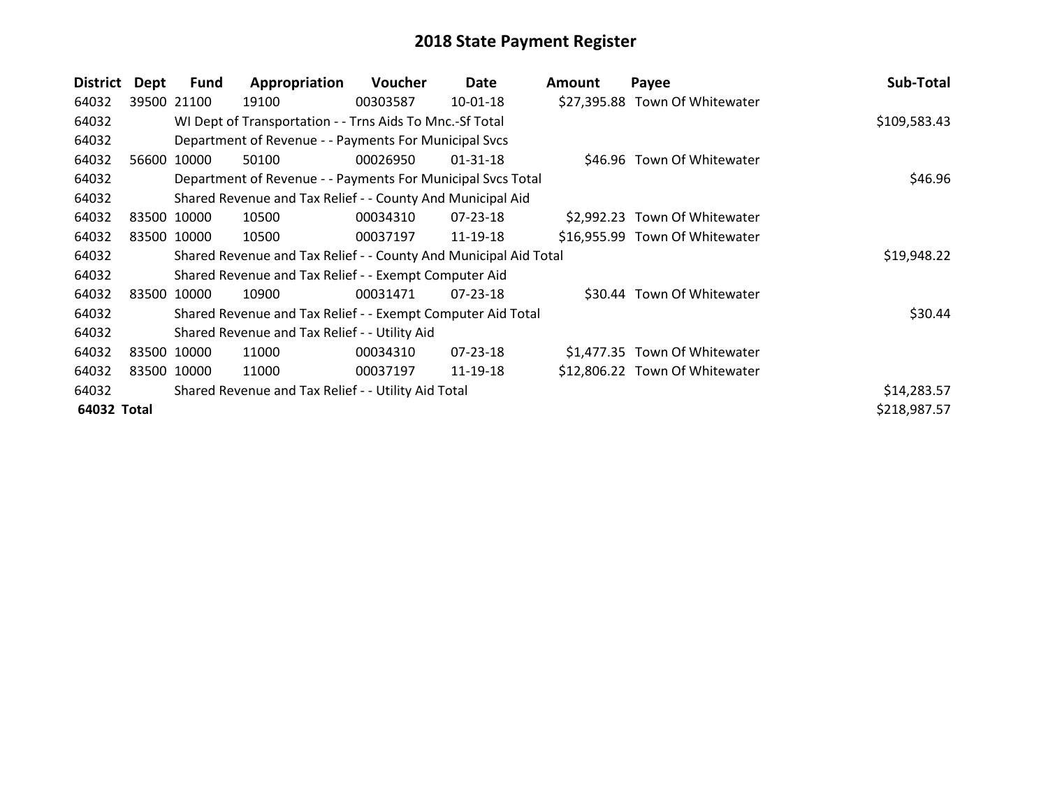# 2018 State Payment Register

| District | Dept | Fund | Appropriation | Voucher | Date | Amount | Payee | Sub-Total |
|---|---|---|---|---|---|---|---|---|
| 64032 | 39500 | 21100 | 19100 | 00303587 | 10-01-18 | $27,395.88 | Town Of Whitewater | |
| 64032 | | WI Dept of Transportation - - Trns Aids To Mnc.-Sf Total | | | | | | $109,583.43 |
| 64032 | | Department of Revenue - - Payments For Municipal Svcs | | | | | | |
| 64032 | 56600 | 10000 | 50100 | 00026950 | 01-31-18 | $46.96 | Town Of Whitewater | |
| 64032 | | Department of Revenue - - Payments For Municipal Svcs Total | | | | | | $46.96 |
| 64032 | | Shared Revenue and Tax Relief - - County And Municipal Aid | | | | | | |
| 64032 | 83500 | 10000 | 10500 | 00034310 | 07-23-18 | $2,992.23 | Town Of Whitewater | |
| 64032 | 83500 | 10000 | 10500 | 00037197 | 11-19-18 | $16,955.99 | Town Of Whitewater | |
| 64032 | | Shared Revenue and Tax Relief - - County And Municipal Aid Total | | | | | | $19,948.22 |
| 64032 | | Shared Revenue and Tax Relief - - Exempt Computer Aid | | | | | | |
| 64032 | 83500 | 10000 | 10900 | 00031471 | 07-23-18 | $30.44 | Town Of Whitewater | |
| 64032 | | Shared Revenue and Tax Relief - - Exempt Computer Aid Total | | | | | | $30.44 |
| 64032 | | Shared Revenue and Tax Relief - - Utility Aid | | | | | | |
| 64032 | 83500 | 10000 | 11000 | 00034310 | 07-23-18 | $1,477.35 | Town Of Whitewater | |
| 64032 | 83500 | 10000 | 11000 | 00037197 | 11-19-18 | $12,806.22 | Town Of Whitewater | |
| 64032 | | Shared Revenue and Tax Relief - - Utility Aid Total | | | | | | $14,283.57 |
| **64032 Total** | | | | | | | | $218,987.57 |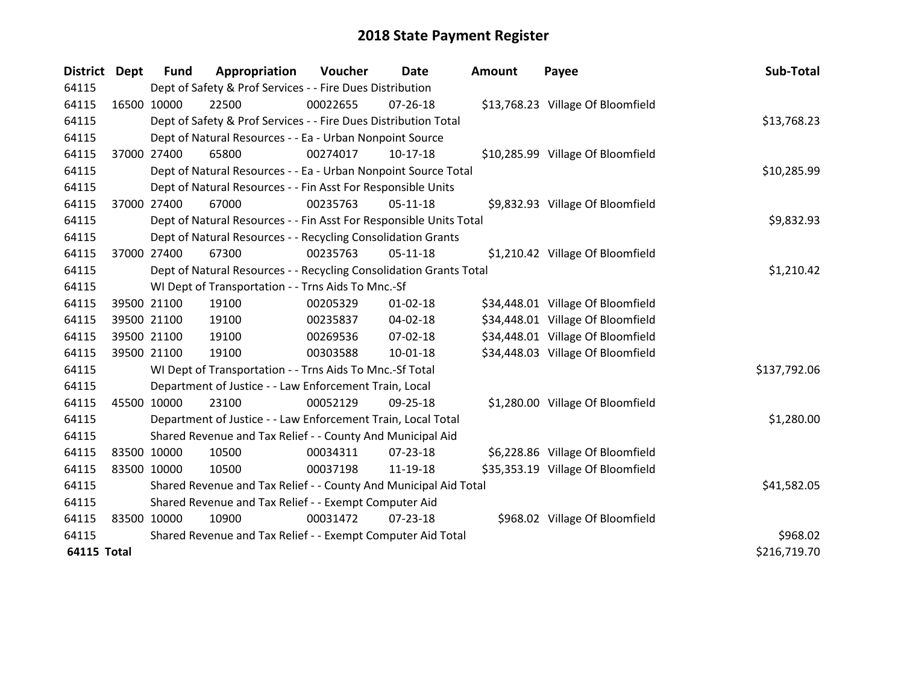# 2018 State Payment Register

| District | Dept | Fund | Appropriation | Voucher | Date | Amount | Payee | Sub-Total |
|---|---|---|---|---|---|---|---|---|
| 64115 | | Dept of Safety & Prof Services - - Fire Dues Distribution | | | | | | |
| 64115 | 16500 | 10000 | 22500 | 00022655 | 07-26-18 | $13,768.23 | Village Of Bloomfield | |
| 64115 | | Dept of Safety & Prof Services - - Fire Dues Distribution Total | | | | | | $13,768.23 |
| 64115 | | Dept of Natural Resources - - Ea - Urban Nonpoint Source | | | | | | |
| 64115 | 37000 | 27400 | 65800 | 00274017 | 10-17-18 | $10,285.99 | Village Of Bloomfield | |
| 64115 | | Dept of Natural Resources - - Ea - Urban Nonpoint Source Total | | | | | | $10,285.99 |
| 64115 | | Dept of Natural Resources - - Fin Asst For Responsible Units | | | | | | |
| 64115 | 37000 | 27400 | 67000 | 00235763 | 05-11-18 | $9,832.93 | Village Of Bloomfield | |
| 64115 | | Dept of Natural Resources - - Fin Asst For Responsible Units Total | | | | | | $9,832.93 |
| 64115 | | Dept of Natural Resources - - Recycling Consolidation Grants | | | | | | |
| 64115 | 37000 | 27400 | 67300 | 00235763 | 05-11-18 | $1,210.42 | Village Of Bloomfield | |
| 64115 | | Dept of Natural Resources - - Recycling Consolidation Grants Total | | | | | | $1,210.42 |
| 64115 | | WI Dept of Transportation - - Trns Aids To Mnc.-Sf | | | | | | |
| 64115 | 39500 | 21100 | 19100 | 00205329 | 01-02-18 | $34,448.01 | Village Of Bloomfield | |
| 64115 | 39500 | 21100 | 19100 | 00235837 | 04-02-18 | $34,448.01 | Village Of Bloomfield | |
| 64115 | 39500 | 21100 | 19100 | 00269536 | 07-02-18 | $34,448.01 | Village Of Bloomfield | |
| 64115 | 39500 | 21100 | 19100 | 00303588 | 10-01-18 | $34,448.03 | Village Of Bloomfield | |
| 64115 | | WI Dept of Transportation - - Trns Aids To Mnc.-Sf Total | | | | | | $137,792.06 |
| 64115 | | Department of Justice - - Law Enforcement Train, Local | | | | | | |
| 64115 | 45500 | 10000 | 23100 | 00052129 | 09-25-18 | $1,280.00 | Village Of Bloomfield | |
| 64115 | | Department of Justice - - Law Enforcement Train, Local Total | | | | | | $1,280.00 |
| 64115 | | Shared Revenue and Tax Relief - - County And Municipal Aid | | | | | | |
| 64115 | 83500 | 10000 | 10500 | 00034311 | 07-23-18 | $6,228.86 | Village Of Bloomfield | |
| 64115 | 83500 | 10000 | 10500 | 00037198 | 11-19-18 | $35,353.19 | Village Of Bloomfield | |
| 64115 | | Shared Revenue and Tax Relief - - County And Municipal Aid Total | | | | | | $41,582.05 |
| 64115 | | Shared Revenue and Tax Relief - - Exempt Computer Aid | | | | | | |
| 64115 | 83500 | 10000 | 10900 | 00031472 | 07-23-18 | $968.02 | Village Of Bloomfield | |
| 64115 | | Shared Revenue and Tax Relief - - Exempt Computer Aid Total | | | | | | $968.02 |
| **64115 Total** | | | | | | | | $216,719.70 |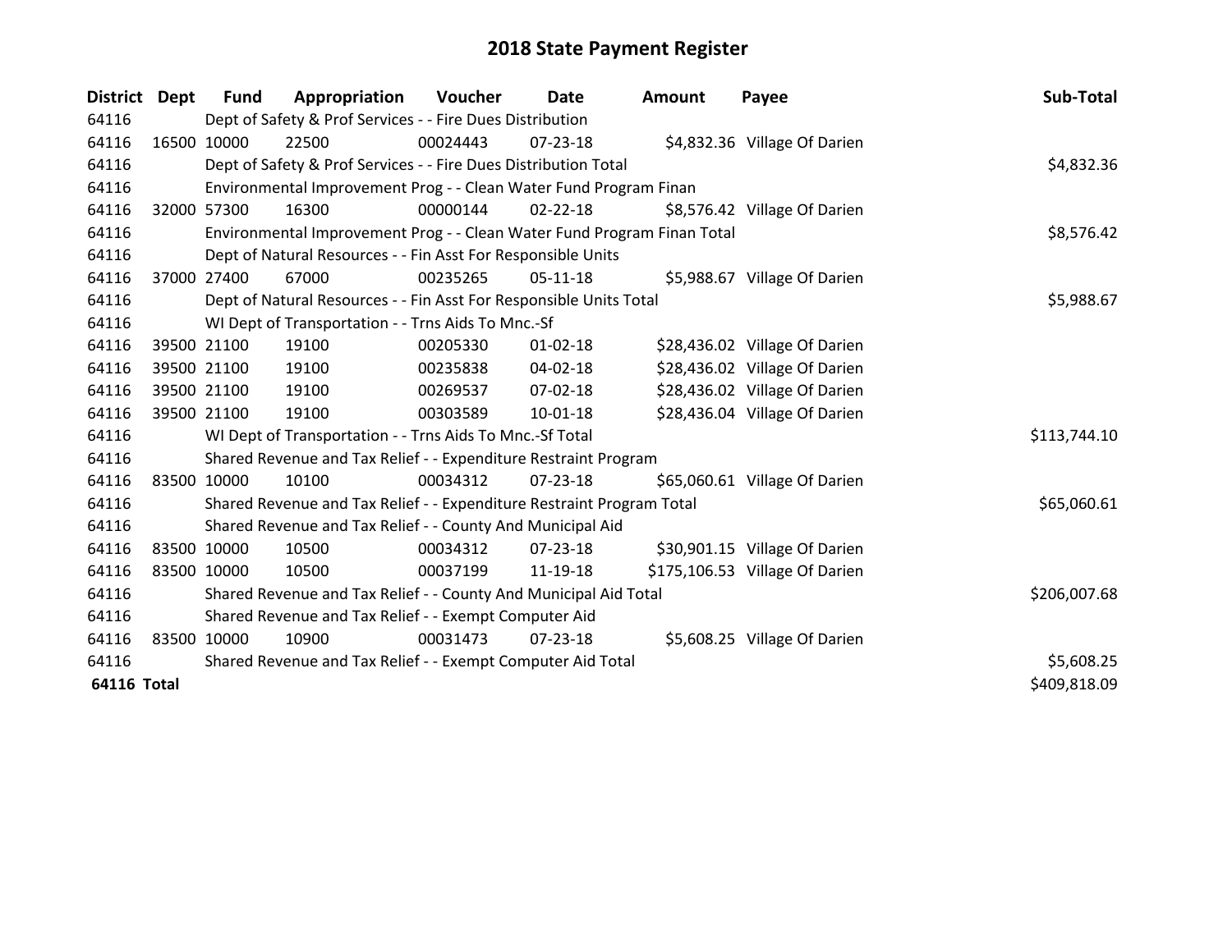# 2018 State Payment Register

| District | Dept | Fund | Appropriation | Voucher | Date | Amount | Payee | Sub-Total |
|---|---|---|---|---|---|---|---|---|
| 64116 | | Dept of Safety & Prof Services - - Fire Dues Distribution | | | | | | |
| 64116 | 16500 | 10000 | 22500 | 00024443 | 07-23-18 | $4,832.36 | Village Of Darien | |
| 64116 | | Dept of Safety & Prof Services - - Fire Dues Distribution Total | | | | | | $4,832.36 |
| 64116 | | Environmental Improvement Prog - - Clean Water Fund Program Finan | | | | | | |
| 64116 | 32000 | 57300 | 16300 | 00000144 | 02-22-18 | $8,576.42 | Village Of Darien | |
| 64116 | | Environmental Improvement Prog - - Clean Water Fund Program Finan Total | | | | | | $8,576.42 |
| 64116 | | Dept of Natural Resources - - Fin Asst For Responsible Units | | | | | | |
| 64116 | 37000 | 27400 | 67000 | 00235265 | 05-11-18 | $5,988.67 | Village Of Darien | |
| 64116 | | Dept of Natural Resources - - Fin Asst For Responsible Units Total | | | | | | $5,988.67 |
| 64116 | | WI Dept of Transportation - - Trns Aids To Mnc.-Sf | | | | | | |
| 64116 | 39500 | 21100 | 19100 | 00205330 | 01-02-18 | $28,436.02 | Village Of Darien | |
| 64116 | 39500 | 21100 | 19100 | 00235838 | 04-02-18 | $28,436.02 | Village Of Darien | |
| 64116 | 39500 | 21100 | 19100 | 00269537 | 07-02-18 | $28,436.02 | Village Of Darien | |
| 64116 | 39500 | 21100 | 19100 | 00303589 | 10-01-18 | $28,436.04 | Village Of Darien | |
| 64116 | | WI Dept of Transportation - - Trns Aids To Mnc.-Sf Total | | | | | | $113,744.10 |
| 64116 | | Shared Revenue and Tax Relief - - Expenditure Restraint Program | | | | | | |
| 64116 | 83500 | 10000 | 10100 | 00034312 | 07-23-18 | $65,060.61 | Village Of Darien | |
| 64116 | | Shared Revenue and Tax Relief - - Expenditure Restraint Program Total | | | | | | $65,060.61 |
| 64116 | | Shared Revenue and Tax Relief - - County And Municipal Aid | | | | | | |
| 64116 | 83500 | 10000 | 10500 | 00034312 | 07-23-18 | $30,901.15 | Village Of Darien | |
| 64116 | 83500 | 10000 | 10500 | 00037199 | 11-19-18 | $175,106.53 | Village Of Darien | |
| 64116 | | Shared Revenue and Tax Relief - - County And Municipal Aid Total | | | | | | $206,007.68 |
| 64116 | | Shared Revenue and Tax Relief - - Exempt Computer Aid | | | | | | |
| 64116 | 83500 | 10000 | 10900 | 00031473 | 07-23-18 | $5,608.25 | Village Of Darien | |
| 64116 | | Shared Revenue and Tax Relief - - Exempt Computer Aid Total | | | | | | $5,608.25 |
| **64116 Total** | | | | | | | | $409,818.09 |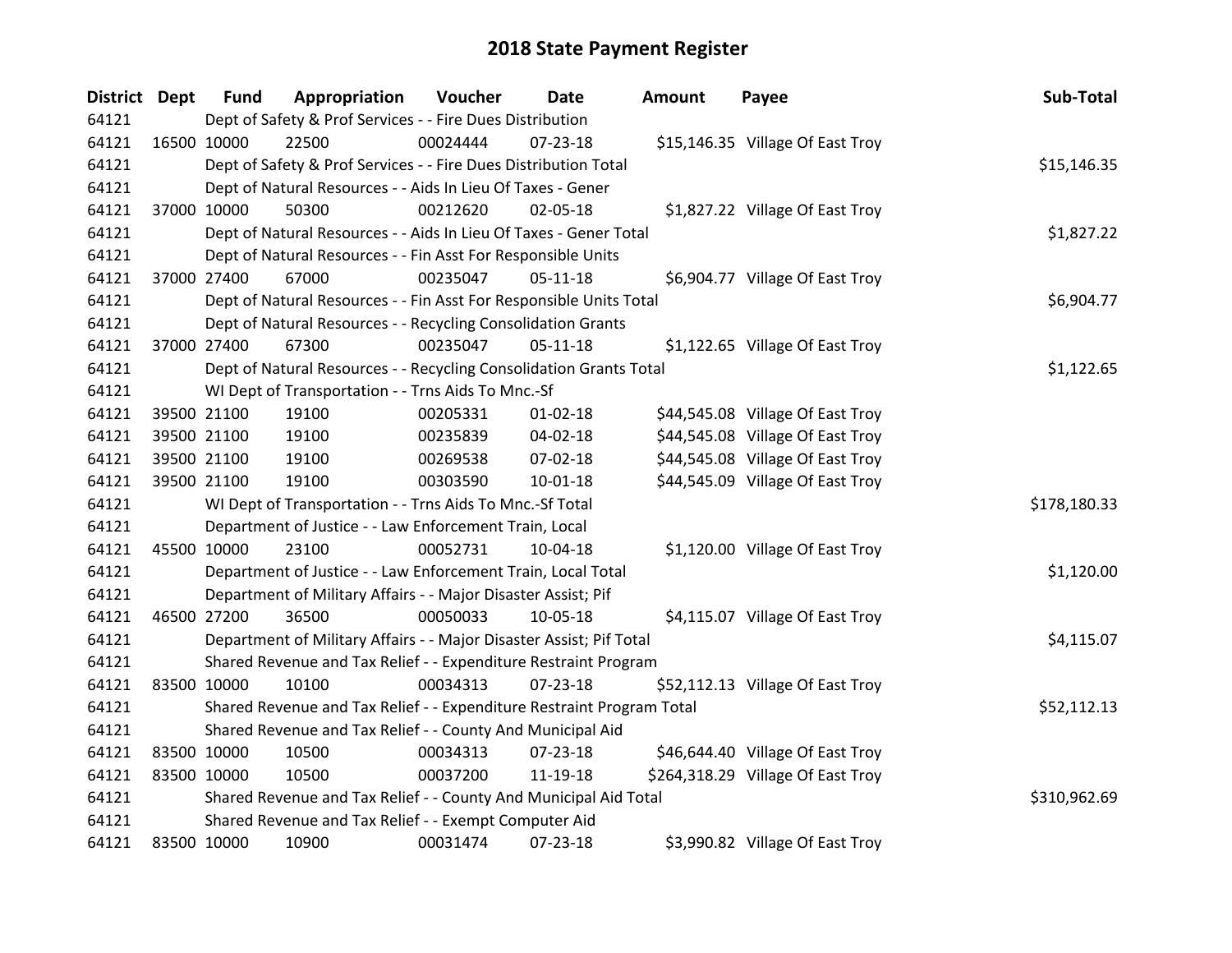# 2018 State Payment Register

| District | Dept | Fund | Appropriation | Voucher | Date | Amount | Payee | Sub-Total |
|---|---|---|---|---|---|---|---|---|
| 64121 | | Dept of Safety & Prof Services - - Fire Dues Distribution | | | | | | |
| 64121 | 16500 | 10000 | 22500 | 00024444 | 07-23-18 | $15,146.35 | Village Of East Troy | |
| 64121 | | Dept of Safety & Prof Services - - Fire Dues Distribution Total | | | | | | $15,146.35 |
| 64121 | | Dept of Natural Resources - - Aids In Lieu Of Taxes - Gener | | | | | | |
| 64121 | 37000 | 10000 | 50300 | 00212620 | 02-05-18 | $1,827.22 | Village Of East Troy | |
| 64121 | | Dept of Natural Resources - - Aids In Lieu Of Taxes - Gener Total | | | | | | $1,827.22 |
| 64121 | | Dept of Natural Resources - - Fin Asst For Responsible Units | | | | | | |
| 64121 | 37000 | 27400 | 67000 | 00235047 | 05-11-18 | $6,904.77 | Village Of East Troy | |
| 64121 | | Dept of Natural Resources - - Fin Asst For Responsible Units Total | | | | | | $6,904.77 |
| 64121 | | Dept of Natural Resources - - Recycling Consolidation Grants | | | | | | |
| 64121 | 37000 | 27400 | 67300 | 00235047 | 05-11-18 | $1,122.65 | Village Of East Troy | |
| 64121 | | Dept of Natural Resources - - Recycling Consolidation Grants Total | | | | | | $1,122.65 |
| 64121 | | WI Dept of Transportation - - Trns Aids To Mnc.-Sf | | | | | | |
| 64121 | 39500 | 21100 | 19100 | 00205331 | 01-02-18 | $44,545.08 | Village Of East Troy | |
| 64121 | 39500 | 21100 | 19100 | 00235839 | 04-02-18 | $44,545.08 | Village Of East Troy | |
| 64121 | 39500 | 21100 | 19100 | 00269538 | 07-02-18 | $44,545.08 | Village Of East Troy | |
| 64121 | 39500 | 21100 | 19100 | 00303590 | 10-01-18 | $44,545.09 | Village Of East Troy | |
| 64121 | | WI Dept of Transportation - - Trns Aids To Mnc.-Sf Total | | | | | | $178,180.33 |
| 64121 | | Department of Justice - - Law Enforcement Train, Local | | | | | | |
| 64121 | 45500 | 10000 | 23100 | 00052731 | 10-04-18 | $1,120.00 | Village Of East Troy | |
| 64121 | | Department of Justice - - Law Enforcement Train, Local Total | | | | | | $1,120.00 |
| 64121 | | Department of Military Affairs - - Major Disaster Assist; Pif | | | | | | |
| 64121 | 46500 | 27200 | 36500 | 00050033 | 10-05-18 | $4,115.07 | Village Of East Troy | |
| 64121 | | Department of Military Affairs - - Major Disaster Assist; Pif Total | | | | | | $4,115.07 |
| 64121 | | Shared Revenue and Tax Relief - - Expenditure Restraint Program | | | | | | |
| 64121 | 83500 | 10000 | 10100 | 00034313 | 07-23-18 | $52,112.13 | Village Of East Troy | |
| 64121 | | Shared Revenue and Tax Relief - - Expenditure Restraint Program Total | | | | | | $52,112.13 |
| 64121 | | Shared Revenue and Tax Relief - - County And Municipal Aid | | | | | | |
| 64121 | 83500 | 10000 | 10500 | 00034313 | 07-23-18 | $46,644.40 | Village Of East Troy | |
| 64121 | 83500 | 10000 | 10500 | 00037200 | 11-19-18 | $264,318.29 | Village Of East Troy | |
| 64121 | | Shared Revenue and Tax Relief - - County And Municipal Aid Total | | | | | | $310,962.69 |
| 64121 | | Shared Revenue and Tax Relief - - Exempt Computer Aid | | | | | | |
| 64121 | 83500 | 10000 | 10900 | 00031474 | 07-23-18 | $3,990.82 | Village Of East Troy | |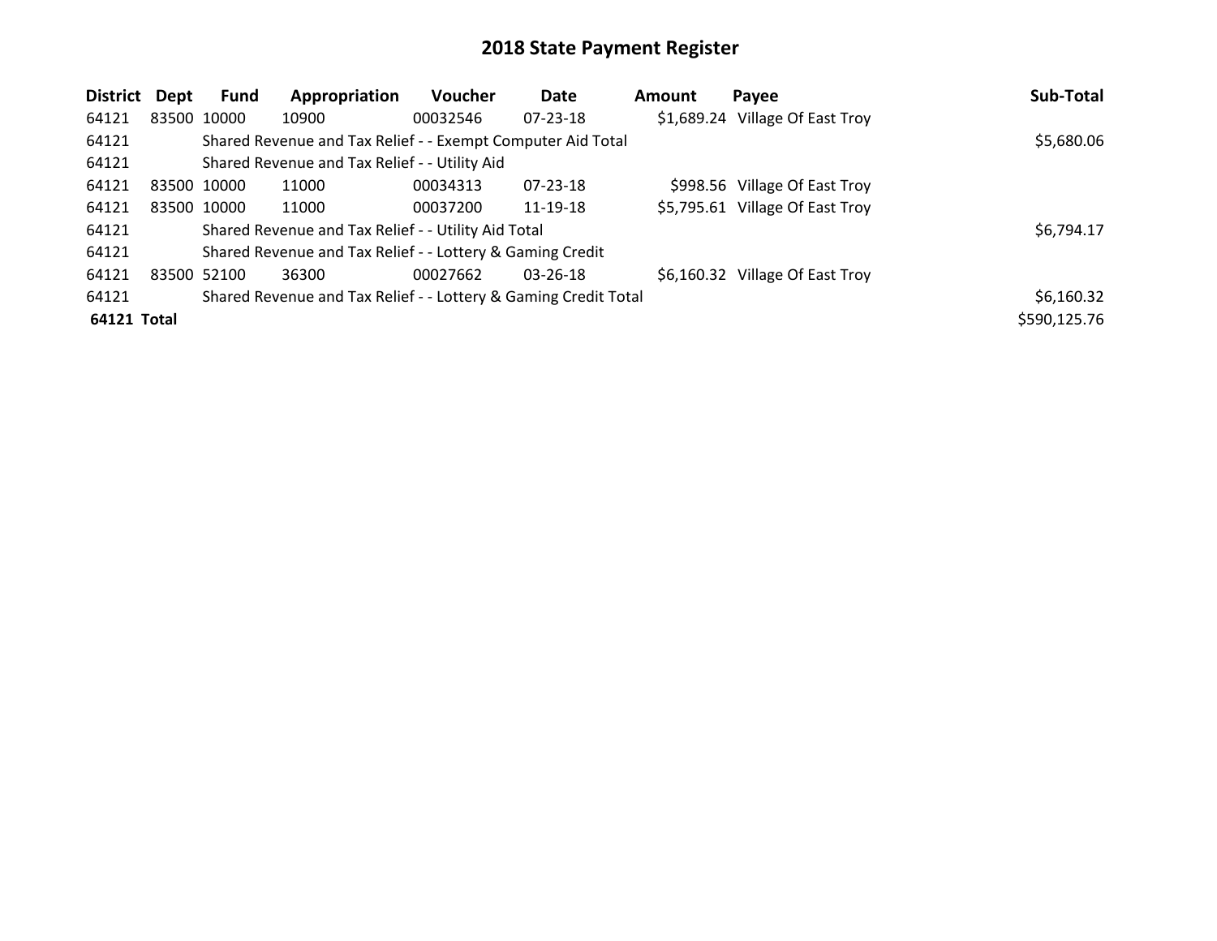# 2018 State Payment Register

| District | Dept | Fund | Appropriation | Voucher | Date | Amount | Payee | Sub-Total |
|---|---|---|---|---|---|---|---|---|
| 64121 | 83500 | 10000 | 10900 | 00032546 | 07-23-18 | $1,689.24 | Village Of East Troy | |
| 64121 | | Shared Revenue and Tax Relief - - Exempt Computer Aid Total | | | | | | $5,680.06 |
| 64121 | | Shared Revenue and Tax Relief - - Utility Aid | | | | | | |
| 64121 | 83500 | 10000 | 11000 | 00034313 | 07-23-18 | $998.56 | Village Of East Troy | |
| 64121 | 83500 | 10000 | 11000 | 00037200 | 11-19-18 | $5,795.61 | Village Of East Troy | |
| 64121 | | Shared Revenue and Tax Relief - - Utility Aid Total | | | | | | $6,794.17 |
| 64121 | | Shared Revenue and Tax Relief - - Lottery & Gaming Credit | | | | | | |
| 64121 | 83500 | 52100 | 36300 | 00027662 | 03-26-18 | $6,160.32 | Village Of East Troy | |
| 64121 | | Shared Revenue and Tax Relief - - Lottery & Gaming Credit Total | | | | | | $6,160.32 |
| **64121 Total** | | | | | | | | $590,125.76 |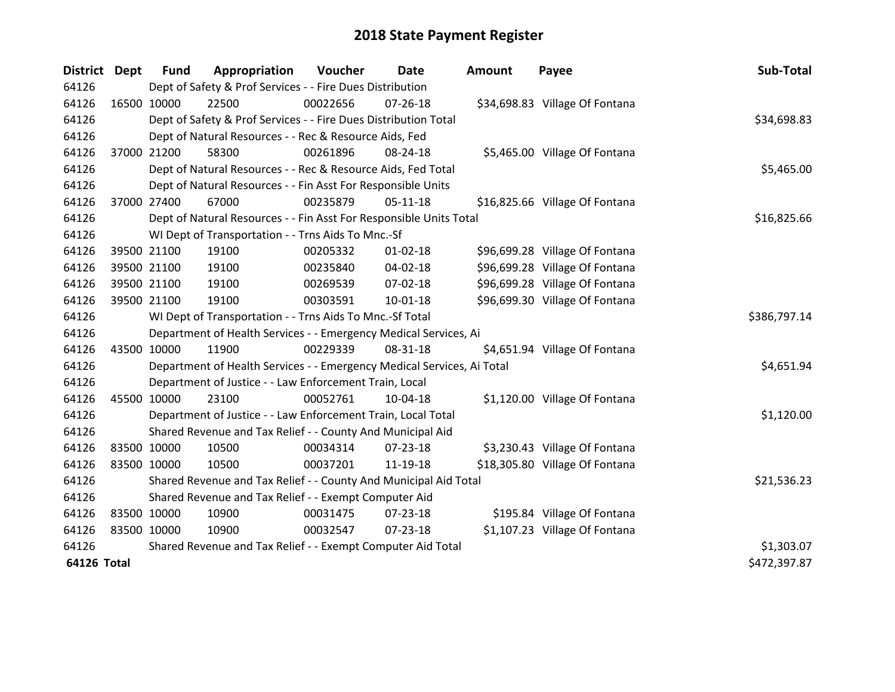# 2018 State Payment Register

| District | Dept | Fund | Appropriation | Voucher | Date | Amount | Payee | Sub-Total |
|---|---|---|---|---|---|---|---|---|
| 64126 | | Dept of Safety & Prof Services - - Fire Dues Distribution | | | | | | |
| 64126 | 16500 | 10000 | 22500 | 00022656 | 07-26-18 | $34,698.83 | Village Of Fontana | |
| 64126 | | Dept of Safety & Prof Services - - Fire Dues Distribution Total | | | | | | $34,698.83 |
| 64126 | | Dept of Natural Resources - - Rec & Resource Aids, Fed | | | | | | |
| 64126 | 37000 | 21200 | 58300 | 00261896 | 08-24-18 | $5,465.00 | Village Of Fontana | |
| 64126 | | Dept of Natural Resources - - Rec & Resource Aids, Fed Total | | | | | | $5,465.00 |
| 64126 | | Dept of Natural Resources - - Fin Asst For Responsible Units | | | | | | |
| 64126 | 37000 | 27400 | 67000 | 00235879 | 05-11-18 | $16,825.66 | Village Of Fontana | |
| 64126 | | Dept of Natural Resources - - Fin Asst For Responsible Units Total | | | | | | $16,825.66 |
| 64126 | | WI Dept of Transportation - - Trns Aids To Mnc.-Sf | | | | | | |
| 64126 | 39500 | 21100 | 19100 | 00205332 | 01-02-18 | $96,699.28 | Village Of Fontana | |
| 64126 | 39500 | 21100 | 19100 | 00235840 | 04-02-18 | $96,699.28 | Village Of Fontana | |
| 64126 | 39500 | 21100 | 19100 | 00269539 | 07-02-18 | $96,699.28 | Village Of Fontana | |
| 64126 | 39500 | 21100 | 19100 | 00303591 | 10-01-18 | $96,699.30 | Village Of Fontana | |
| 64126 | | WI Dept of Transportation - - Trns Aids To Mnc.-Sf Total | | | | | | $386,797.14 |
| 64126 | | Department of Health Services - - Emergency Medical Services, Ai | | | | | | |
| 64126 | 43500 | 10000 | 11900 | 00229339 | 08-31-18 | $4,651.94 | Village Of Fontana | |
| 64126 | | Department of Health Services - - Emergency Medical Services, Ai Total | | | | | | $4,651.94 |
| 64126 | | Department of Justice - - Law Enforcement Train, Local | | | | | | |
| 64126 | 45500 | 10000 | 23100 | 00052761 | 10-04-18 | $1,120.00 | Village Of Fontana | |
| 64126 | | Department of Justice - - Law Enforcement Train, Local Total | | | | | | $1,120.00 |
| 64126 | | Shared Revenue and Tax Relief - - County And Municipal Aid | | | | | | |
| 64126 | 83500 | 10000 | 10500 | 00034314 | 07-23-18 | $3,230.43 | Village Of Fontana | |
| 64126 | 83500 | 10000 | 10500 | 00037201 | 11-19-18 | $18,305.80 | Village Of Fontana | |
| 64126 | | Shared Revenue and Tax Relief - - County And Municipal Aid Total | | | | | | $21,536.23 |
| 64126 | | Shared Revenue and Tax Relief - - Exempt Computer Aid | | | | | | |
| 64126 | 83500 | 10000 | 10900 | 00031475 | 07-23-18 | $195.84 | Village Of Fontana | |
| 64126 | 83500 | 10000 | 10900 | 00032547 | 07-23-18 | $1,107.23 | Village Of Fontana | |
| 64126 | | Shared Revenue and Tax Relief - - Exempt Computer Aid Total | | | | | | $1,303.07 |
| **64126 Total** | | | | | | | | $472,397.87 |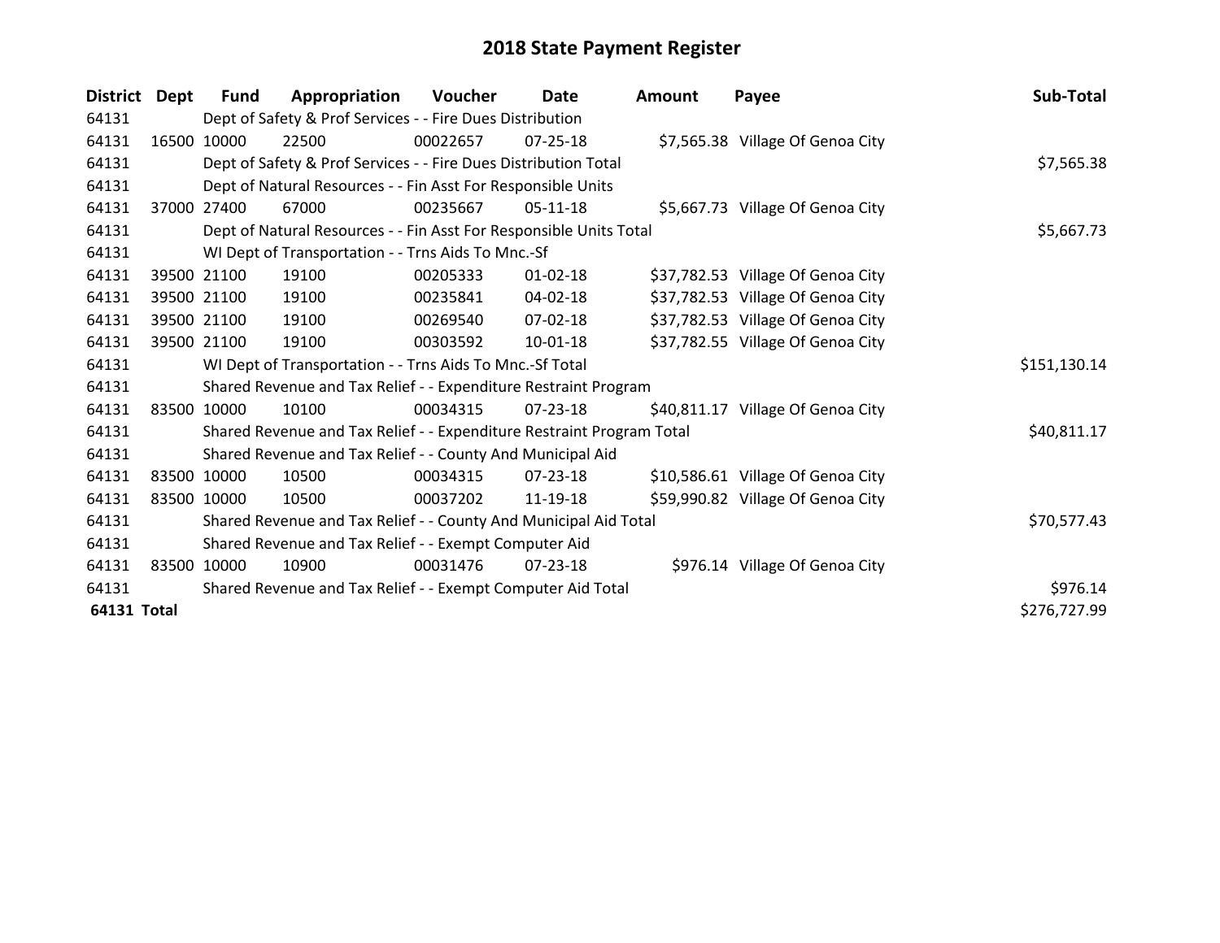# 2018 State Payment Register

| District | Dept | Fund | Appropriation | Voucher | Date | Amount | Payee | Sub-Total |
|---|---|---|---|---|---|---|---|---|
| 64131 | | Dept of Safety & Prof Services - - Fire Dues Distribution | | | | | | |
| 64131 | 16500 | 10000 | 22500 | 00022657 | 07-25-18 | $7,565.38 | Village Of Genoa City | |
| 64131 | | Dept of Safety & Prof Services - - Fire Dues Distribution Total | | | | | | $7,565.38 |
| 64131 | | Dept of Natural Resources - - Fin Asst For Responsible Units | | | | | | |
| 64131 | 37000 | 27400 | 67000 | 00235667 | 05-11-18 | $5,667.73 | Village Of Genoa City | |
| 64131 | | Dept of Natural Resources - - Fin Asst For Responsible Units Total | | | | | | $5,667.73 |
| 64131 | | WI Dept of Transportation - - Trns Aids To Mnc.-Sf | | | | | | |
| 64131 | 39500 | 21100 | 19100 | 00205333 | 01-02-18 | $37,782.53 | Village Of Genoa City | |
| 64131 | 39500 | 21100 | 19100 | 00235841 | 04-02-18 | $37,782.53 | Village Of Genoa City | |
| 64131 | 39500 | 21100 | 19100 | 00269540 | 07-02-18 | $37,782.53 | Village Of Genoa City | |
| 64131 | 39500 | 21100 | 19100 | 00303592 | 10-01-18 | $37,782.55 | Village Of Genoa City | |
| 64131 | | WI Dept of Transportation - - Trns Aids To Mnc.-Sf Total | | | | | | $151,130.14 |
| 64131 | | Shared Revenue and Tax Relief - - Expenditure Restraint Program | | | | | | |
| 64131 | 83500 | 10000 | 10100 | 00034315 | 07-23-18 | $40,811.17 | Village Of Genoa City | |
| 64131 | | Shared Revenue and Tax Relief - - Expenditure Restraint Program Total | | | | | | $40,811.17 |
| 64131 | | Shared Revenue and Tax Relief - - County And Municipal Aid | | | | | | |
| 64131 | 83500 | 10000 | 10500 | 00034315 | 07-23-18 | $10,586.61 | Village Of Genoa City | |
| 64131 | 83500 | 10000 | 10500 | 00037202 | 11-19-18 | $59,990.82 | Village Of Genoa City | |
| 64131 | | Shared Revenue and Tax Relief - - County And Municipal Aid Total | | | | | | $70,577.43 |
| 64131 | | Shared Revenue and Tax Relief - - Exempt Computer Aid | | | | | | |
| 64131 | 83500 | 10000 | 10900 | 00031476 | 07-23-18 | $976.14 | Village Of Genoa City | |
| 64131 | | Shared Revenue and Tax Relief - - Exempt Computer Aid Total | | | | | | $976.14 |
| **64131 Total** | | | | | | | | $276,727.99 |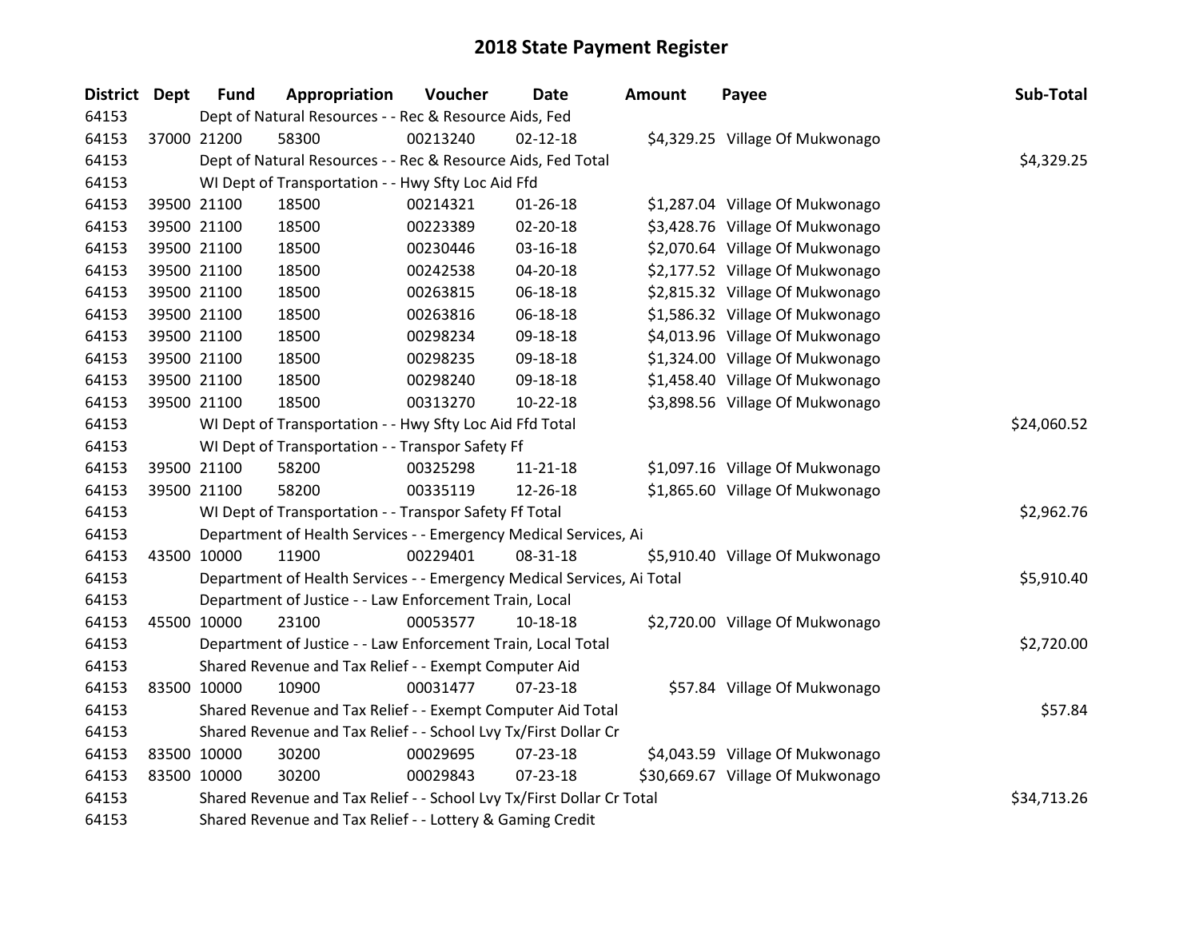# 2018 State Payment Register

| District | Dept | Fund | Appropriation | Voucher | Date | Amount | Payee | Sub-Total |
|---|---|---|---|---|---|---|---|---|
| 64153 | | Dept of Natural Resources - - Rec & Resource Aids, Fed | | | | | | |
| 64153 | 37000 | 21200 | 58300 | 00213240 | 02-12-18 | $4,329.25 | Village Of Mukwonago | |
| 64153 | | Dept of Natural Resources - - Rec & Resource Aids, Fed Total | | | | | | $4,329.25 |
| 64153 | | WI Dept of Transportation - - Hwy Sfty Loc Aid Ffd | | | | | | |
| 64153 | 39500 | 21100 | 18500 | 00214321 | 01-26-18 | $1,287.04 | Village Of Mukwonago | |
| 64153 | 39500 | 21100 | 18500 | 00223389 | 02-20-18 | $3,428.76 | Village Of Mukwonago | |
| 64153 | 39500 | 21100 | 18500 | 00230446 | 03-16-18 | $2,070.64 | Village Of Mukwonago | |
| 64153 | 39500 | 21100 | 18500 | 00242538 | 04-20-18 | $2,177.52 | Village Of Mukwonago | |
| 64153 | 39500 | 21100 | 18500 | 00263815 | 06-18-18 | $2,815.32 | Village Of Mukwonago | |
| 64153 | 39500 | 21100 | 18500 | 00263816 | 06-18-18 | $1,586.32 | Village Of Mukwonago | |
| 64153 | 39500 | 21100 | 18500 | 00298234 | 09-18-18 | $4,013.96 | Village Of Mukwonago | |
| 64153 | 39500 | 21100 | 18500 | 00298235 | 09-18-18 | $1,324.00 | Village Of Mukwonago | |
| 64153 | 39500 | 21100 | 18500 | 00298240 | 09-18-18 | $1,458.40 | Village Of Mukwonago | |
| 64153 | 39500 | 21100 | 18500 | 00313270 | 10-22-18 | $3,898.56 | Village Of Mukwonago | |
| 64153 | | WI Dept of Transportation - - Hwy Sfty Loc Aid Ffd Total | | | | | | $24,060.52 |
| 64153 | | WI Dept of Transportation - - Transpor Safety Ff | | | | | | |
| 64153 | 39500 | 21100 | 58200 | 00325298 | 11-21-18 | $1,097.16 | Village Of Mukwonago | |
| 64153 | 39500 | 21100 | 58200 | 00335119 | 12-26-18 | $1,865.60 | Village Of Mukwonago | |
| 64153 | | WI Dept of Transportation - - Transpor Safety Ff Total | | | | | | $2,962.76 |
| 64153 | | Department of Health Services - - Emergency Medical Services, Ai | | | | | | |
| 64153 | 43500 | 10000 | 11900 | 00229401 | 08-31-18 | $5,910.40 | Village Of Mukwonago | |
| 64153 | | Department of Health Services - - Emergency Medical Services, Ai Total | | | | | | $5,910.40 |
| 64153 | | Department of Justice - - Law Enforcement Train, Local | | | | | | |
| 64153 | 45500 | 10000 | 23100 | 00053577 | 10-18-18 | $2,720.00 | Village Of Mukwonago | |
| 64153 | | Department of Justice - - Law Enforcement Train, Local Total | | | | | | $2,720.00 |
| 64153 | | Shared Revenue and Tax Relief - - Exempt Computer Aid | | | | | | |
| 64153 | 83500 | 10000 | 10900 | 00031477 | 07-23-18 | $57.84 | Village Of Mukwonago | |
| 64153 | | Shared Revenue and Tax Relief - - Exempt Computer Aid Total | | | | | | $57.84 |
| 64153 | | Shared Revenue and Tax Relief - - School Lvy Tx/First Dollar Cr | | | | | | |
| 64153 | 83500 | 10000 | 30200 | 00029695 | 07-23-18 | $4,043.59 | Village Of Mukwonago | |
| 64153 | 83500 | 10000 | 30200 | 00029843 | 07-23-18 | $30,669.67 | Village Of Mukwonago | |
| 64153 | | Shared Revenue and Tax Relief - - School Lvy Tx/First Dollar Cr Total | | | | | | $34,713.26 |
| 64153 | | Shared Revenue and Tax Relief - - Lottery & Gaming Credit | | | | | | |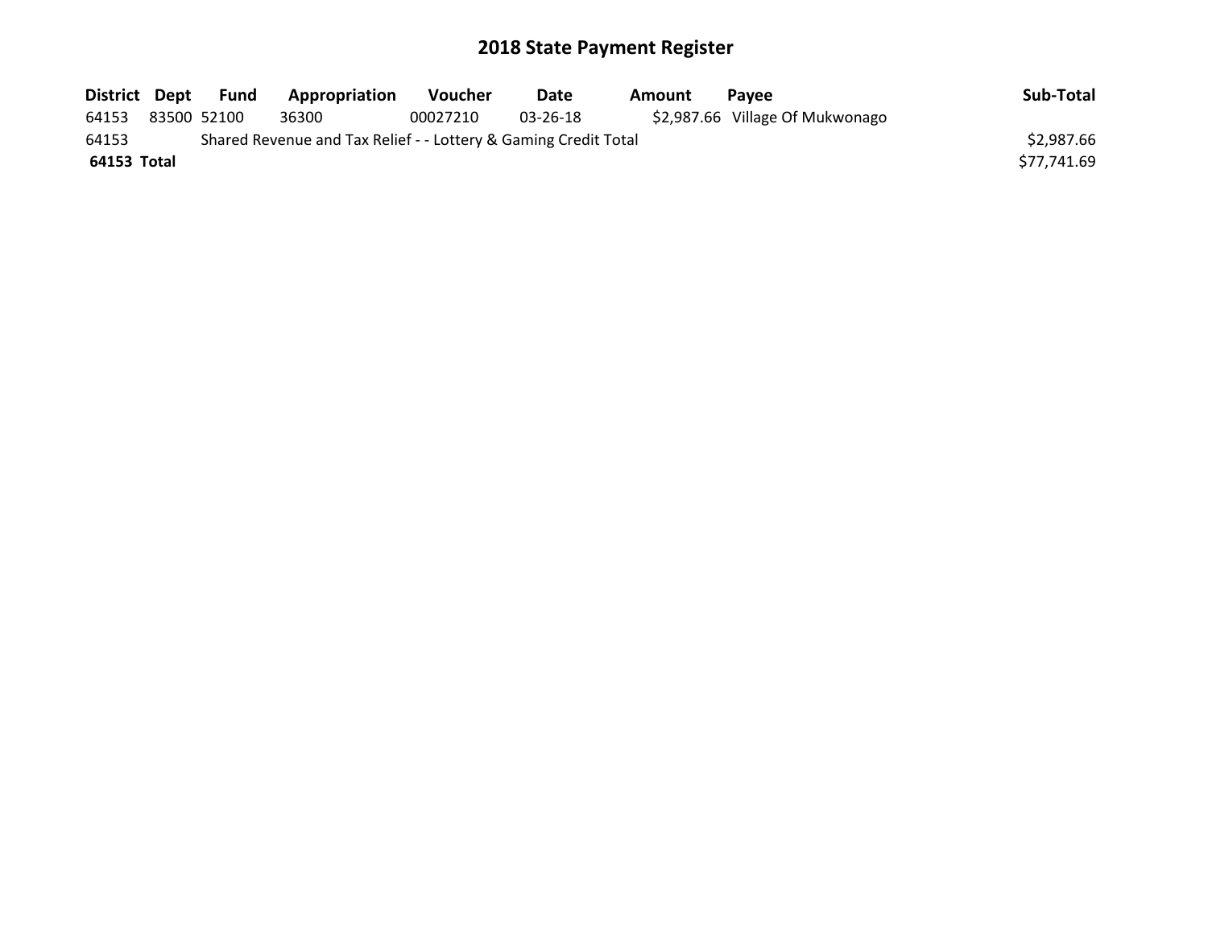# 2018 State Payment Register

| District | Dept | Fund | Appropriation | Voucher | Date | Amount | Payee | Sub-Total |
|---|---|---|---|---|---|---|---|---|
| 64153 | 83500 | 52100 | 36300 | 00027210 | 03-26-18 | $2,987.66 | Village Of Mukwonago | |
| 64153 | | Shared Revenue and Tax Relief - - Lottery & Gaming Credit Total | | | | | | $2,987.66 |
| **64153 Total** | | | | | | | | $77,741.69 |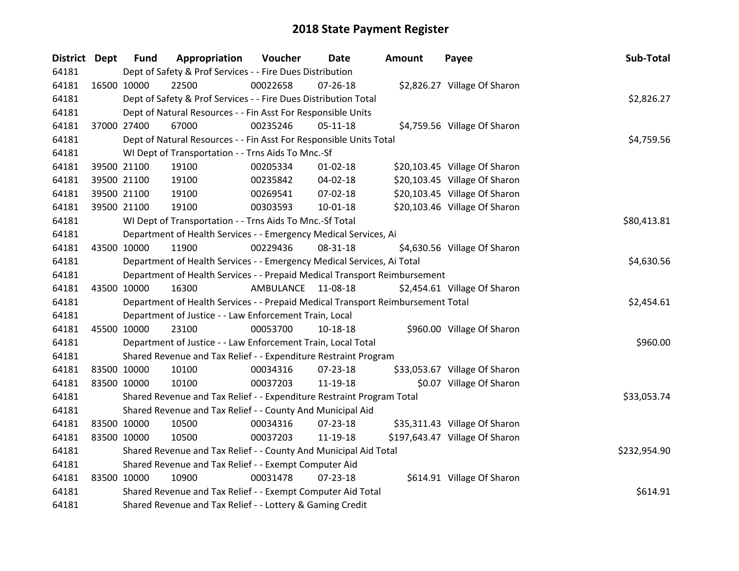# 2018 State Payment Register

| District | Dept | Fund | Appropriation | Voucher | Date | Amount | Payee | Sub-Total |
|---|---|---|---|---|---|---|---|---|
| 64181 | | Dept of Safety & Prof Services - - Fire Dues Distribution | | | | | | |
| 64181 | 16500 | 10000 | 22500 | 00022658 | 07-26-18 | $2,826.27 | Village Of Sharon | |
| 64181 | | Dept of Safety & Prof Services - - Fire Dues Distribution Total | | | | | | $2,826.27 |
| 64181 | | Dept of Natural Resources - - Fin Asst For Responsible Units | | | | | | |
| 64181 | 37000 | 27400 | 67000 | 00235246 | 05-11-18 | $4,759.56 | Village Of Sharon | |
| 64181 | | Dept of Natural Resources - - Fin Asst For Responsible Units Total | | | | | | $4,759.56 |
| 64181 | | WI Dept of Transportation - - Trns Aids To Mnc.-Sf | | | | | | |
| 64181 | 39500 | 21100 | 19100 | 00205334 | 01-02-18 | $20,103.45 | Village Of Sharon | |
| 64181 | 39500 | 21100 | 19100 | 00235842 | 04-02-18 | $20,103.45 | Village Of Sharon | |
| 64181 | 39500 | 21100 | 19100 | 00269541 | 07-02-18 | $20,103.45 | Village Of Sharon | |
| 64181 | 39500 | 21100 | 19100 | 00303593 | 10-01-18 | $20,103.46 | Village Of Sharon | |
| 64181 | | WI Dept of Transportation - - Trns Aids To Mnc.-Sf Total | | | | | | $80,413.81 |
| 64181 | | Department of Health Services - - Emergency Medical Services, Ai | | | | | | |
| 64181 | 43500 | 10000 | 11900 | 00229436 | 08-31-18 | $4,630.56 | Village Of Sharon | |
| 64181 | | Department of Health Services - - Emergency Medical Services, Ai Total | | | | | | $4,630.56 |
| 64181 | | Department of Health Services - - Prepaid Medical Transport Reimbursement | | | | | | |
| 64181 | 43500 | 10000 | 16300 | AMBULANCE | 11-08-18 | $2,454.61 | Village Of Sharon | |
| 64181 | | Department of Health Services - - Prepaid Medical Transport Reimbursement Total | | | | | | $2,454.61 |
| 64181 | | Department of Justice - - Law Enforcement Train, Local | | | | | | |
| 64181 | 45500 | 10000 | 23100 | 00053700 | 10-18-18 | $960.00 | Village Of Sharon | |
| 64181 | | Department of Justice - - Law Enforcement Train, Local Total | | | | | | $960.00 |
| 64181 | | Shared Revenue and Tax Relief - - Expenditure Restraint Program | | | | | | |
| 64181 | 83500 | 10000 | 10100 | 00034316 | 07-23-18 | $33,053.67 | Village Of Sharon | |
| 64181 | 83500 | 10000 | 10100 | 00037203 | 11-19-18 | $0.07 | Village Of Sharon | |
| 64181 | | Shared Revenue and Tax Relief - - Expenditure Restraint Program Total | | | | | | $33,053.74 |
| 64181 | | Shared Revenue and Tax Relief - - County And Municipal Aid | | | | | | |
| 64181 | 83500 | 10000 | 10500 | 00034316 | 07-23-18 | $35,311.43 | Village Of Sharon | |
| 64181 | 83500 | 10000 | 10500 | 00037203 | 11-19-18 | $197,643.47 | Village Of Sharon | |
| 64181 | | Shared Revenue and Tax Relief - - County And Municipal Aid Total | | | | | | $232,954.90 |
| 64181 | | Shared Revenue and Tax Relief - - Exempt Computer Aid | | | | | | |
| 64181 | 83500 | 10000 | 10900 | 00031478 | 07-23-18 | $614.91 | Village Of Sharon | |
| 64181 | | Shared Revenue and Tax Relief - - Exempt Computer Aid Total | | | | | | $614.91 |
| 64181 | | Shared Revenue and Tax Relief - - Lottery & Gaming Credit | | | | | | |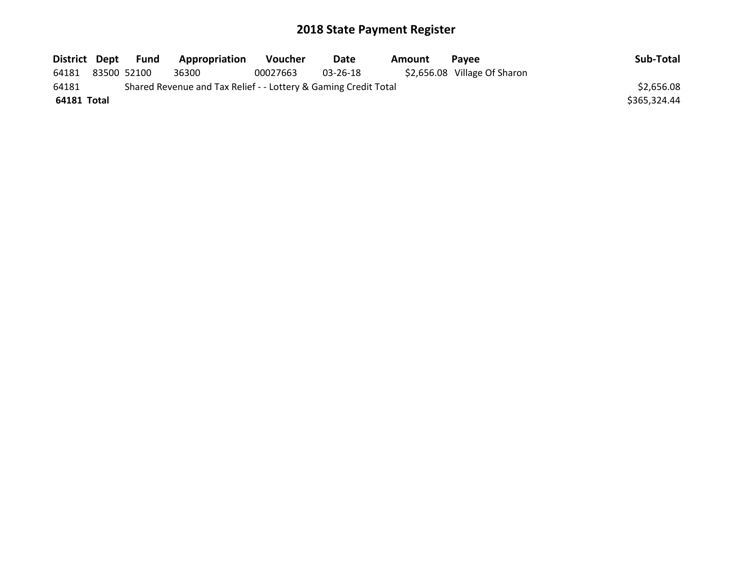# 2018 State Payment Register

| District | Dept | Fund | Appropriation | Voucher | Date | Amount | Payee | Sub-Total |
|---|---|---|---|---|---|---|---|---|
| 64181 | 83500 | 52100 | 36300 | 00027663 | 03-26-18 | $2,656.08 | Village Of Sharon | |
| 64181 | | Shared Revenue and Tax Relief - - Lottery & Gaming Credit Total | | | | | | $2,656.08 |
| **64181** | **Total** | | | | | | | $365,324.44 |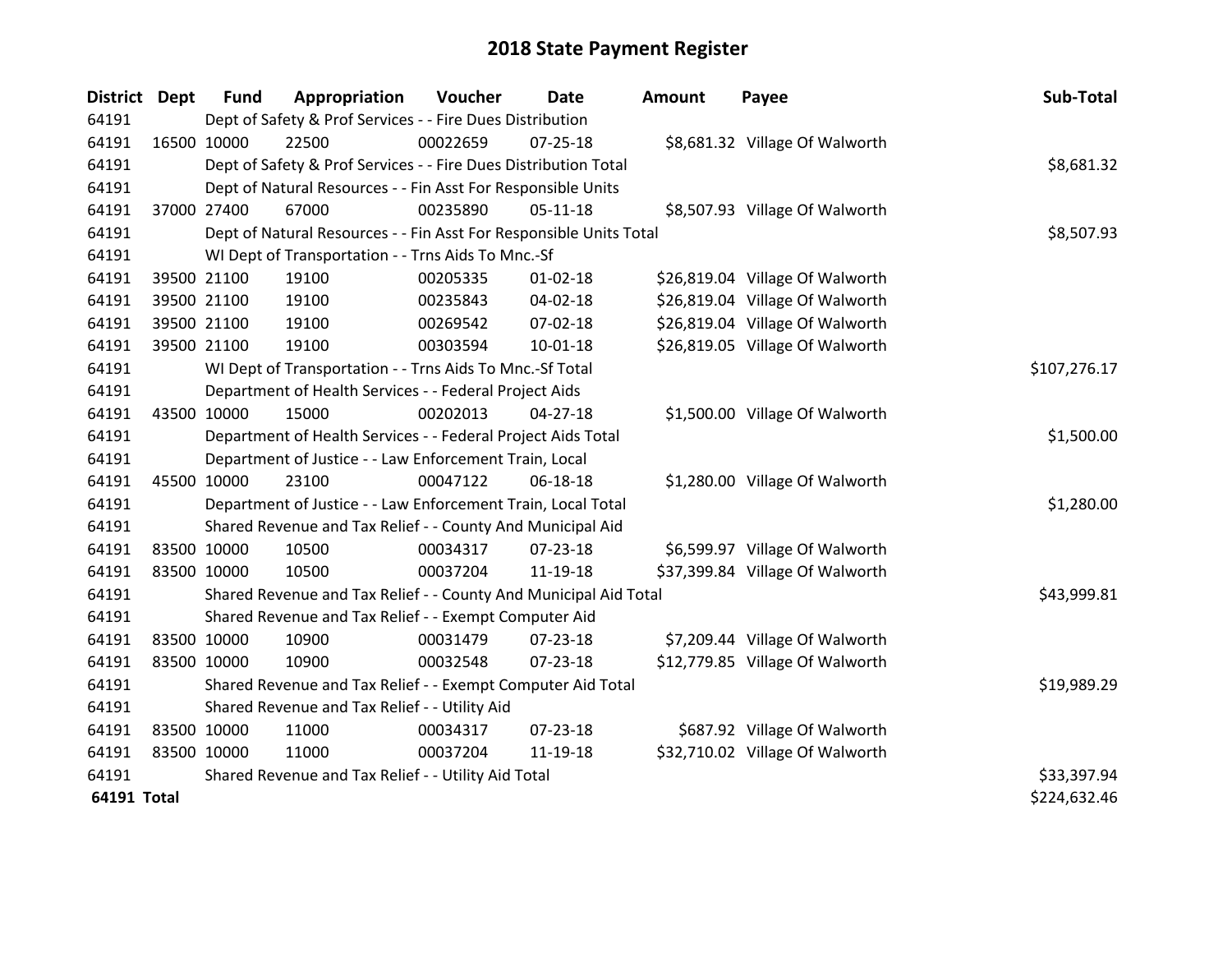# 2018 State Payment Register

| District | Dept | Fund | Appropriation | Voucher | Date | Amount | Payee | Sub-Total |
|---|---|---|---|---|---|---|---|---|
| 64191 | | Dept of Safety & Prof Services - - Fire Dues Distribution | | | | | | |
| 64191 | 16500 | 10000 | 22500 | 00022659 | 07-25-18 | $8,681.32 | Village Of Walworth | |
| 64191 | | Dept of Safety & Prof Services - - Fire Dues Distribution Total | | | | | | $8,681.32 |
| 64191 | | Dept of Natural Resources - - Fin Asst For Responsible Units | | | | | | |
| 64191 | 37000 | 27400 | 67000 | 00235890 | 05-11-18 | $8,507.93 | Village Of Walworth | |
| 64191 | | Dept of Natural Resources - - Fin Asst For Responsible Units Total | | | | | | $8,507.93 |
| 64191 | | WI Dept of Transportation - - Trns Aids To Mnc.-Sf | | | | | | |
| 64191 | 39500 | 21100 | 19100 | 00205335 | 01-02-18 | $26,819.04 | Village Of Walworth | |
| 64191 | 39500 | 21100 | 19100 | 00235843 | 04-02-18 | $26,819.04 | Village Of Walworth | |
| 64191 | 39500 | 21100 | 19100 | 00269542 | 07-02-18 | $26,819.04 | Village Of Walworth | |
| 64191 | 39500 | 21100 | 19100 | 00303594 | 10-01-18 | $26,819.05 | Village Of Walworth | |
| 64191 | | WI Dept of Transportation - - Trns Aids To Mnc.-Sf Total | | | | | | $107,276.17 |
| 64191 | | Department of Health Services - - Federal Project Aids | | | | | | |
| 64191 | 43500 | 10000 | 15000 | 00202013 | 04-27-18 | $1,500.00 | Village Of Walworth | |
| 64191 | | Department of Health Services - - Federal Project Aids Total | | | | | | $1,500.00 |
| 64191 | | Department of Justice - - Law Enforcement Train, Local | | | | | | |
| 64191 | 45500 | 10000 | 23100 | 00047122 | 06-18-18 | $1,280.00 | Village Of Walworth | |
| 64191 | | Department of Justice - - Law Enforcement Train, Local Total | | | | | | $1,280.00 |
| 64191 | | Shared Revenue and Tax Relief - - County And Municipal Aid | | | | | | |
| 64191 | 83500 | 10000 | 10500 | 00034317 | 07-23-18 | $6,599.97 | Village Of Walworth | |
| 64191 | 83500 | 10000 | 10500 | 00037204 | 11-19-18 | $37,399.84 | Village Of Walworth | |
| 64191 | | Shared Revenue and Tax Relief - - County And Municipal Aid Total | | | | | | $43,999.81 |
| 64191 | | Shared Revenue and Tax Relief - - Exempt Computer Aid | | | | | | |
| 64191 | 83500 | 10000 | 10900 | 00031479 | 07-23-18 | $7,209.44 | Village Of Walworth | |
| 64191 | 83500 | 10000 | 10900 | 00032548 | 07-23-18 | $12,779.85 | Village Of Walworth | |
| 64191 | | Shared Revenue and Tax Relief - - Exempt Computer Aid Total | | | | | | $19,989.29 |
| 64191 | | Shared Revenue and Tax Relief - - Utility Aid | | | | | | |
| 64191 | 83500 | 10000 | 11000 | 00034317 | 07-23-18 | $687.92 | Village Of Walworth | |
| 64191 | 83500 | 10000 | 11000 | 00037204 | 11-19-18 | $32,710.02 | Village Of Walworth | |
| 64191 | | Shared Revenue and Tax Relief - - Utility Aid Total | | | | | | $33,397.94 |
| **64191 Total** | | | | | | | | $224,632.46 |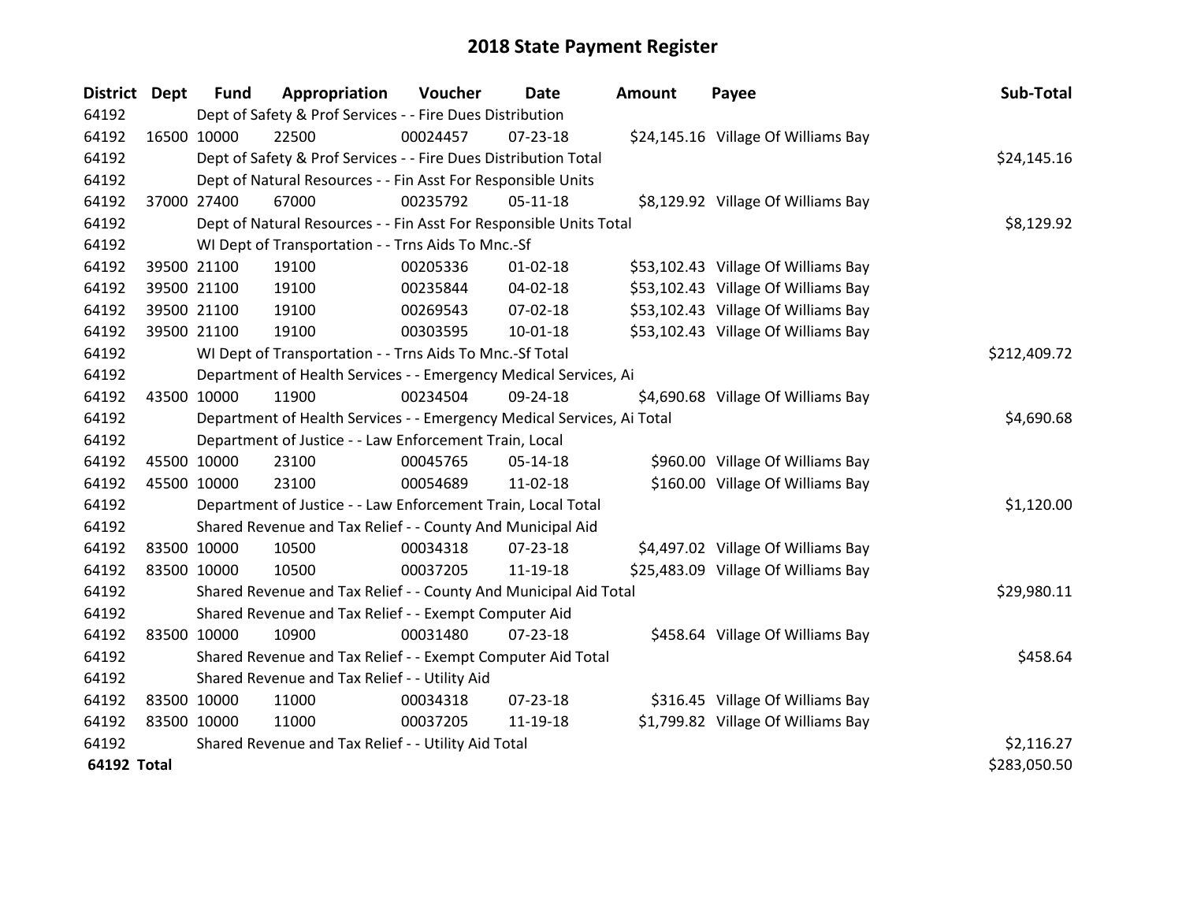# 2018 State Payment Register

| District | Dept | Fund | Appropriation | Voucher | Date | Amount | Payee | Sub-Total |
|---|---|---|---|---|---|---|---|---|
| 64192 | | Dept of Safety & Prof Services - - Fire Dues Distribution | | | | | | |
| 64192 | 16500 | 10000 | 22500 | 00024457 | 07-23-18 | $24,145.16 | Village Of Williams Bay | |
| 64192 | | Dept of Safety & Prof Services - - Fire Dues Distribution Total | | | | | | $24,145.16 |
| 64192 | | Dept of Natural Resources - - Fin Asst For Responsible Units | | | | | | |
| 64192 | 37000 | 27400 | 67000 | 00235792 | 05-11-18 | $8,129.92 | Village Of Williams Bay | |
| 64192 | | Dept of Natural Resources - - Fin Asst For Responsible Units Total | | | | | | $8,129.92 |
| 64192 | | WI Dept of Transportation - - Trns Aids To Mnc.-Sf | | | | | | |
| 64192 | 39500 | 21100 | 19100 | 00205336 | 01-02-18 | $53,102.43 | Village Of Williams Bay | |
| 64192 | 39500 | 21100 | 19100 | 00235844 | 04-02-18 | $53,102.43 | Village Of Williams Bay | |
| 64192 | 39500 | 21100 | 19100 | 00269543 | 07-02-18 | $53,102.43 | Village Of Williams Bay | |
| 64192 | 39500 | 21100 | 19100 | 00303595 | 10-01-18 | $53,102.43 | Village Of Williams Bay | |
| 64192 | | WI Dept of Transportation - - Trns Aids To Mnc.-Sf Total | | | | | | $212,409.72 |
| 64192 | | Department of Health Services - - Emergency Medical Services, Ai | | | | | | |
| 64192 | 43500 | 10000 | 11900 | 00234504 | 09-24-18 | $4,690.68 | Village Of Williams Bay | |
| 64192 | | Department of Health Services - - Emergency Medical Services, Ai Total | | | | | | $4,690.68 |
| 64192 | | Department of Justice - - Law Enforcement Train, Local | | | | | | |
| 64192 | 45500 | 10000 | 23100 | 00045765 | 05-14-18 | $960.00 | Village Of Williams Bay | |
| 64192 | 45500 | 10000 | 23100 | 00054689 | 11-02-18 | $160.00 | Village Of Williams Bay | |
| 64192 | | Department of Justice - - Law Enforcement Train, Local Total | | | | | | $1,120.00 |
| 64192 | | Shared Revenue and Tax Relief - - County And Municipal Aid | | | | | | |
| 64192 | 83500 | 10000 | 10500 | 00034318 | 07-23-18 | $4,497.02 | Village Of Williams Bay | |
| 64192 | 83500 | 10000 | 10500 | 00037205 | 11-19-18 | $25,483.09 | Village Of Williams Bay | |
| 64192 | | Shared Revenue and Tax Relief - - County And Municipal Aid Total | | | | | | $29,980.11 |
| 64192 | | Shared Revenue and Tax Relief - - Exempt Computer Aid | | | | | | |
| 64192 | 83500 | 10000 | 10900 | 00031480 | 07-23-18 | $458.64 | Village Of Williams Bay | |
| 64192 | | Shared Revenue and Tax Relief - - Exempt Computer Aid Total | | | | | | $458.64 |
| 64192 | | Shared Revenue and Tax Relief - - Utility Aid | | | | | | |
| 64192 | 83500 | 10000 | 11000 | 00034318 | 07-23-18 | $316.45 | Village Of Williams Bay | |
| 64192 | 83500 | 10000 | 11000 | 00037205 | 11-19-18 | $1,799.82 | Village Of Williams Bay | |
| 64192 | | Shared Revenue and Tax Relief - - Utility Aid Total | | | | | | $2,116.27 |
| **64192 Total** | | | | | | | | $283,050.50 |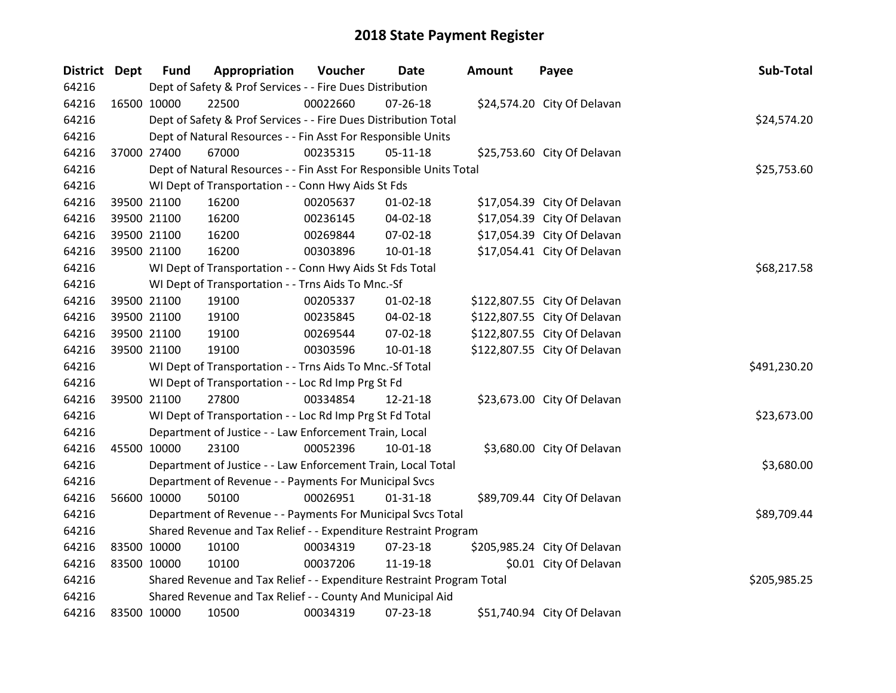# 2018 State Payment Register

| District | Dept | Fund | Appropriation | Voucher | Date | Amount | Payee | Sub-Total |
|---|---|---|---|---|---|---|---|---|
| 64216 | | Dept of Safety & Prof Services - - Fire Dues Distribution | | | | | | |
| 64216 | 16500 | 10000 | 22500 | 00022660 | 07-26-18 | $24,574.20 | City Of Delavan | |
| 64216 | | Dept of Safety & Prof Services - - Fire Dues Distribution Total | | | | | | $24,574.20 |
| 64216 | | Dept of Natural Resources - - Fin Asst For Responsible Units | | | | | | |
| 64216 | 37000 | 27400 | 67000 | 00235315 | 05-11-18 | $25,753.60 | City Of Delavan | |
| 64216 | | Dept of Natural Resources - - Fin Asst For Responsible Units Total | | | | | | $25,753.60 |
| 64216 | | WI Dept of Transportation - - Conn Hwy Aids St Fds | | | | | | |
| 64216 | 39500 | 21100 | 16200 | 00205637 | 01-02-18 | $17,054.39 | City Of Delavan | |
| 64216 | 39500 | 21100 | 16200 | 00236145 | 04-02-18 | $17,054.39 | City Of Delavan | |
| 64216 | 39500 | 21100 | 16200 | 00269844 | 07-02-18 | $17,054.39 | City Of Delavan | |
| 64216 | 39500 | 21100 | 16200 | 00303896 | 10-01-18 | $17,054.41 | City Of Delavan | |
| 64216 | | WI Dept of Transportation - - Conn Hwy Aids St Fds Total | | | | | | $68,217.58 |
| 64216 | | WI Dept of Transportation - - Trns Aids To Mnc.-Sf | | | | | | |
| 64216 | 39500 | 21100 | 19100 | 00205337 | 01-02-18 | $122,807.55 | City Of Delavan | |
| 64216 | 39500 | 21100 | 19100 | 00235845 | 04-02-18 | $122,807.55 | City Of Delavan | |
| 64216 | 39500 | 21100 | 19100 | 00269544 | 07-02-18 | $122,807.55 | City Of Delavan | |
| 64216 | 39500 | 21100 | 19100 | 00303596 | 10-01-18 | $122,807.55 | City Of Delavan | |
| 64216 | | WI Dept of Transportation - - Trns Aids To Mnc.-Sf Total | | | | | | $491,230.20 |
| 64216 | | WI Dept of Transportation - - Loc Rd Imp Prg St Fd | | | | | | |
| 64216 | 39500 | 21100 | 27800 | 00334854 | 12-21-18 | $23,673.00 | City Of Delavan | |
| 64216 | | WI Dept of Transportation - - Loc Rd Imp Prg St Fd Total | | | | | | $23,673.00 |
| 64216 | | Department of Justice - - Law Enforcement Train, Local | | | | | | |
| 64216 | 45500 | 10000 | 23100 | 00052396 | 10-01-18 | $3,680.00 | City Of Delavan | |
| 64216 | | Department of Justice - - Law Enforcement Train, Local Total | | | | | | $3,680.00 |
| 64216 | | Department of Revenue - - Payments For Municipal Svcs | | | | | | |
| 64216 | 56600 | 10000 | 50100 | 00026951 | 01-31-18 | $89,709.44 | City Of Delavan | |
| 64216 | | Department of Revenue - - Payments For Municipal Svcs Total | | | | | | $89,709.44 |
| 64216 | | Shared Revenue and Tax Relief - - Expenditure Restraint Program | | | | | | |
| 64216 | 83500 | 10000 | 10100 | 00034319 | 07-23-18 | $205,985.24 | City Of Delavan | |
| 64216 | 83500 | 10000 | 10100 | 00037206 | 11-19-18 | $0.01 | City Of Delavan | |
| 64216 | | Shared Revenue and Tax Relief - - Expenditure Restraint Program Total | | | | | | $205,985.25 |
| 64216 | | Shared Revenue and Tax Relief - - County And Municipal Aid | | | | | | |
| 64216 | 83500 | 10000 | 10500 | 00034319 | 07-23-18 | $51,740.94 | City Of Delavan | |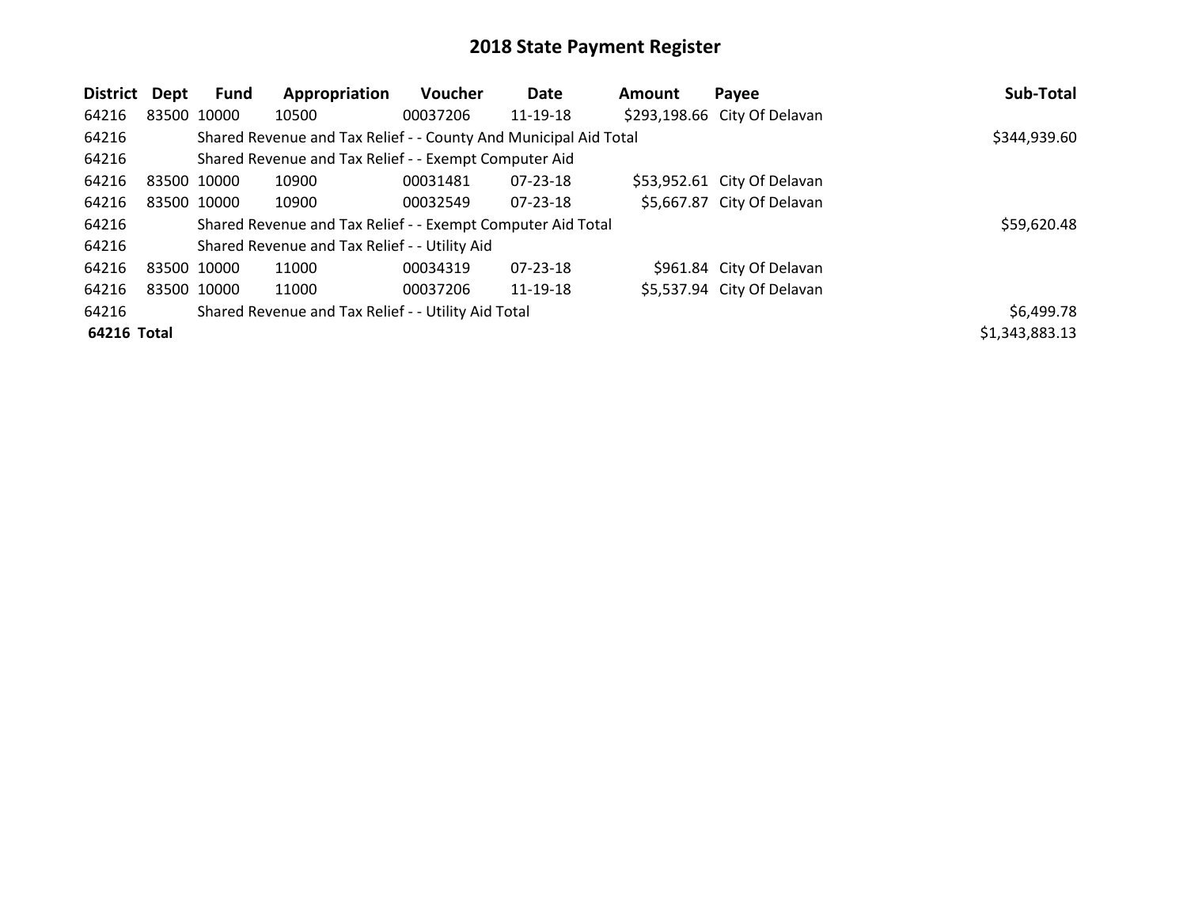# 2018 State Payment Register

| District | Dept | Fund | Appropriation | Voucher | Date | Amount | Payee | Sub-Total |
|---|---|---|---|---|---|---|---|---|
| 64216 | 83500 | 10000 | 10500 | 00037206 | 11-19-18 | $293,198.66 | City Of Delavan | |
| 64216 | | Shared Revenue and Tax Relief - - County And Municipal Aid Total | | | | | | $344,939.60 |
| 64216 | | Shared Revenue and Tax Relief - - Exempt Computer Aid | | | | | | |
| 64216 | 83500 | 10000 | 10900 | 00031481 | 07-23-18 | $53,952.61 | City Of Delavan | |
| 64216 | 83500 | 10000 | 10900 | 00032549 | 07-23-18 | $5,667.87 | City Of Delavan | |
| 64216 | | Shared Revenue and Tax Relief - - Exempt Computer Aid Total | | | | | | $59,620.48 |
| 64216 | | Shared Revenue and Tax Relief - - Utility Aid | | | | | | |
| 64216 | 83500 | 10000 | 11000 | 00034319 | 07-23-18 | $961.84 | City Of Delavan | |
| 64216 | 83500 | 10000 | 11000 | 00037206 | 11-19-18 | $5,537.94 | City Of Delavan | |
| 64216 | | Shared Revenue and Tax Relief - - Utility Aid Total | | | | | | $6,499.78 |
| **64216 Total** | | | | | | | | $1,343,883.13 |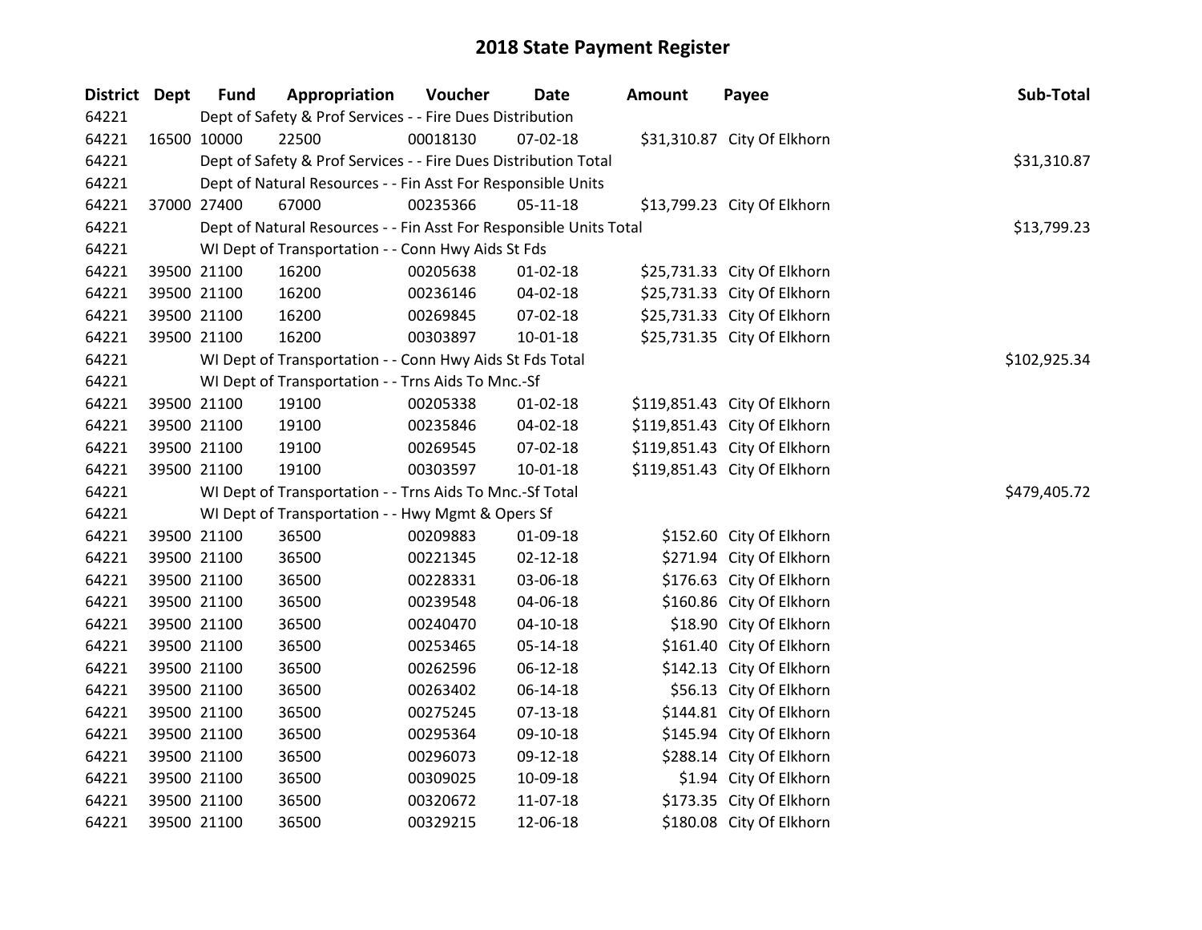# 2018 State Payment Register

| District | Dept | Fund | Appropriation | Voucher | Date | Amount | Payee | Sub-Total |
|---|---|---|---|---|---|---|---|---|
| 64221 | | Dept of Safety & Prof Services - - Fire Dues Distribution | | | | | | |
| 64221 | 16500 | 10000 | 22500 | 00018130 | 07-02-18 | $31,310.87 | City Of Elkhorn | |
| 64221 | | Dept of Safety & Prof Services - - Fire Dues Distribution Total | | | | | | $31,310.87 |
| 64221 | | Dept of Natural Resources - - Fin Asst For Responsible Units | | | | | | |
| 64221 | 37000 | 27400 | 67000 | 00235366 | 05-11-18 | $13,799.23 | City Of Elkhorn | |
| 64221 | | Dept of Natural Resources - - Fin Asst For Responsible Units Total | | | | | | $13,799.23 |
| 64221 | | WI Dept of Transportation - - Conn Hwy Aids St Fds | | | | | | |
| 64221 | 39500 | 21100 | 16200 | 00205638 | 01-02-18 | $25,731.33 | City Of Elkhorn | |
| 64221 | 39500 | 21100 | 16200 | 00236146 | 04-02-18 | $25,731.33 | City Of Elkhorn | |
| 64221 | 39500 | 21100 | 16200 | 00269845 | 07-02-18 | $25,731.33 | City Of Elkhorn | |
| 64221 | 39500 | 21100 | 16200 | 00303897 | 10-01-18 | $25,731.35 | City Of Elkhorn | |
| 64221 | | WI Dept of Transportation - - Conn Hwy Aids St Fds Total | | | | | | $102,925.34 |
| 64221 | | WI Dept of Transportation - - Trns Aids To Mnc.-Sf | | | | | | |
| 64221 | 39500 | 21100 | 19100 | 00205338 | 01-02-18 | $119,851.43 | City Of Elkhorn | |
| 64221 | 39500 | 21100 | 19100 | 00235846 | 04-02-18 | $119,851.43 | City Of Elkhorn | |
| 64221 | 39500 | 21100 | 19100 | 00269545 | 07-02-18 | $119,851.43 | City Of Elkhorn | |
| 64221 | 39500 | 21100 | 19100 | 00303597 | 10-01-18 | $119,851.43 | City Of Elkhorn | |
| 64221 | | WI Dept of Transportation - - Trns Aids To Mnc.-Sf Total | | | | | | $479,405.72 |
| 64221 | | WI Dept of Transportation - - Hwy Mgmt & Opers Sf | | | | | | |
| 64221 | 39500 | 21100 | 36500 | 00209883 | 01-09-18 | $152.60 | City Of Elkhorn | |
| 64221 | 39500 | 21100 | 36500 | 00221345 | 02-12-18 | $271.94 | City Of Elkhorn | |
| 64221 | 39500 | 21100 | 36500 | 00228331 | 03-06-18 | $176.63 | City Of Elkhorn | |
| 64221 | 39500 | 21100 | 36500 | 00239548 | 04-06-18 | $160.86 | City Of Elkhorn | |
| 64221 | 39500 | 21100 | 36500 | 00240470 | 04-10-18 | $18.90 | City Of Elkhorn | |
| 64221 | 39500 | 21100 | 36500 | 00253465 | 05-14-18 | $161.40 | City Of Elkhorn | |
| 64221 | 39500 | 21100 | 36500 | 00262596 | 06-12-18 | $142.13 | City Of Elkhorn | |
| 64221 | 39500 | 21100 | 36500 | 00263402 | 06-14-18 | $56.13 | City Of Elkhorn | |
| 64221 | 39500 | 21100 | 36500 | 00275245 | 07-13-18 | $144.81 | City Of Elkhorn | |
| 64221 | 39500 | 21100 | 36500 | 00295364 | 09-10-18 | $145.94 | City Of Elkhorn | |
| 64221 | 39500 | 21100 | 36500 | 00296073 | 09-12-18 | $288.14 | City Of Elkhorn | |
| 64221 | 39500 | 21100 | 36500 | 00309025 | 10-09-18 | $1.94 | City Of Elkhorn | |
| 64221 | 39500 | 21100 | 36500 | 00320672 | 11-07-18 | $173.35 | City Of Elkhorn | |
| 64221 | 39500 | 21100 | 36500 | 00329215 | 12-06-18 | $180.08 | City Of Elkhorn | |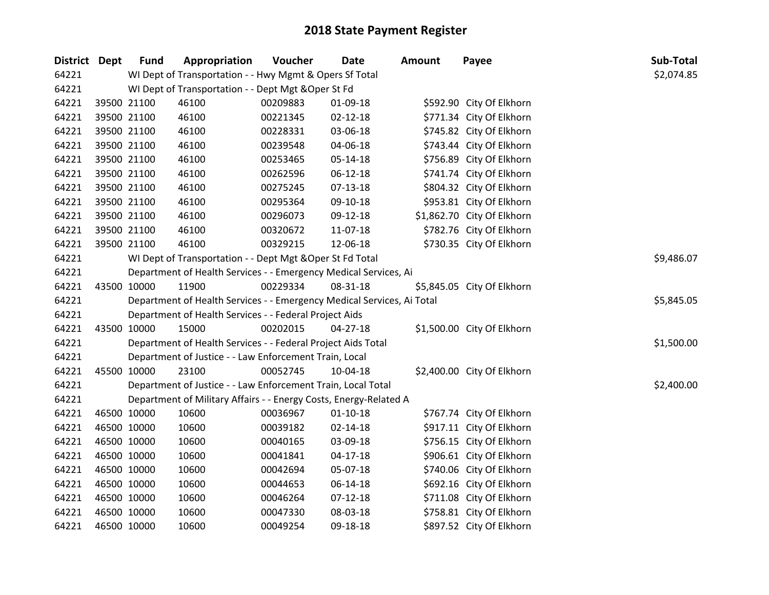# 2018 State Payment Register

| District | Dept | Fund | Appropriation | Voucher | Date | Amount | Payee | Sub-Total |
|---|---|---|---|---|---|---|---|---|
| 64221 | | WI Dept of Transportation - - Hwy Mgmt & Opers Sf Total | | | | | | $2,074.85 |
| 64221 | | WI Dept of Transportation - - Dept Mgt &Oper St Fd | | | | | | |
| 64221 | 39500 | 21100 | 46100 | 00209883 | 01-09-18 | $592.90 | City Of Elkhorn | |
| 64221 | 39500 | 21100 | 46100 | 00221345 | 02-12-18 | $771.34 | City Of Elkhorn | |
| 64221 | 39500 | 21100 | 46100 | 00228331 | 03-06-18 | $745.82 | City Of Elkhorn | |
| 64221 | 39500 | 21100 | 46100 | 00239548 | 04-06-18 | $743.44 | City Of Elkhorn | |
| 64221 | 39500 | 21100 | 46100 | 00253465 | 05-14-18 | $756.89 | City Of Elkhorn | |
| 64221 | 39500 | 21100 | 46100 | 00262596 | 06-12-18 | $741.74 | City Of Elkhorn | |
| 64221 | 39500 | 21100 | 46100 | 00275245 | 07-13-18 | $804.32 | City Of Elkhorn | |
| 64221 | 39500 | 21100 | 46100 | 00295364 | 09-10-18 | $953.81 | City Of Elkhorn | |
| 64221 | 39500 | 21100 | 46100 | 00296073 | 09-12-18 | $1,862.70 | City Of Elkhorn | |
| 64221 | 39500 | 21100 | 46100 | 00320672 | 11-07-18 | $782.76 | City Of Elkhorn | |
| 64221 | 39500 | 21100 | 46100 | 00329215 | 12-06-18 | $730.35 | City Of Elkhorn | |
| 64221 | | WI Dept of Transportation - - Dept Mgt &Oper St Fd Total | | | | | | $9,486.07 |
| 64221 | | Department of Health Services - - Emergency Medical Services, Ai | | | | | | |
| 64221 | 43500 | 10000 | 11900 | 00229334 | 08-31-18 | $5,845.05 | City Of Elkhorn | |
| 64221 | | Department of Health Services - - Emergency Medical Services, Ai Total | | | | | | $5,845.05 |
| 64221 | | Department of Health Services - - Federal Project Aids | | | | | | |
| 64221 | 43500 | 10000 | 15000 | 00202015 | 04-27-18 | $1,500.00 | City Of Elkhorn | |
| 64221 | | Department of Health Services - - Federal Project Aids Total | | | | | | $1,500.00 |
| 64221 | | Department of Justice - - Law Enforcement Train, Local | | | | | | |
| 64221 | 45500 | 10000 | 23100 | 00052745 | 10-04-18 | $2,400.00 | City Of Elkhorn | |
| 64221 | | Department of Justice - - Law Enforcement Train, Local Total | | | | | | $2,400.00 |
| 64221 | | Department of Military Affairs - - Energy Costs, Energy-Related A | | | | | | |
| 64221 | 46500 | 10000 | 10600 | 00036967 | 01-10-18 | $767.74 | City Of Elkhorn | |
| 64221 | 46500 | 10000 | 10600 | 00039182 | 02-14-18 | $917.11 | City Of Elkhorn | |
| 64221 | 46500 | 10000 | 10600 | 00040165 | 03-09-18 | $756.15 | City Of Elkhorn | |
| 64221 | 46500 | 10000 | 10600 | 00041841 | 04-17-18 | $906.61 | City Of Elkhorn | |
| 64221 | 46500 | 10000 | 10600 | 00042694 | 05-07-18 | $740.06 | City Of Elkhorn | |
| 64221 | 46500 | 10000 | 10600 | 00044653 | 06-14-18 | $692.16 | City Of Elkhorn | |
| 64221 | 46500 | 10000 | 10600 | 00046264 | 07-12-18 | $711.08 | City Of Elkhorn | |
| 64221 | 46500 | 10000 | 10600 | 00047330 | 08-03-18 | $758.81 | City Of Elkhorn | |
| 64221 | 46500 | 10000 | 10600 | 00049254 | 09-18-18 | $897.52 | City Of Elkhorn | |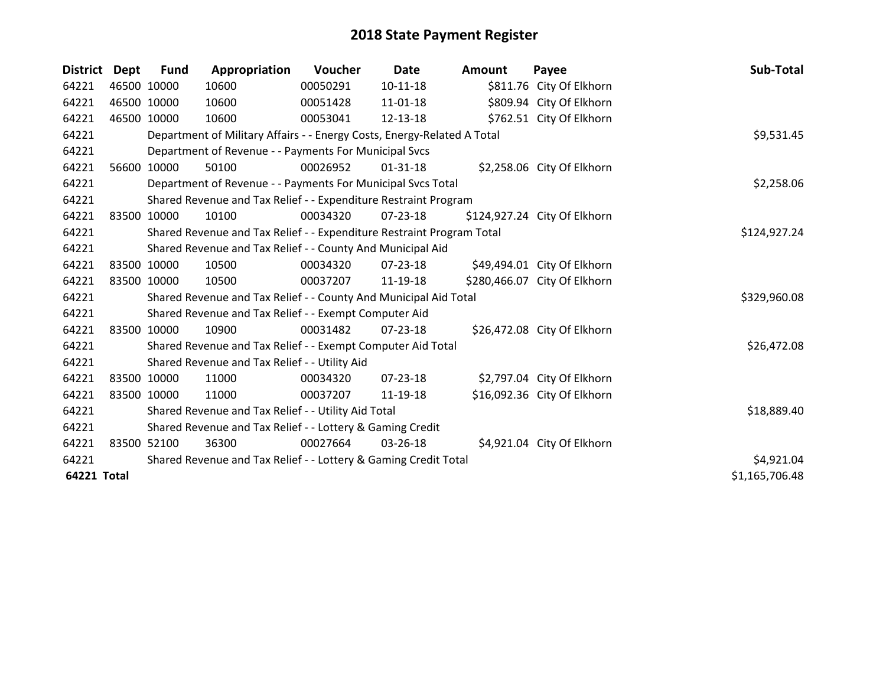# 2018 State Payment Register

| District | Dept | Fund | Appropriation | Voucher | Date | Amount | Payee | Sub-Total |
|---|---|---|---|---|---|---|---|---|
| 64221 | 46500 | 10000 | 10600 | 00050291 | 10-11-18 | $811.76 | City Of Elkhorn | |
| 64221 | 46500 | 10000 | 10600 | 00051428 | 11-01-18 | $809.94 | City Of Elkhorn | |
| 64221 | 46500 | 10000 | 10600 | 00053041 | 12-13-18 | $762.51 | City Of Elkhorn | |
| 64221 | | Department of Military Affairs - - Energy Costs, Energy-Related A Total | | | | | | $9,531.45 |
| 64221 | | Department of Revenue - - Payments For Municipal Svcs | | | | | | |
| 64221 | 56600 | 10000 | 50100 | 00026952 | 01-31-18 | $2,258.06 | City Of Elkhorn | |
| 64221 | | Department of Revenue - - Payments For Municipal Svcs Total | | | | | | $2,258.06 |
| 64221 | | Shared Revenue and Tax Relief - - Expenditure Restraint Program | | | | | | |
| 64221 | 83500 | 10000 | 10100 | 00034320 | 07-23-18 | $124,927.24 | City Of Elkhorn | |
| 64221 | | Shared Revenue and Tax Relief - - Expenditure Restraint Program Total | | | | | | $124,927.24 |
| 64221 | | Shared Revenue and Tax Relief - - County And Municipal Aid | | | | | | |
| 64221 | 83500 | 10000 | 10500 | 00034320 | 07-23-18 | $49,494.01 | City Of Elkhorn | |
| 64221 | 83500 | 10000 | 10500 | 00037207 | 11-19-18 | $280,466.07 | City Of Elkhorn | |
| 64221 | | Shared Revenue and Tax Relief - - County And Municipal Aid Total | | | | | | $329,960.08 |
| 64221 | | Shared Revenue and Tax Relief - - Exempt Computer Aid | | | | | | |
| 64221 | 83500 | 10000 | 10900 | 00031482 | 07-23-18 | $26,472.08 | City Of Elkhorn | |
| 64221 | | Shared Revenue and Tax Relief - - Exempt Computer Aid Total | | | | | | $26,472.08 |
| 64221 | | Shared Revenue and Tax Relief - - Utility Aid | | | | | | |
| 64221 | 83500 | 10000 | 11000 | 00034320 | 07-23-18 | $2,797.04 | City Of Elkhorn | |
| 64221 | 83500 | 10000 | 11000 | 00037207 | 11-19-18 | $16,092.36 | City Of Elkhorn | |
| 64221 | | Shared Revenue and Tax Relief - - Utility Aid Total | | | | | | $18,889.40 |
| 64221 | | Shared Revenue and Tax Relief - - Lottery & Gaming Credit | | | | | | |
| 64221 | 83500 | 52100 | 36300 | 00027664 | 03-26-18 | $4,921.04 | City Of Elkhorn | |
| 64221 | | Shared Revenue and Tax Relief - - Lottery & Gaming Credit Total | | | | | | $4,921.04 |
| **64221 Total** | | | | | | | | $1,165,706.48 |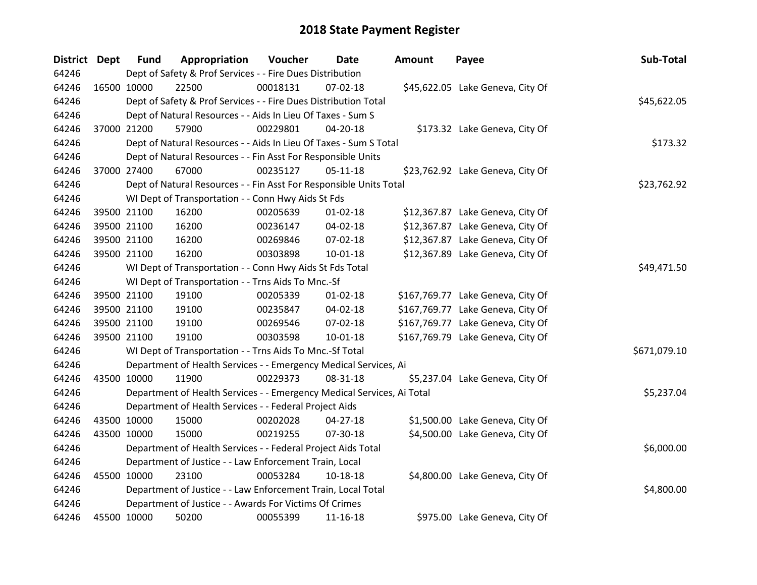# 2018 State Payment Register

| District | Dept | Fund | Appropriation | Voucher | Date | Amount | Payee | Sub-Total |
|---|---|---|---|---|---|---|---|---|
| 64246 | | Dept of Safety & Prof Services - - Fire Dues Distribution | | | | | | |
| 64246 | 16500 | 10000 | 22500 | 00018131 | 07-02-18 | $45,622.05 | Lake Geneva, City Of | |
| 64246 | | Dept of Safety & Prof Services - - Fire Dues Distribution Total | | | | | | $45,622.05 |
| 64246 | | Dept of Natural Resources - - Aids In Lieu Of Taxes - Sum S | | | | | | |
| 64246 | 37000 | 21200 | 57900 | 00229801 | 04-20-18 | $173.32 | Lake Geneva, City Of | |
| 64246 | | Dept of Natural Resources - - Aids In Lieu Of Taxes - Sum S Total | | | | | | $173.32 |
| 64246 | | Dept of Natural Resources - - Fin Asst For Responsible Units | | | | | | |
| 64246 | 37000 | 27400 | 67000 | 00235127 | 05-11-18 | $23,762.92 | Lake Geneva, City Of | |
| 64246 | | Dept of Natural Resources - - Fin Asst For Responsible Units Total | | | | | | $23,762.92 |
| 64246 | | WI Dept of Transportation - - Conn Hwy Aids St Fds | | | | | | |
| 64246 | 39500 | 21100 | 16200 | 00205639 | 01-02-18 | $12,367.87 | Lake Geneva, City Of | |
| 64246 | 39500 | 21100 | 16200 | 00236147 | 04-02-18 | $12,367.87 | Lake Geneva, City Of | |
| 64246 | 39500 | 21100 | 16200 | 00269846 | 07-02-18 | $12,367.87 | Lake Geneva, City Of | |
| 64246 | 39500 | 21100 | 16200 | 00303898 | 10-01-18 | $12,367.89 | Lake Geneva, City Of | |
| 64246 | | WI Dept of Transportation - - Conn Hwy Aids St Fds Total | | | | | | $49,471.50 |
| 64246 | | WI Dept of Transportation - - Trns Aids To Mnc.-Sf | | | | | | |
| 64246 | 39500 | 21100 | 19100 | 00205339 | 01-02-18 | $167,769.77 | Lake Geneva, City Of | |
| 64246 | 39500 | 21100 | 19100 | 00235847 | 04-02-18 | $167,769.77 | Lake Geneva, City Of | |
| 64246 | 39500 | 21100 | 19100 | 00269546 | 07-02-18 | $167,769.77 | Lake Geneva, City Of | |
| 64246 | 39500 | 21100 | 19100 | 00303598 | 10-01-18 | $167,769.79 | Lake Geneva, City Of | |
| 64246 | | WI Dept of Transportation - - Trns Aids To Mnc.-Sf Total | | | | | | $671,079.10 |
| 64246 | | Department of Health Services - - Emergency Medical Services, Ai | | | | | | |
| 64246 | 43500 | 10000 | 11900 | 00229373 | 08-31-18 | $5,237.04 | Lake Geneva, City Of | |
| 64246 | | Department of Health Services - - Emergency Medical Services, Ai Total | | | | | | $5,237.04 |
| 64246 | | Department of Health Services - - Federal Project Aids | | | | | | |
| 64246 | 43500 | 10000 | 15000 | 00202028 | 04-27-18 | $1,500.00 | Lake Geneva, City Of | |
| 64246 | 43500 | 10000 | 15000 | 00219255 | 07-30-18 | $4,500.00 | Lake Geneva, City Of | |
| 64246 | | Department of Health Services - - Federal Project Aids Total | | | | | | $6,000.00 |
| 64246 | | Department of Justice - - Law Enforcement Train, Local | | | | | | |
| 64246 | 45500 | 10000 | 23100 | 00053284 | 10-18-18 | $4,800.00 | Lake Geneva, City Of | |
| 64246 | | Department of Justice - - Law Enforcement Train, Local Total | | | | | | $4,800.00 |
| 64246 | | Department of Justice - - Awards For Victims Of Crimes | | | | | | |
| 64246 | 45500 | 10000 | 50200 | 00055399 | 11-16-18 | $975.00 | Lake Geneva, City Of | |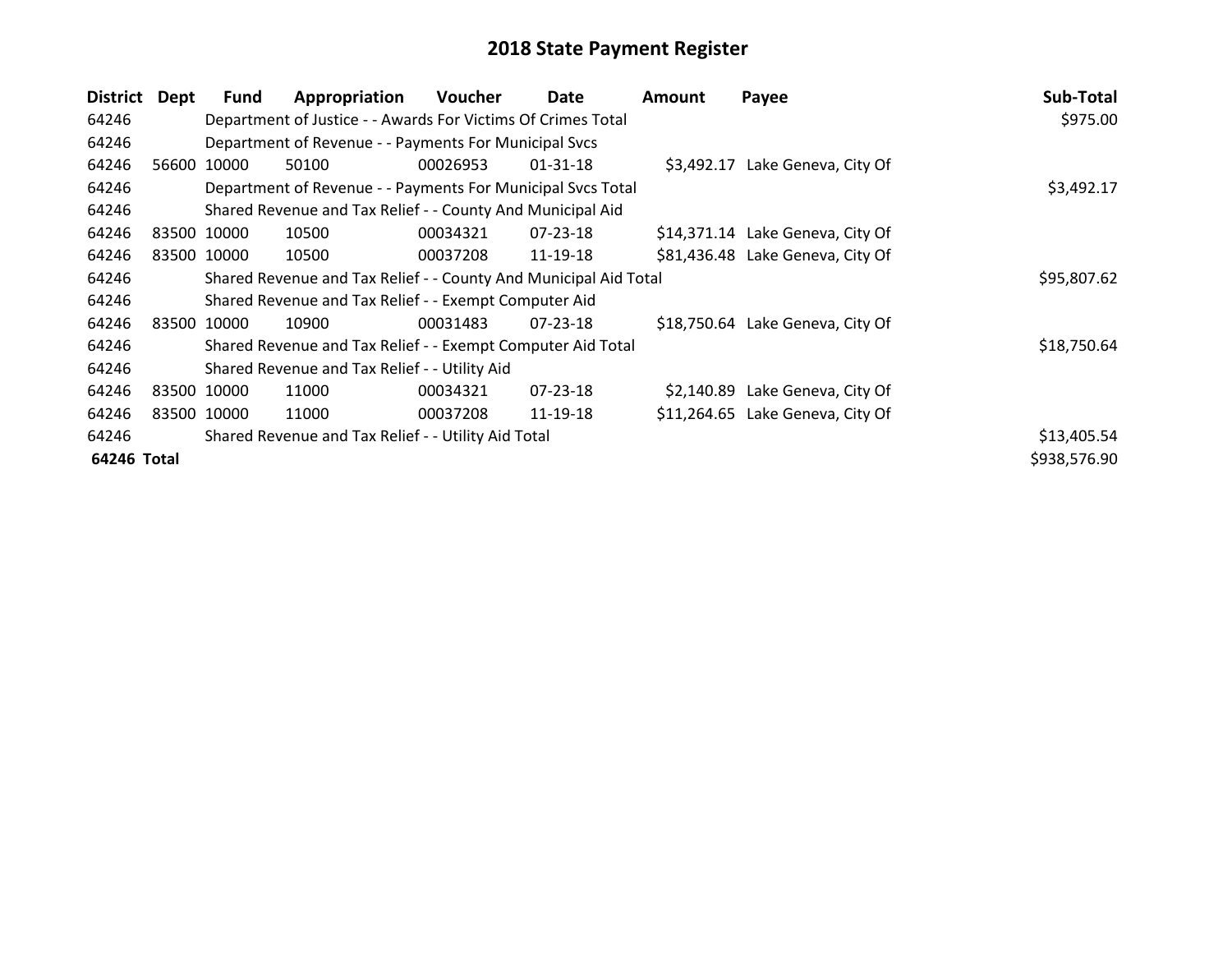# 2018 State Payment Register

| District | Dept | Fund | Appropriation | Voucher | Date | Amount | Payee | Sub-Total |
|---|---|---|---|---|---|---|---|---|
| 64246 | | Department of Justice - - Awards For Victims Of Crimes Total | | | | | | $975.00 |
| 64246 | | Department of Revenue - - Payments For Municipal Svcs | | | | | | |
| 64246 | 56600 | 10000 | 50100 | 00026953 | 01-31-18 | $3,492.17 | Lake Geneva, City Of | |
| 64246 | | Department of Revenue - - Payments For Municipal Svcs Total | | | | | | $3,492.17 |
| 64246 | | Shared Revenue and Tax Relief - - County And Municipal Aid | | | | | | |
| 64246 | 83500 | 10000 | 10500 | 00034321 | 07-23-18 | $14,371.14 | Lake Geneva, City Of | |
| 64246 | 83500 | 10000 | 10500 | 00037208 | 11-19-18 | $81,436.48 | Lake Geneva, City Of | |
| 64246 | | Shared Revenue and Tax Relief - - County And Municipal Aid Total | | | | | | $95,807.62 |
| 64246 | | Shared Revenue and Tax Relief - - Exempt Computer Aid | | | | | | |
| 64246 | 83500 | 10000 | 10900 | 00031483 | 07-23-18 | $18,750.64 | Lake Geneva, City Of | |
| 64246 | | Shared Revenue and Tax Relief - - Exempt Computer Aid Total | | | | | | $18,750.64 |
| 64246 | | Shared Revenue and Tax Relief - - Utility Aid | | | | | | |
| 64246 | 83500 | 10000 | 11000 | 00034321 | 07-23-18 | $2,140.89 | Lake Geneva, City Of | |
| 64246 | 83500 | 10000 | 11000 | 00037208 | 11-19-18 | $11,264.65 | Lake Geneva, City Of | |
| 64246 | | Shared Revenue and Tax Relief - - Utility Aid Total | | | | | | $13,405.54 |
| **64246 Total** | | | | | | | | $938,576.90 |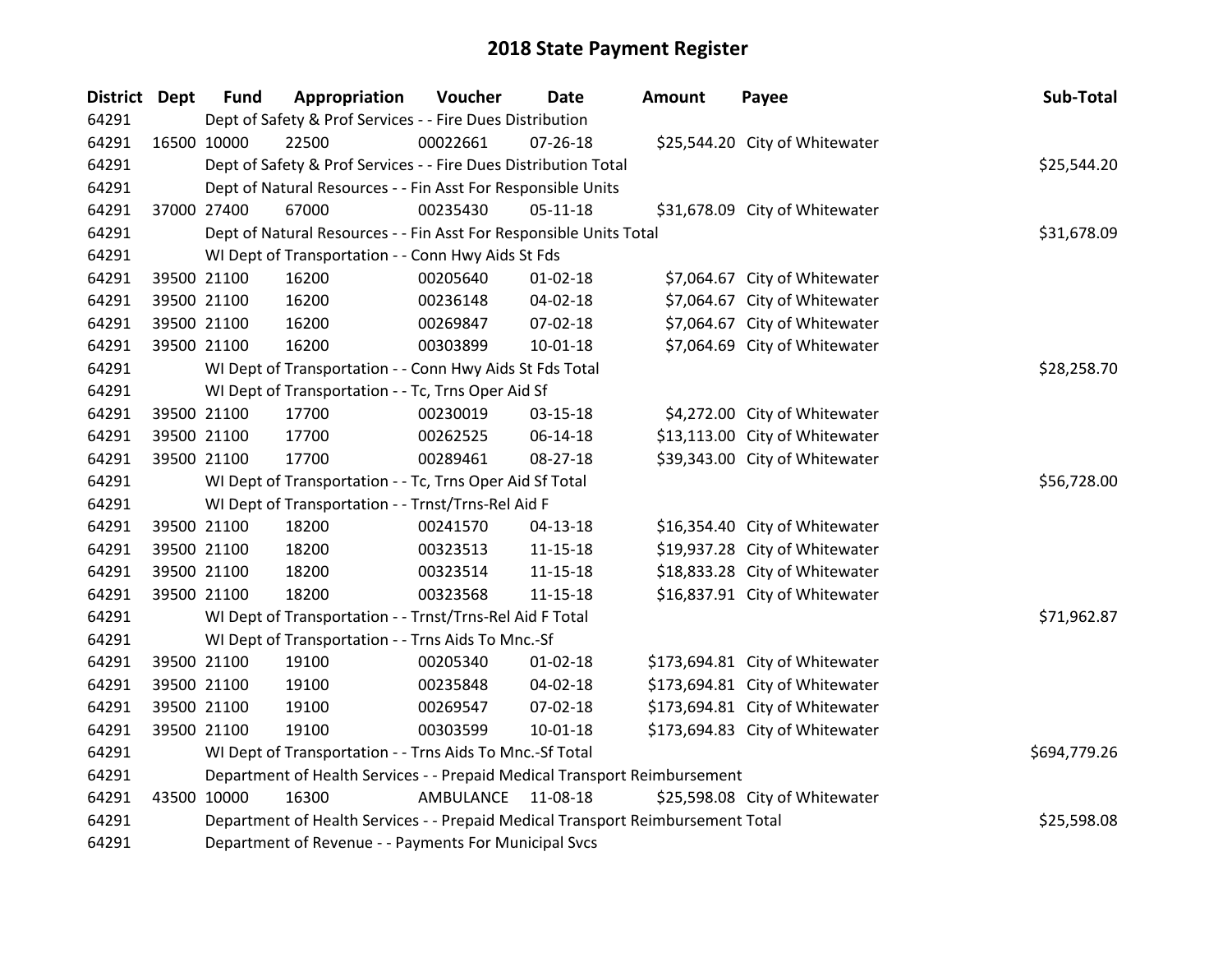# 2018 State Payment Register

| District | Dept | Fund | Appropriation | Voucher | Date | Amount | Payee | Sub-Total |
|---|---|---|---|---|---|---|---|---|
| 64291 | | Dept of Safety & Prof Services - - Fire Dues Distribution | | | | | | |
| 64291 | 16500 | 10000 | 22500 | 00022661 | 07-26-18 | $25,544.20 | City of Whitewater | |
| 64291 | | Dept of Safety & Prof Services - - Fire Dues Distribution Total | | | | | | $25,544.20 |
| 64291 | | Dept of Natural Resources - - Fin Asst For Responsible Units | | | | | | |
| 64291 | 37000 | 27400 | 67000 | 00235430 | 05-11-18 | $31,678.09 | City of Whitewater | |
| 64291 | | Dept of Natural Resources - - Fin Asst For Responsible Units Total | | | | | | $31,678.09 |
| 64291 | | WI Dept of Transportation - - Conn Hwy Aids St Fds | | | | | | |
| 64291 | 39500 | 21100 | 16200 | 00205640 | 01-02-18 | $7,064.67 | City of Whitewater | |
| 64291 | 39500 | 21100 | 16200 | 00236148 | 04-02-18 | $7,064.67 | City of Whitewater | |
| 64291 | 39500 | 21100 | 16200 | 00269847 | 07-02-18 | $7,064.67 | City of Whitewater | |
| 64291 | 39500 | 21100 | 16200 | 00303899 | 10-01-18 | $7,064.69 | City of Whitewater | |
| 64291 | | WI Dept of Transportation - - Conn Hwy Aids St Fds Total | | | | | | $28,258.70 |
| 64291 | | WI Dept of Transportation - - Tc, Trns Oper Aid Sf | | | | | | |
| 64291 | 39500 | 21100 | 17700 | 00230019 | 03-15-18 | $4,272.00 | City of Whitewater | |
| 64291 | 39500 | 21100 | 17700 | 00262525 | 06-14-18 | $13,113.00 | City of Whitewater | |
| 64291 | 39500 | 21100 | 17700 | 00289461 | 08-27-18 | $39,343.00 | City of Whitewater | |
| 64291 | | WI Dept of Transportation - - Tc, Trns Oper Aid Sf Total | | | | | | $56,728.00 |
| 64291 | | WI Dept of Transportation - - Trnst/Trns-Rel Aid F | | | | | | |
| 64291 | 39500 | 21100 | 18200 | 00241570 | 04-13-18 | $16,354.40 | City of Whitewater | |
| 64291 | 39500 | 21100 | 18200 | 00323513 | 11-15-18 | $19,937.28 | City of Whitewater | |
| 64291 | 39500 | 21100 | 18200 | 00323514 | 11-15-18 | $18,833.28 | City of Whitewater | |
| 64291 | 39500 | 21100 | 18200 | 00323568 | 11-15-18 | $16,837.91 | City of Whitewater | |
| 64291 | | WI Dept of Transportation - - Trnst/Trns-Rel Aid F Total | | | | | | $71,962.87 |
| 64291 | | WI Dept of Transportation - - Trns Aids To Mnc.-Sf | | | | | | |
| 64291 | 39500 | 21100 | 19100 | 00205340 | 01-02-18 | $173,694.81 | City of Whitewater | |
| 64291 | 39500 | 21100 | 19100 | 00235848 | 04-02-18 | $173,694.81 | City of Whitewater | |
| 64291 | 39500 | 21100 | 19100 | 00269547 | 07-02-18 | $173,694.81 | City of Whitewater | |
| 64291 | 39500 | 21100 | 19100 | 00303599 | 10-01-18 | $173,694.83 | City of Whitewater | |
| 64291 | | WI Dept of Transportation - - Trns Aids To Mnc.-Sf Total | | | | | | $694,779.26 |
| 64291 | | Department of Health Services - - Prepaid Medical Transport Reimbursement | | | | | | |
| 64291 | 43500 | 10000 | 16300 | AMBULANCE | 11-08-18 | $25,598.08 | City of Whitewater | |
| 64291 | | Department of Health Services - - Prepaid Medical Transport Reimbursement Total | | | | | | $25,598.08 |
| 64291 | | Department of Revenue - - Payments For Municipal Svcs | | | | | | |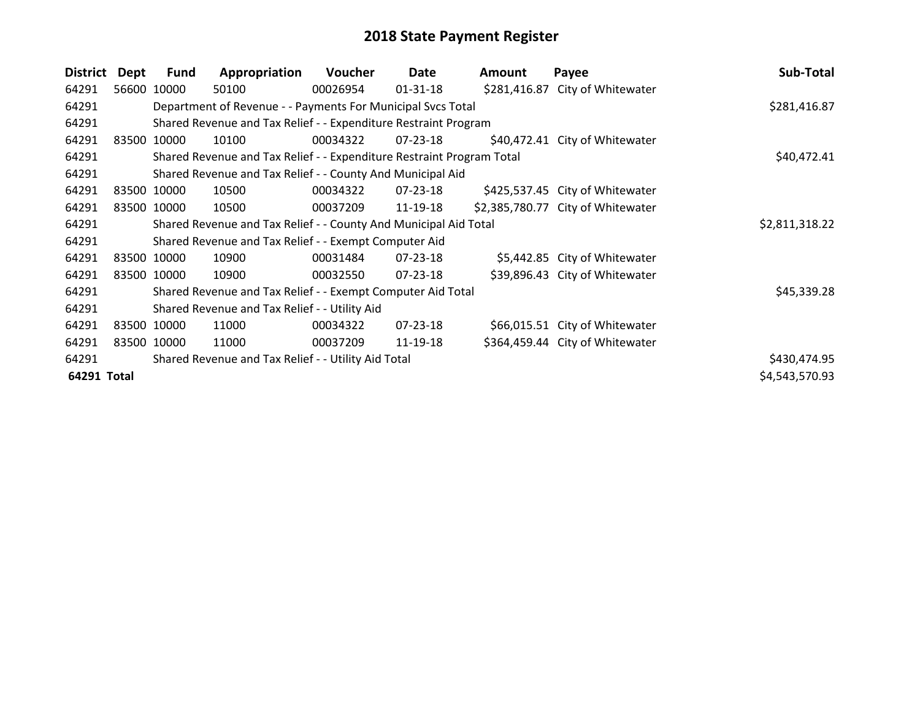# 2018 State Payment Register

| District | Dept | Fund | Appropriation | Voucher | Date | Amount | Payee | Sub-Total |
|---|---|---|---|---|---|---|---|---|
| 64291 | 56600 | 10000 | 50100 | 00026954 | 01-31-18 | $281,416.87 | City of Whitewater | |
| 64291 | | Department of Revenue - - Payments For Municipal Svcs Total | | | | | | $281,416.87 |
| 64291 | | Shared Revenue and Tax Relief - - Expenditure Restraint Program | | | | | | |
| 64291 | 83500 | 10000 | 10100 | 00034322 | 07-23-18 | $40,472.41 | City of Whitewater | |
| 64291 | | Shared Revenue and Tax Relief - - Expenditure Restraint Program Total | | | | | | $40,472.41 |
| 64291 | | Shared Revenue and Tax Relief - - County And Municipal Aid | | | | | | |
| 64291 | 83500 | 10000 | 10500 | 00034322 | 07-23-18 | $425,537.45 | City of Whitewater | |
| 64291 | 83500 | 10000 | 10500 | 00037209 | 11-19-18 | $2,385,780.77 | City of Whitewater | |
| 64291 | | Shared Revenue and Tax Relief - - County And Municipal Aid Total | | | | | | $2,811,318.22 |
| 64291 | | Shared Revenue and Tax Relief - - Exempt Computer Aid | | | | | | |
| 64291 | 83500 | 10000 | 10900 | 00031484 | 07-23-18 | $5,442.85 | City of Whitewater | |
| 64291 | 83500 | 10000 | 10900 | 00032550 | 07-23-18 | $39,896.43 | City of Whitewater | |
| 64291 | | Shared Revenue and Tax Relief - - Exempt Computer Aid Total | | | | | | $45,339.28 |
| 64291 | | Shared Revenue and Tax Relief - - Utility Aid | | | | | | |
| 64291 | 83500 | 10000 | 11000 | 00034322 | 07-23-18 | $66,015.51 | City of Whitewater | |
| 64291 | 83500 | 10000 | 11000 | 00037209 | 11-19-18 | $364,459.44 | City of Whitewater | |
| 64291 | | Shared Revenue and Tax Relief - - Utility Aid Total | | | | | | $430,474.95 |
| **64291 Total** | | | | | | | | $4,543,570.93 |